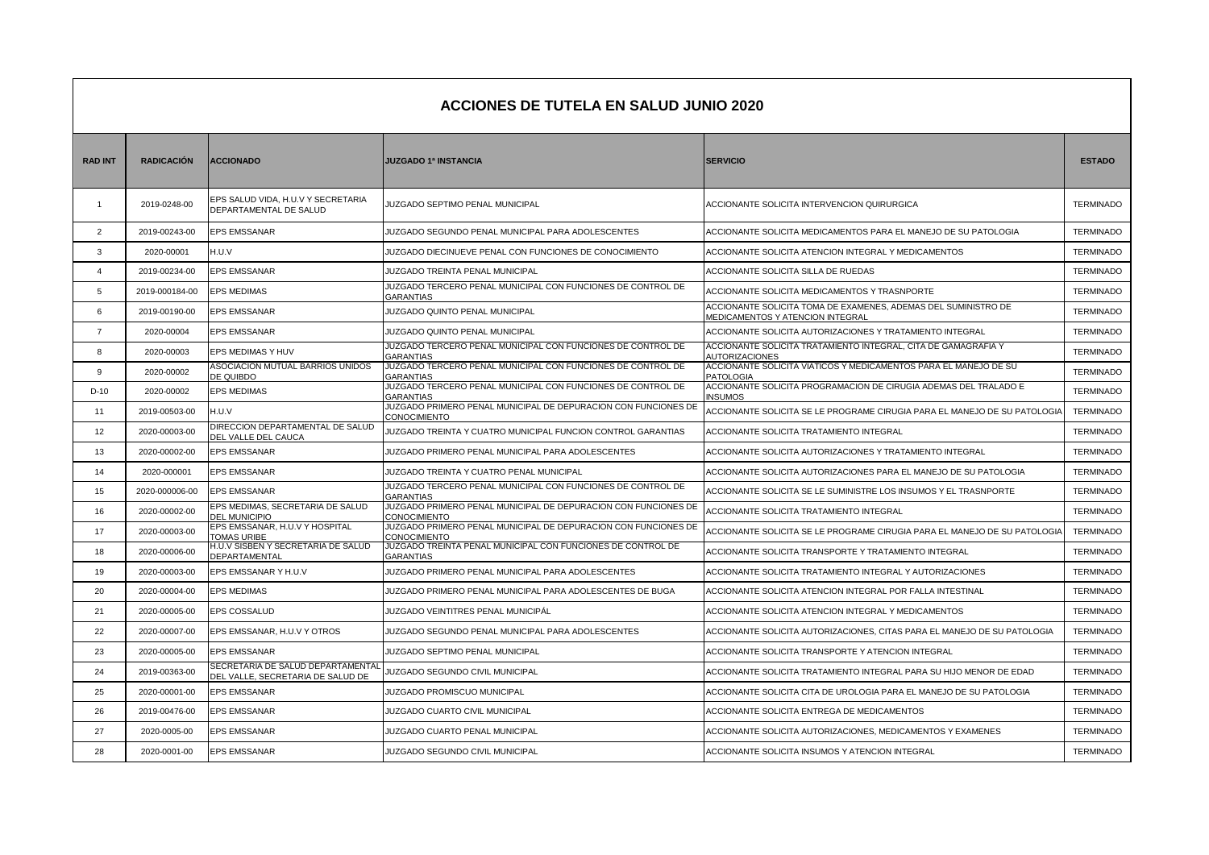# ACCIONES DE TUTELA EN SALUD JUNIO 2020

| RAD INT | RADICACIÓN | ACCIONADO | JUZGADO 1ª INSTANCIA | SERVICIO | ESTADO |
|---|---|---|---|---|---|
| 1 | 2019-0248-00 | EPS SALUD VIDA, H.U.V Y SECRETARIA DEPARTAMENTAL DE SALUD | JUZGADO SEPTIMO PENAL MUNICIPAL | ACCIONANTE SOLICITA INTERVENCION QUIRURGICA | TERMINADO |
| 2 | 2019-00243-00 | EPS EMSSANAR | JUZGADO SEGUNDO PENAL MUNICIPAL PARA ADOLESCENTES | ACCIONANTE SOLICITA MEDICAMENTOS PARA EL MANEJO DE SU PATOLOGIA | TERMINADO |
| 3 | 2020-00001 | H.U.V | JUZGADO DIECINUEVE PENAL CON FUNCIONES DE CONOCIMIENTO | ACCIONANTE SOLICITA ATENCION INTEGRAL Y MEDICAMENTOS | TERMINADO |
| 4 | 2019-00234-00 | EPS EMSSANAR | JUZGADO TREINTA PENAL MUNICIPAL | ACCIONANTE SOLICITA SILLA DE RUEDAS | TERMINADO |
| 5 | 2019-000184-00 | EPS MEDIMAS | JUZGADO TERCERO PENAL MUNICIPAL CON FUNCIONES DE CONTROL DE GARANTIAS | ACCIONANTE SOLICITA MEDICAMENTOS Y TRASNPORTE | TERMINADO |
| 6 | 2019-00190-00 | EPS EMSSANAR | JUZGADO QUINTO PENAL MUNICIPAL | ACCIONANTE SOLICITA TOMA DE EXAMENES, ADEMAS DEL SUMINISTRO DE MEDICAMENTOS Y ATENCION INTEGRAL | TERMINADO |
| 7 | 2020-00004 | EPS EMSSANAR | JUZGADO QUINTO PENAL MUNICIPAL | ACCIONANTE SOLICITA AUTORIZACIONES Y TRATAMIENTO INTEGRAL | TERMINADO |
| 8 | 2020-00003 | EPS MEDIMAS Y HUV | JUZGADO TERCERO PENAL MUNICIPAL CON FUNCIONES DE CONTROL DE GARANTIAS | ACCIONANTE SOLICITA TRATAMIENTO INTEGRAL, CITA DE GAMAGRAFIA Y AUTORIZACIONES | TERMINADO |
| 9 | 2020-00002 | ASOCIACION MUTUAL BARRIOS UNIDOS DE QUIBDO | JUZGADO TERCERO PENAL MUNICIPAL CON FUNCIONES DE CONTROL DE GARANTIAS | ACCIONANTE SOLICITA VIATICOS Y MEDICAMENTOS PARA EL MANEJO DE SU PATOLOGIA | TERMINADO |
| D-10 | 2020-00002 | EPS MEDIMAS | JUZGADO TERCERO PENAL MUNICIPAL CON FUNCIONES DE CONTROL DE GARANTIAS | ACCIONANTE SOLICITA PROGRAMACION DE CIRUGIA ADEMAS DEL TRALADO E INSUMOS | TERMINADO |
| 11 | 2019-00503-00 | H.U.V | JUZGADO PRIMERO PENAL MUNICIPAL DE DEPURACION CON FUNCIONES DE CONOCIMIENTO | ACCIONANTE SOLICITA SE LE PROGRAME CIRUGIA PARA EL MANEJO DE SU PATOLOGIA | TERMINADO |
| 12 | 2020-00003-00 | DIRECCION DEPARTAMENTAL DE SALUD DEL VALLE DEL CAUCA | JUZGADO TREINTA Y CUATRO MUNICIPAL FUNCION CONTROL GARANTIAS | ACCIONANTE SOLICITA TRATAMIENTO INTEGRAL | TERMINADO |
| 13 | 2020-00002-00 | EPS EMSSANAR | JUZGADO PRIMERO PENAL MUNICIPAL PARA ADOLESCENTES | ACCIONANTE SOLICITA AUTORIZACIONES Y TRATAMIENTO INTEGRAL | TERMINADO |
| 14 | 2020-000001 | EPS EMSSANAR | JUZGADO TREINTA Y CUATRO PENAL MUNICIPAL | ACCIONANTE SOLICITA AUTORIZACIONES PARA EL MANEJO DE SU PATOLOGIA | TERMINADO |
| 15 | 2020-000006-00 | EPS EMSSANAR | JUZGADO TERCERO PENAL MUNICIPAL CON FUNCIONES DE CONTROL DE GARANTIAS | ACCIONANTE SOLICITA SE LE SUMINISTRE LOS INSUMOS Y EL TRASNPORTE | TERMINADO |
| 16 | 2020-00002-00 | EPS MEDIMAS, SECRETARIA DE SALUD DEL MUNICIPIO | JUZGADO PRIMERO PENAL MUNICIPAL DE DEPURACION CON FUNCIONES DE CONOCIMIENTO | ACCIONANTE SOLICITA TRATAMIENTO INTEGRAL | TERMINADO |
| 17 | 2020-00003-00 | EPS EMSSANAR, H.U.V Y HOSPITAL TOMAS URIBE | JUZGADO PRIMERO PENAL MUNICIPAL DE DEPURACION CON FUNCIONES DE CONOCIMIENTO | ACCIONANTE SOLICITA SE LE PROGRAME CIRUGIA PARA EL MANEJO DE SU PATOLOGIA | TERMINADO |
| 18 | 2020-00006-00 | H.U.V SISBEN Y SECRETARIA DE SALUD DEPARTAMENTAL | JUZGADO TREINTA PENAL MUNICIPAL CON FUNCIONES DE CONTROL DE GARANTIAS | ACCIONANTE SOLICITA TRANSPORTE Y TRATAMIENTO INTEGRAL | TERMINADO |
| 19 | 2020-00003-00 | EPS EMSSANAR Y H.U.V | JUZGADO PRIMERO PENAL MUNICIPAL PARA ADOLESCENTES | ACCIONANTE SOLICITA TRATAMIENTO INTEGRAL Y AUTORIZACIONES | TERMINADO |
| 20 | 2020-00004-00 | EPS MEDIMAS | JUZGADO PRIMERO PENAL MUNICIPAL PARA ADOLESCENTES DE BUGA | ACCIONANTE SOLICITA ATENCION INTEGRAL POR FALLA INTESTINAL | TERMINADO |
| 21 | 2020-00005-00 | EPS COSSALUD | JUZGADO VEINTITRES PENAL MUNICIPÁL | ACCIONANTE SOLICITA ATENCION INTEGRAL Y MEDICAMENTOS | TERMINADO |
| 22 | 2020-00007-00 | EPS EMSSANAR, H.U.V Y OTROS | JUZGADO SEGUNDO PENAL MUNICIPAL PARA ADOLESCENTES | ACCIONANTE SOLICITA AUTORIZACIONES, CITAS PARA EL MANEJO DE SU PATOLOGIA | TERMINADO |
| 23 | 2020-00005-00 | EPS EMSSANAR | JUZGADO SEPTIMO PENAL MUNICIPAL | ACCIONANTE SOLICITA TRANSPORTE Y ATENCION INTEGRAL | TERMINADO |
| 24 | 2019-00363-00 | SECRETARIA DE SALUD DEPARTAMENTAL DEL VALLE, SECRETARIA DE SALUD DE | JUZGADO SEGUNDO CIVIL MUNICIPAL | ACCIONANTE SOLICITA TRATAMIENTO INTEGRAL PARA SU HIJO MENOR DE EDAD | TERMINADO |
| 25 | 2020-00001-00 | EPS EMSSANAR | JUZGADO PROMISCUO MUNICIPAL | ACCIONANTE SOLICITA CITA DE UROLOGIA PARA EL MANEJO DE SU PATOLOGIA | TERMINADO |
| 26 | 2019-00476-00 | EPS EMSSANAR | JUZGADO CUARTO CIVIL MUNICIPAL | ACCIONANTE SOLICITA ENTREGA DE MEDICAMENTOS | TERMINADO |
| 27 | 2020-0005-00 | EPS EMSSANAR | JUZGADO CUARTO PENAL MUNICIPAL | ACCIONANTE SOLICITA AUTORIZACIONES, MEDICAMENTOS Y EXAMENES | TERMINADO |
| 28 | 2020-0001-00 | EPS EMSSANAR | JUZGADO SEGUNDO CIVIL MUNICIPAL | ACCIONANTE SOLICITA INSUMOS Y ATENCION INTEGRAL | TERMINADO |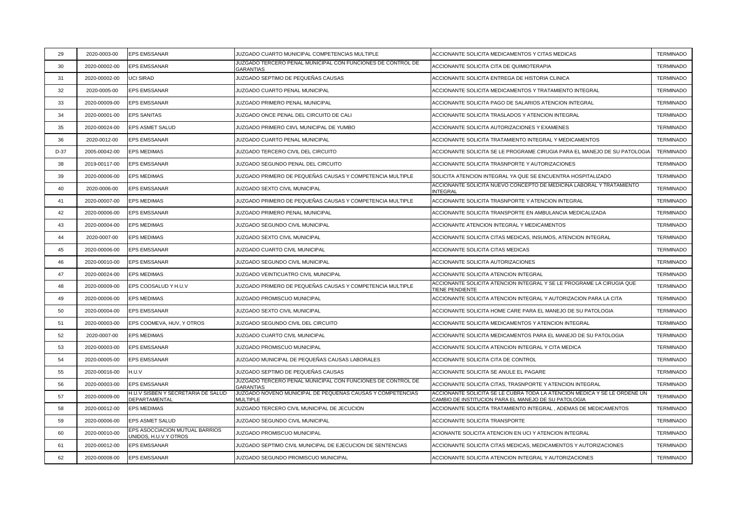| 29 | 2020-0003-00 | EPS EMSSANAR | JUZGADO CUARTO MUNICIPAL COMPETENCIAS MULTIPLE | ACCIONANTE SOLICITA MEDICAMENTOS Y CITAS MEDICAS | TERMINADO |
|---|---|---|---|---|---|
| 30 | 2020-00002-00 | EPS EMSSANAR | JUZGADO TERCERO PENAL MUNICIPAL CON FUNCIONES DE CONTROL DE GARANTIAS | ACCIONANTE SOLICITA CITA DE QUIMIOTERAPIA | TERMINADO |
| 31 | 2020-00002-00 | UCI SIRAD | JUZGADO SEPTIMO DE PEQUEÑAS CAUSAS | ACCIONANTE SOLICITA ENTREGA DE HISTORIA CLINICA | TERMINADO |
| 32 | 2020-0005-00 | EPS EMSSANAR | JUZGADO CUARTO PENAL MUNICIPAL | ACCIONANTE SOLICITA MEDICAMENTOS Y TRATAMIENTO INTEGRAL | TERMINADO |
| 33 | 2020-00009-00 | EPS EMSSANAR | JUZGADO PRIMERO PENAL MUNICIPAL | ACCIONANTE SOLICITA PAGO DE SALARIOS ATENCION INTEGRAL | TERMINADO |
| 34 | 2020-00001-00 | EPS SANITAS | JUZGADO ONCE PENAL DEL CIRCUITO DE CALI | ACCIONANTE SOLICITA TRASLADOS Y ATENCION INTEGRAL | TERMINADO |
| 35 | 2020-00024-00 | EPS ASMET SALUD | JUZGADO PRIMERO CIIVL MUNICIPAL DE YUMBO | ACCIONANTE SOLICITA AUTORIZACIONES Y EXAMENES | TERMINADO |
| 36 | 2020-0012-00 | EPS EMSSANAR | JUZGADO CUARTO PENAL MUNICIPAL | ACCIONANTE SOLICITA TRATAMIENTO INTEGRAL Y MEDICAMENTOS | TERMINADO |
| D-37 | 2005-00042-00 | EPS MEDIMAS | JUZGADO TERCERO CIVIL DEL CIRCUITO | ACCIONANTE SOLICITA SE LE PROGRAME CIRUGIA PARA EL MANEJO DE SU PATOLOGIA | TERMINADO |
| 38 | 2019-00117-00 | EPS EMSSANAR | JUZGADO SEGUNDO PENAL DEL CIRCUITO | ACCIONANTE SOLICITA TRASNPORTE Y AUTORIZACIONES | TERMINADO |
| 39 | 2020-00006-00 | EPS MEDIMAS | JUZGADO PRIMERO DE PEQUEÑAS CAUSAS Y COMPETENCIA MULTIPLE | SOLICITA ATENCION INTEGRAL YA QUE SE ENCUENTRA HOSPITALIZADO | TERMINADO |
| 40 | 2020-0006-00 | EPS EMSSANAR | JUZGADO SEXTO CIVIL MUNICIPAL | ACCIONANTE SOLICITA NUEVO CONCEPTO DE MEDICINA LABORAL Y TRATAMIENTO INTEGRAL | TERMINADO |
| 41 | 2020-00007-00 | EPS MEDIMAS | JUZGADO PRIMERO DE PEQUEÑAS CAUSAS Y COMPETENCIA MULTIPLE | ACCIONANTE SOLICITA TRASNPORTE Y ATENCION INTEGRAL | TERMINADO |
| 42 | 2020-00006-00 | EPS EMSSANAR | JUZGADO PRIMERO PENAL MUNICIPAL | ACCIONANTE SOLICITA TRANSPORTE EN AMBULANCIA MEDICALIZADA | TERMINADO |
| 43 | 2020-00004-00 | EPS MEDIMAS | JUZGADO SEGUNDO CIVIL MUNICIPAL | ACCIONANTE ATENCION INTEGRAL Y MEDICAMENTOS | TERMINADO |
| 44 | 2020-0007-00 | EPS MEDIMAS | JUZGADO SEXTO CIVIL MUNICIPAL | ACCIONANTE SOLICITA CITAS MEDICAS, INSUMOS, ATENCION INTEGRAL | TERMINADO |
| 45 | 2020-00006-00 | EPS EMSSANAR | JUZGADO CUARTO CIVIL MUNICIPAL | ACCIONANTE SOLICITA CITAS MEDICAS | TERMINADO |
| 46 | 2020-00010-00 | EPS EMSSANAR | JUZGADO SEGUNDO CIVIL MUNICIPAL | ACCIONANTE SOLICITA AUTORIZACIONES | TERMINADO |
| 47 | 2020-00024-00 | EPS MEDIMAS | JUZGADO VEINTICUATRO CIVIL MUNICIPAL | ACCIONANTE SOLICITA ATENCION INTEGRAL | TERMINADO |
| 48 | 2020-00009-00 | EPS COOSALUD Y H.U.V | JUZGADO PRIMERO DE PEQUEÑAS CAUSAS Y COMPETENCIA MULTIPLE | ACCIONANTE SOLICITA ATENCION INTEGRAL Y SE LE PROGRAME LA CIRUGIA QUE TIENE PENDIENTE | TERMINADO |
| 49 | 2020-00006-00 | EPS MEDIMAS | JUZGADO PROMISCUO MUNICIPAL | ACCIONANTE SOLICITA ATENCION INTEGRAL Y AUTORIZACION PARA LA CITA | TERMINADO |
| 50 | 2020-00004-00 | EPS EMSSANAR | JUZGADO SEXTO CIVIL MUNICIPAL | ACCIONANTE SOLICITA HOME CARE PARA EL MANEJO DE SU PATOLOGIA | TERMINADO |
| 51 | 2020-00003-00 | EPS COOMEVA, HUV, Y OTROS | JUZGADO SEGUNDO CIVIL DEL CIRCUITO | ACCIONANTE SOLICITA MEDICAMENTOS Y ATENCION INTEGRAL | TERMINADO |
| 52 | 2020-0007-00 | EPS MEDIMAS | JUZGADO CUARTO CIVIL MUNICIPAL | ACCIONANTE SOLICITA MEDICAMENTOS PARA EL MANEJO DE SU PATOLOGIA | TERMINADO |
| 53 | 2020-00003-00 | EPS EMSSANAR | JUZGADO PROMISCUO MUNICIPAL | ACCIONANTE SOLICITA ATENCION INTEGRAL Y CITA MEDICA | TERMINADO |
| 54 | 2020-00005-00 | EPS EMSSANAR | JUZGADO MUNICIPAL DE PEQUEÑAS CAUSAS LABORALES | ACCIONANTE SOLICITA CITA DE CONTROL | TERMINADO |
| 55 | 2020-00016-00 | H.U.V | JUZGADO SEPTIMO DE PEQUEÑAS CAUSAS | ACCIONANTE SOLICITA SE ANULE EL PAGARE | TERMINADO |
| 56 | 2020-00003-00 | EPS EMSSANAR | JUZGADO TERCERO PENAL MUNICIPAL CON FUNCIONES DE CONTROL DE GARANTIAS | ACCIONANTE SOLICITA CITAS, TRASNPORTE Y ATENCION INTEGRAL | TERMINADO |
| 57 | 2020-00009-00 | H.U.V SISBEN Y SECRETARIA DE SALUD DEPARTAMENTAL | JUZGADO NOVENO MUNICIPAL DE PEQUEÑAS CAUSAS Y COMPETENCIAS MULTIPLE | ACCIONANTE SOLICITA SE LE CUBRA TODA LA ATENCION MEDICA Y SE LE ORDENE UN CAMBIO DE INSTITUCION PARA EL MANEJO DE SU PATOLOGIA | TERMINADO |
| 58 | 2020-00012-00 | EPS MEDIMAS | JUZGADO TERCERO CIVIL MUNICIPAL DE JECUCION | ACCIONANTE SOLICITA TRATAMIENTO INTEGRAL , ADEMAS DE MEDICAMENTOS | TERMINADO |
| 59 | 2020-00006-00 | EPS ASMET SALUD | JUZGADO SEGUNDO CIVIL MUNICIPAL | ACCIONANTE SOLICITA TRANSPORTE | TERMINADO |
| 60 | 2020-00010-00 | EPS ASOCCIACION MUTUAL BARRIOS UNIDOS, H.U.V Y OTROS | JUZGADO PROMISCUO MUNICIPAL | ACIONANTE SOLICITA ATENCION EN UCI Y ATENCION INTEGRAL | TERMINADO |
| 61 | 2020-00012-00 | EPS EMSSANAR | JUZGADO SEPTIMO CIVIL MUNICIPAL DE EJECUCION DE SENTENCIAS | ACCIONANTE SOLICITA CITAS MEDICAS, MEDICAMENTOS Y AUTORIZACIONES | TERMINADO |
| 62 | 2020-00008-00 | EPS EMSSANAR | JUZGADO SEGUNDO PROMISCUO MUNICIPAL | ACCIONANTE SOLICITA ATENCION INTEGRAL Y AUTORIZACIONES | TERMINADO |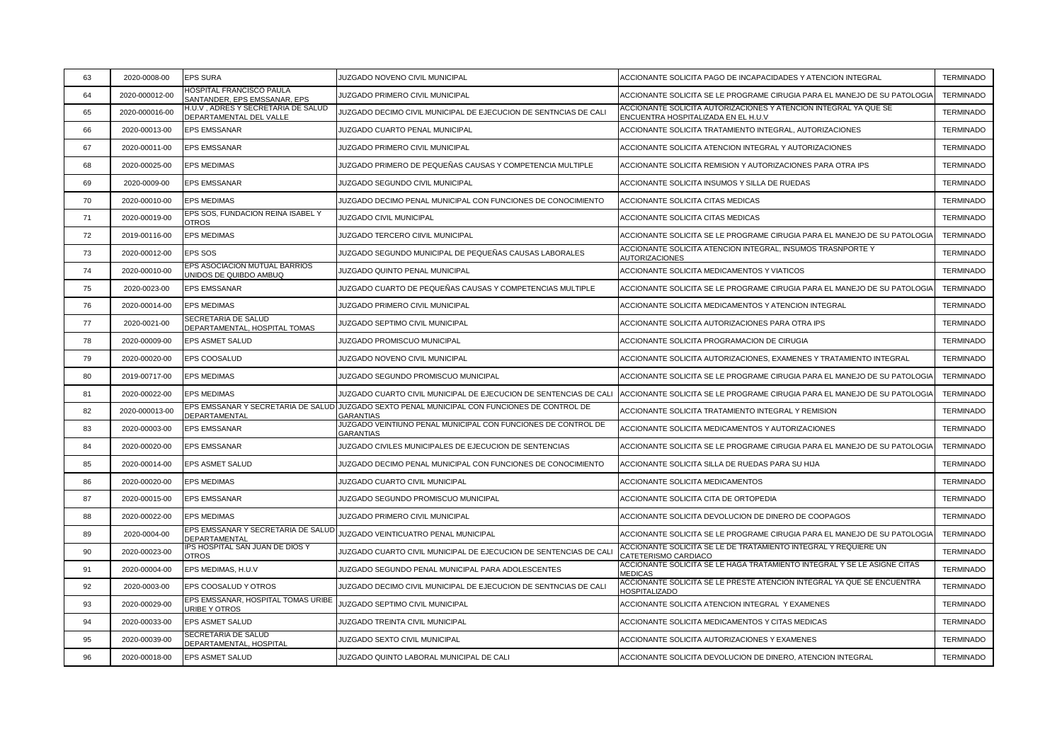| 63 | 2020-0008-00 | EPS SURA | JUZGADO NOVENO CIVIL MUNICIPAL | ACCIONANTE SOLICITA PAGO DE INCAPACIDADES Y ATENCION INTEGRAL | TERMINADO |
|---|---|---|---|---|---|
| 64 | 2020-000012-00 | HOSPITAL FRANCISCO PAULA SANTANDER, EPS EMSSANAR, EPS | JUZGADO PRIMERO CIVIL MUNICIPAL | ACCIONANTE SOLICITA SE LE PROGRAME CIRUGIA PARA EL MANEJO DE SU PATOLOGIA | TERMINADO |
| 65 | 2020-000016-00 | H.U.V , ADRES Y SECRETARIA DE SALUD DEPARTAMENTAL DEL VALLE | JUZGADO DECIMO CIVIL MUNICIPAL DE EJECUCION DE SENTNCIAS DE CALI | ACCIONANTE SOLICITA AUTORIZACIONES Y ATENCION INTEGRAL YA QUE SE ENCUENTRA HOSPITALIZADA EN EL H.U.V | TERMINADO |
| 66 | 2020-00013-00 | EPS EMSSANAR | JUZGADO CUARTO PENAL MUNICIPAL | ACCIONANTE SOLICITA TRATAMIENTO INTEGRAL, AUTORIZACIONES | TERMINADO |
| 67 | 2020-00011-00 | EPS EMSSANAR | JUZGADO PRIMERO CIVIL MUNICIPAL | ACCIONANTE SOLICITA ATENCION INTEGRAL Y AUTORIZACIONES | TERMINADO |
| 68 | 2020-00025-00 | EPS MEDIMAS | JUZGADO PRIMERO DE PEQUEÑAS CAUSAS Y COMPETENCIA MULTIPLE | ACCIONANTE SOLICITA REMISION Y AUTORIZACIONES PARA OTRA IPS | TERMINADO |
| 69 | 2020-0009-00 | EPS EMSSANAR | JUZGADO SEGUNDO CIVIL MUNICIPAL | ACCIONANTE SOLICITA INSUMOS Y SILLA DE RUEDAS | TERMINADO |
| 70 | 2020-00010-00 | EPS MEDIMAS | JUZGADO DECIMO PENAL MUNICIPAL CON FUNCIONES DE CONOCIMIENTO | ACCIONANTE SOLICITA CITAS MEDICAS | TERMINADO |
| 71 | 2020-00019-00 | EPS SOS, FUNDACION REINA ISABEL Y OTROS | JUZGADO CIVIL MUNICIPAL | ACCIONANTE SOLICITA CITAS MEDICAS | TERMINADO |
| 72 | 2019-00116-00 | EPS MEDIMAS | JUZGADO TERCERO CIIVIL MUNICIPAL | ACCIONANTE SOLICITA SE LE PROGRAME CIRUGIA PARA EL MANEJO DE SU PATOLOGIA | TERMINADO |
| 73 | 2020-00012-00 | EPS SOS | JUZGADO SEGUNDO MUNICIPAL DE PEQUEÑAS CAUSAS LABORALES | ACCIONANTE SOLICITA ATENCION INTEGRAL, INSUMOS TRASNPORTE Y AUTORIZACIONES | TERMINADO |
| 74 | 2020-00010-00 | EPS ASOCIACION MUTUAL BARRIOS UNIDOS DE QUIBDO AMBUQ | JUZGADO QUINTO PENAL MUNICIPAL | ACCIONANTE SOLICITA MEDICAMENTOS Y VIATICOS | TERMINADO |
| 75 | 2020-0023-00 | EPS EMSSANAR | JUZGADO CUARTO DE PEQUEÑAS CAUSAS Y COMPETENCIAS MULTIPLE | ACCIONANTE SOLICITA SE LE PROGRAME CIRUGIA PARA EL MANEJO DE SU PATOLOGIA | TERMINADO |
| 76 | 2020-00014-00 | EPS MEDIMAS | JUZGADO PRIMERO CIVIL MUNICIPAL | ACCIONANTE SOLICITA MEDICAMENTOS Y ATENCION INTEGRAL | TERMINADO |
| 77 | 2020-0021-00 | SECRETARIA DE SALUD DEPARTAMENTAL, HOSPITAL TOMAS | JUZGADO SEPTIMO CIVIL MUNICIPAL | ACCIONANTE SOLICITA AUTORIZACIONES PARA OTRA IPS | TERMINADO |
| 78 | 2020-00009-00 | EPS ASMET SALUD | JUZGADO PROMISCUO MUNICIPAL | ACCIONANTE SOLICITA PROGRAMACION DE CIRUGIA | TERMINADO |
| 79 | 2020-00020-00 | EPS COOSALUD | JUZGADO NOVENO CIVIL MUNICIPAL | ACCIONANTE SOLICITA AUTORIZACIONES, EXAMENES Y TRATAMIENTO INTEGRAL | TERMINADO |
| 80 | 2019-00717-00 | EPS MEDIMAS | JUZGADO SEGUNDO PROMISCUO MUNICIPAL | ACCIONANTE SOLICITA SE LE PROGRAME CIRUGIA PARA EL MANEJO DE SU PATOLOGIA | TERMINADO |
| 81 | 2020-00022-00 | EPS MEDIMAS | JUZGADO CUARTO CIVIL MUNICIPAL DE EJECUCION DE SENTENCIAS DE CALI | ACCIONANTE SOLICITA SE LE PROGRAME CIRUGIA PARA EL MANEJO DE SU PATOLOGIA | TERMINADO |
| 82 | 2020-000013-00 | EPS EMSSANAR Y SECRETARIA DE SALUD DEPARTAMENTAL | JUZGADO SEXTO PENAL MUNICIPAL CON FUNCIONES DE CONTROL DE GARANTIAS | ACCIONANTE SOLICITA TRATAMIENTO INTEGRAL Y REMISION | TERMINADO |
| 83 | 2020-00003-00 | EPS EMSSANAR | JUZGADO VEINTIUNO PENAL MUNICIPAL CON FUNCIONES DE CONTROL DE GARANTIAS | ACCIONANTE SOLICITA MEDICAMENTOS Y AUTORIZACIONES | TERMINADO |
| 84 | 2020-00020-00 | EPS EMSSANAR | JUZGADO CIVILES MUNICIPALES DE EJECUCION DE SENTENCIAS | ACCIONANTE SOLICITA SE LE PROGRAME CIRUGIA PARA EL MANEJO DE SU PATOLOGIA | TERMINADO |
| 85 | 2020-00014-00 | EPS ASMET SALUD | JUZGADO DECIMO PENAL MUNICIPAL CON FUNCIONES DE CONOCIMIENTO | ACCIONANTE SOLICITA SILLA DE RUEDAS PARA SU HIJA | TERMINADO |
| 86 | 2020-00020-00 | EPS MEDIMAS | JUZGADO CUARTO CIVIL MUNICIPAL | ACCIONANTE SOLICITA MEDICAMENTOS | TERMINADO |
| 87 | 2020-00015-00 | EPS EMSSANAR | JUZGADO SEGUNDO PROMISCUO MUNICIPAL | ACCIONANTE SOLICITA CITA DE ORTOPEDIA | TERMINADO |
| 88 | 2020-00022-00 | EPS MEDIMAS | JUZGADO PRIMERO CIVIL MUNICIPAL | ACCIONANTE SOLICITA DEVOLUCION DE DINERO DE COOPAGOS | TERMINADO |
| 89 | 2020-0004-00 | EPS EMSSANAR Y SECRETARIA DE SALUD DEPARTAMENTAL | JUZGADO VEINTICUATRO PENAL MUNICIPAL | ACCIONANTE SOLICITA SE LE PROGRAME CIRUGIA PARA EL MANEJO DE SU PATOLOGIA | TERMINADO |
| 90 | 2020-00023-00 | IPS HOSPITAL SAN JUAN DE DIOS Y OTROS | JUZGADO CUARTO CIVIL MUNICIPAL DE EJECUCION DE SENTENCIAS DE CALI | ACCIONANTE SOLICITA SE LE DE TRATAMIENTO INTEGRAL Y REQUIERE UN CATETERISMO CARDIACO | TERMINADO |
| 91 | 2020-00004-00 | EPS MEDIMAS, H.U.V | JUZGADO SEGUNDO PENAL MUNICIPAL PARA ADOLESCENTES | ACCIONANTE SOLICITA SE LE HAGA TRATAMIENTO INTEGRAL Y SE LE ASIGNE CITAS MEDICAS | TERMINADO |
| 92 | 2020-0003-00 | EPS COOSALUD Y OTROS | JUZGADO DECIMO CIVIL MUNICIPAL DE EJECUCION DE SENTNCIAS DE CALI | ACCIONANTE SOLICITA SE LE PRESTE ATENCION INTEGRAL YA QUE SE ENCUENTRA HOSPITALIZADO | TERMINADO |
| 93 | 2020-00029-00 | EPS EMSSANAR, HOSPITAL TOMAS URIBE URIBE Y OTROS | JUZGADO SEPTIMO CIVIL MUNICIPAL | ACCIONANTE SOLICITA ATENCION INTEGRAL Y EXAMENES | TERMINADO |
| 94 | 2020-00033-00 | EPS ASMET SALUD | JUZGADO TREINTA CIVIL MUNICIPAL | ACCIONANTE SOLICITA MEDICAMENTOS Y CITAS MEDICAS | TERMINADO |
| 95 | 2020-00039-00 | SECRETARIA DE SALUD DEPARTAMENTAL, HOSPITAL | JUZGADO SEXTO CIVIL MUNICIPAL | ACCIONANTE SOLICITA AUTORIZACIONES Y EXAMENES | TERMINADO |
| 96 | 2020-00018-00 | EPS ASMET SALUD | JUZGADO QUINTO LABORAL MUNICIPAL DE CALI | ACCIONANTE SOLICITA DEVOLUCION DE DINERO, ATENCION INTEGRAL | TERMINADO |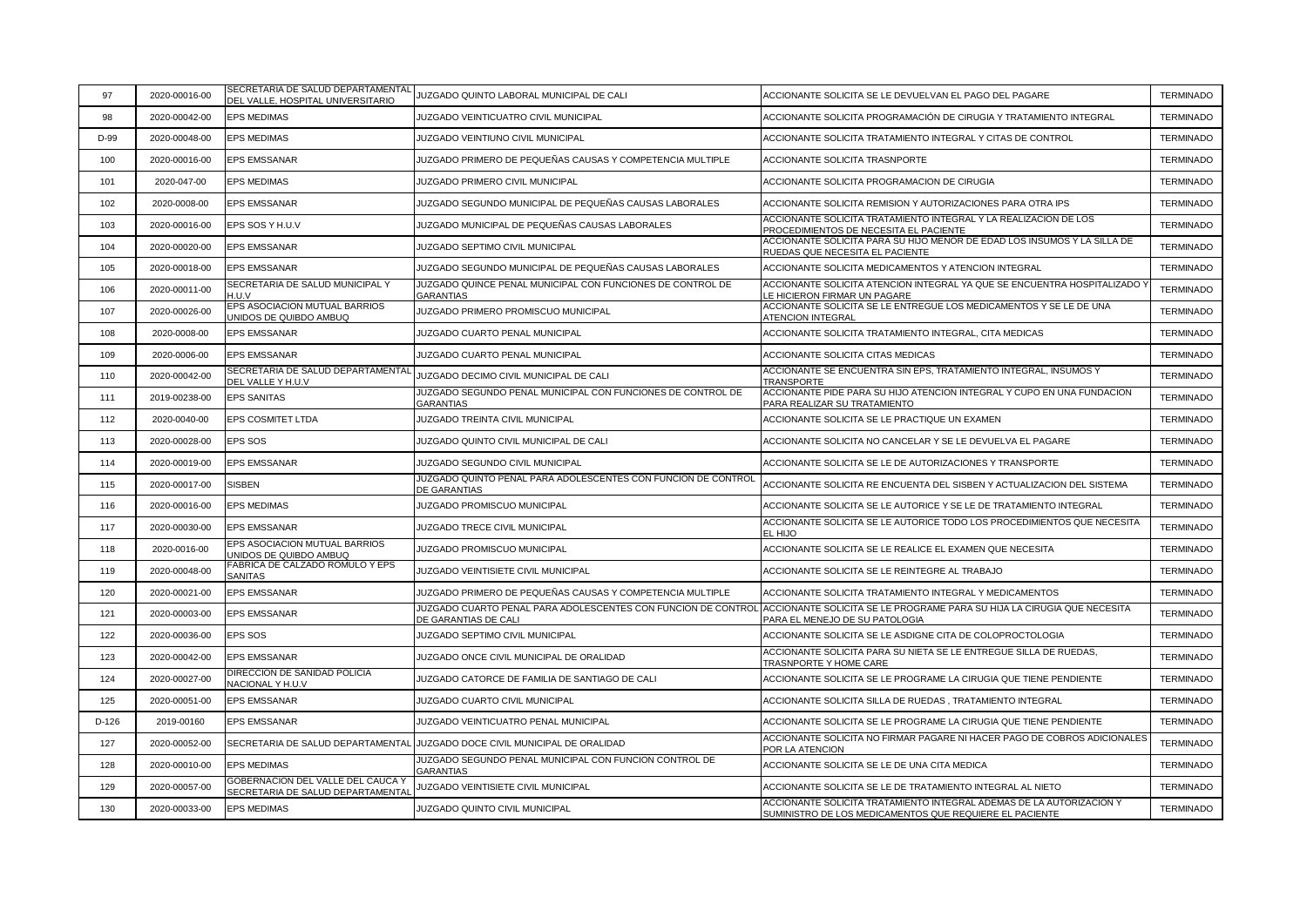| 97 | 2020-00016-00 | SECRETARIA DE SALUD DEPARTAMENTAL DEL VALLE, HOSPITAL UNIVERSITARIO | JUZGADO QUINTO LABORAL MUNICIPAL DE CALI | ACCIONANTE SOLICITA SE LE DEVUELVAN EL PAGO DEL PAGARE | TERMINADO |
|---|---|---|---|---|---|
| 98 | 2020-00042-00 | EPS MEDIMAS | JUZGADO VEINTICUATRO CIVIL MUNICIPAL | ACCIONANTE SOLICITA PROGRAMACIÓN DE CIRUGIA Y TRATAMIENTO INTEGRAL | TERMINADO |
| D-99 | 2020-00048-00 | EPS MEDIMAS | JUZGADO VEINTIUNO CIVIL MUNICIPAL | ACCIONANTE SOLICITA TRATAMIENTO INTEGRAL Y CITAS DE CONTROL | TERMINADO |
| 100 | 2020-00016-00 | EPS EMSSANAR | JUZGADO PRIMERO DE PEQUEÑAS CAUSAS Y COMPETENCIA MULTIPLE | ACCIONANTE SOLICITA TRASNPORTE | TERMINADO |
| 101 | 2020-047-00 | EPS MEDIMAS | JUZGADO PRIMERO CIVIL MUNICIPAL | ACCIONANTE SOLICITA PROGRAMACION DE CIRUGIA | TERMINADO |
| 102 | 2020-0008-00 | EPS EMSSANAR | JUZGADO SEGUNDO MUNICIPAL DE PEQUEÑAS CAUSAS LABORALES | ACCIONANTE SOLICITA REMISION Y AUTORIZACIONES PARA OTRA IPS | TERMINADO |
| 103 | 2020-00016-00 | EPS SOS Y H.U.V | JUZGADO MUNICIPAL DE PEQUEÑAS CAUSAS LABORALES | ACCIONANTE SOLICITA TRATAMIENTO INTEGRAL Y LA REALIZACION DE LOS PROCEDIMIENTOS DE NECESITA EL PACIENTE | TERMINADO |
| 104 | 2020-00020-00 | EPS EMSSANAR | JUZGADO SEPTIMO CIVIL MUNICIPAL | ACCIONANTE SOLICITA PARA SU HIJO MENOR DE EDAD LOS INSUMOS Y LA SILLA DE RUEDAS QUE NECESITA EL PACIENTE | TERMINADO |
| 105 | 2020-00018-00 | EPS EMSSANAR | JUZGADO SEGUNDO MUNICIPAL DE PEQUEÑAS CAUSAS LABORALES | ACCIONANTE SOLICITA MEDICAMENTOS Y ATENCION INTEGRAL | TERMINADO |
| 106 | 2020-00011-00 | SECRETARIA DE SALUD MUNICIPAL Y H.U.V | JUZGADO QUINCE PENAL MUNICIPAL CON FUNCIONES DE CONTROL DE GARANTIAS | ACCIONANTE SOLICITA ATENCION INTEGRAL YA QUE SE ENCUENTRA HOSPITALIZADO Y LE HICIERON FIRMAR UN PAGARE | TERMINADO |
| 107 | 2020-00026-00 | EPS ASOCIACION MUTUAL BARRIOS UNIDOS DE QUIBDO AMBUQ | JUZGADO PRIMERO PROMISCUO MUNICIPAL | ACCIONANTE SOLICITA SE LE ENTREGUE LOS MEDICAMENTOS Y SE LE DE UNA ATENCION INTEGRAL | TERMINADO |
| 108 | 2020-0008-00 | EPS EMSSANAR | JUZGADO CUARTO PENAL MUNICIPAL | ACCIONANTE SOLICITA TRATAMIENTO INTEGRAL, CITA MEDICAS | TERMINADO |
| 109 | 2020-0006-00 | EPS EMSSANAR | JUZGADO CUARTO PENAL MUNICIPAL | ACCIONANTE SOLICITA CITAS MEDICAS | TERMINADO |
| 110 | 2020-00042-00 | SECRETARIA DE SALUD DEPARTAMENTAL DEL VALLE Y H.U.V | JUZGADO DECIMO CIVIL MUNICIPAL DE CALI | ACCIONANTE SE ENCUENTRA SIN EPS, TRATAMIENTO INTEGRAL, INSUMOS Y TRANSPORTE | TERMINADO |
| 111 | 2019-00238-00 | EPS SANITAS | JUZGADO SEGUNDO PENAL MUNICIPAL CON FUNCIONES DE CONTROL DE GARANTIAS | ACCIONANTE PIDE PARA SU HIJO ATENCION INTEGRAL Y CUPO EN UNA FUNDACION PARA REALIZAR SU TRATAMIENTO | TERMINADO |
| 112 | 2020-0040-00 | EPS COSMITET LTDA | JUZGADO TREINTA CIVIL MUNICIPAL | ACCIONANTE SOLICITA SE LE PRACTIQUE UN EXAMEN | TERMINADO |
| 113 | 2020-00028-00 | EPS SOS | JUZGADO QUINTO CIVIL MUNICIPAL DE CALI | ACCIONANTE SOLICITA NO CANCELAR Y SE LE DEVUELVA EL PAGARE | TERMINADO |
| 114 | 2020-00019-00 | EPS EMSSANAR | JUZGADO SEGUNDO CIVIL MUNICIPAL | ACCIONANTE SOLICITA SE LE DE AUTORIZACIONES Y TRANSPORTE | TERMINADO |
| 115 | 2020-00017-00 | SISBEN | JUZGADO QUINTO PENAL PARA ADOLESCENTES CON FUNCION DE CONTROL DE GARANTIAS | ACCIONANTE SOLICITA RE ENCUENTA DEL SISBEN Y ACTUALIZACION DEL SISTEMA | TERMINADO |
| 116 | 2020-00016-00 | EPS MEDIMAS | JUZGADO PROMISCUO MUNICIPAL | ACCIONANTE SOLICITA SE LE AUTORICE Y SE LE DE TRATAMIENTO INTEGRAL | TERMINADO |
| 117 | 2020-00030-00 | EPS EMSSANAR | JUZGADO TRECE CIVIL MUNICIPAL | ACCIONANTE SOLICITA SE LE AUTORICE TODO LOS PROCEDIMIENTOS QUE NECESITA EL HIJO | TERMINADO |
| 118 | 2020-0016-00 | EPS ASOCIACION MUTUAL BARRIOS UNIDOS DE QUIBDO AMBUQ | JUZGADO PROMISCUO MUNICIPAL | ACCIONANTE SOLICITA SE LE REALICE EL EXAMEN QUE NECESITA | TERMINADO |
| 119 | 2020-00048-00 | FABRICA DE CALZADO ROMULO Y EPS SANITAS | JUZGADO VEINTISIETE CIVIL MUNICIPAL | ACCIONANTE SOLICITA SE LE REINTEGRE AL TRABAJO | TERMINADO |
| 120 | 2020-00021-00 | EPS EMSSANAR | JUZGADO PRIMERO DE PEQUEÑAS CAUSAS Y COMPETENCIA MULTIPLE | ACCIONANTE SOLICITA TRATAMIENTO INTEGRAL Y MEDICAMENTOS | TERMINADO |
| 121 | 2020-00003-00 | EPS EMSSANAR | JUZGADO CUARTO PENAL PARA ADOLESCENTES CON FUNCION DE CONTROL DE GARANTIAS DE CALI | ACCIONANTE SOLICITA SE LE PROGRAME PARA SU HIJA LA CIRUGIA QUE NECESITA PARA EL MENEJO DE SU PATOLOGIA | TERMINADO |
| 122 | 2020-00036-00 | EPS SOS | JUZGADO SEPTIMO CIVIL MUNICIPAL | ACCIONANTE SOLICITA SE LE ASDIGNE CITA DE COLOPROCTOLOGIA | TERMINADO |
| 123 | 2020-00042-00 | EPS EMSSANAR | JUZGADO ONCE CIVIL MUNICIPAL DE ORALIDAD | ACCIONANTE SOLICITA PARA SU NIETA SE LE ENTREGUE SILLA DE RUEDAS, TRASNPORTE Y HOME CARE | TERMINADO |
| 124 | 2020-00027-00 | DIRECCION DE SANIDAD POLICIA NACIONAL Y H.U.V | JUZGADO CATORCE DE FAMILIA DE SANTIAGO DE CALI | ACCIONANTE SOLICITA SE LE PROGRAME LA CIRUGIA QUE TIENE PENDIENTE | TERMINADO |
| 125 | 2020-00051-00 | EPS EMSSANAR | JUZGADO CUARTO CIVIL MUNICIPAL | ACCIONANTE SOLICITA SILLA DE RUEDAS , TRATAMIENTO INTEGRAL | TERMINADO |
| D-126 | 2019-00160 | EPS EMSSANAR | JUZGADO VEINTICUATRO PENAL MUNICIPAL | ACCIONANTE SOLICITA SE LE PROGRAME LA CIRUGIA QUE TIENE PENDIENTE | TERMINADO |
| 127 | 2020-00052-00 | SECRETARIA DE SALUD DEPARTAMENTAL | JUZGADO DOCE CIVIL MUNICIPAL DE ORALIDAD | ACCIONANTE SOLICITA NO FIRMAR PAGARE NI HACER PAGO DE COBROS ADICIONALES POR LA ATENCION | TERMINADO |
| 128 | 2020-00010-00 | EPS MEDIMAS | JUZGADO SEGUNDO PENAL MUNICIPAL CON FUNCION CONTROL DE GARANTIAS | ACCIONANTE SOLICITA SE LE DE UNA CITA MEDICA | TERMINADO |
| 129 | 2020-00057-00 | GOBERNACION DEL VALLE DEL CAUCA Y SECRETARIA DE SALUD DEPARTAMENTAL | JUZGADO VEINTISIETE CIVIL MUNICIPAL | ACCIONANTE SOLICITA SE LE DE TRATAMIENTO INTEGRAL AL NIETO | TERMINADO |
| 130 | 2020-00033-00 | EPS MEDIMAS | JUZGADO QUINTO CIVIL MUNICIPAL | ACCIONANTE SOLICITA TRATAMIENTO INTEGRAL ADEMAS DE LA AUTORIZACION Y SUMINISTRO DE LOS MEDICAMENTOS QUE REQUIERE EL PACIENTE | TERMINADO |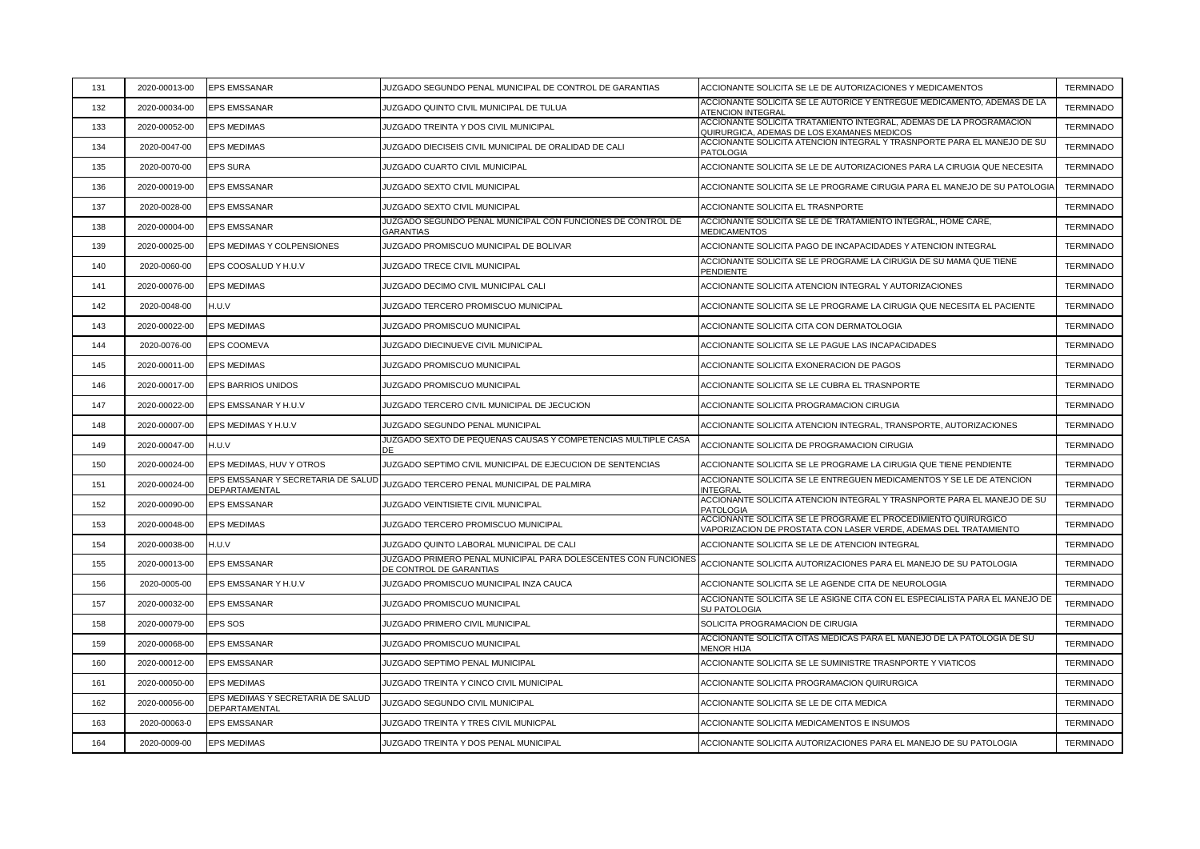| 131 | 2020-00013-00 | EPS EMSSANAR | JUZGADO SEGUNDO PENAL MUNICIPAL DE CONTROL DE GARANTIAS | ACCIONANTE SOLICITA SE LE DE AUTORIZACIONES Y MEDICAMENTOS | TERMINADO |
|---|---|---|---|---|---|
| 132 | 2020-00034-00 | EPS EMSSANAR | JUZGADO QUINTO CIVIL MUNICIPAL DE TULUA | ACCIONANTE SOLICITA SE LE AUTORICE Y ENTREGUE MEDICAMENTO, ADEMAS DE LA ATENCION INTEGRAL | TERMINADO |
| 133 | 2020-00052-00 | EPS MEDIMAS | JUZGADO TREINTA Y DOS CIVIL MUNICIPAL | ACCIONANTE SOLICITA TRATAMIENTO INTEGRAL, ADEMAS DE LA PROGRAMACION QUIRURGICA, ADEMAS DE LOS EXAMANES MEDICOS | TERMINADO |
| 134 | 2020-0047-00 | EPS MEDIMAS | JUZGADO DIECISEIS CIVIL MUNICIPAL DE ORALIDAD DE CALI | ACCIONANTE SOLICITA ATENCION INTEGRAL Y TRASNPORTE PARA EL MANEJO DE SU PATOLOGIA | TERMINADO |
| 135 | 2020-0070-00 | EPS SURA | JUZGADO CUARTO CIVIL MUNICIPAL | ACCIONANTE SOLICITA SE LE DE AUTORIZACIONES PARA LA CIRUGIA QUE NECESITA | TERMINADO |
| 136 | 2020-00019-00 | EPS EMSSANAR | JUZGADO SEXTO CIVIL MUNICIPAL | ACCIONANTE SOLICITA SE LE PROGRAME CIRUGIA PARA EL MANEJO DE SU PATOLOGIA | TERMINADO |
| 137 | 2020-0028-00 | EPS EMSSANAR | JUZGADO SEXTO CIVIL MUNICIPAL | ACCIONANTE SOLICITA EL TRASNPORTE | TERMINADO |
| 138 | 2020-00004-00 | EPS EMSSANAR | JUZGADO SEGUNDO PENAL MUNICIPAL CON FUNCIONES DE CONTROL DE GARANTIAS | ACCIONANTE SOLICITA SE LE DE TRATAMIENTO INTEGRAL, HOME CARE, MEDICAMENTOS | TERMINADO |
| 139 | 2020-00025-00 | EPS MEDIMAS Y COLPENSIONES | JUZGADO PROMISCUO MUNICIPAL DE BOLIVAR | ACCIONANTE SOLICITA PAGO DE INCAPACIDADES Y ATENCION INTEGRAL | TERMINADO |
| 140 | 2020-0060-00 | EPS COOSALUD Y H.U.V | JUZGADO TRECE CIVIL MUNICIPAL | ACCIONANTE SOLICITA SE LE PROGRAME LA CIRUGIA DE SU MAMA QUE TIENE PENDIENTE | TERMINADO |
| 141 | 2020-00076-00 | EPS MEDIMAS | JUZGADO DECIMO CIVIL MUNICIPAL CALI | ACCIONANTE SOLICITA ATENCION INTEGRAL Y AUTORIZACIONES | TERMINADO |
| 142 | 2020-0048-00 | H.U.V | JUZGADO TERCERO PROMISCUO MUNICIPAL | ACCIONANTE SOLICITA SE LE PROGRAME LA CIRUGIA QUE NECESITA EL PACIENTE | TERMINADO |
| 143 | 2020-00022-00 | EPS MEDIMAS | JUZGADO PROMISCUO MUNICIPAL | ACCIONANTE SOLICITA CITA CON DERMATOLOGIA | TERMINADO |
| 144 | 2020-0076-00 | EPS COOMEVA | JUZGADO DIECINUEVE CIVIL MUNICIPAL | ACCIONANTE SOLICITA SE LE PAGUE LAS INCAPACIDADES | TERMINADO |
| 145 | 2020-00011-00 | EPS MEDIMAS | JUZGADO PROMISCUO MUNICIPAL | ACCIONANTE SOLICITA EXONERACION DE PAGOS | TERMINADO |
| 146 | 2020-00017-00 | EPS BARRIOS UNIDOS | JUZGADO PROMISCUO MUNICIPAL | ACCIONANTE SOLICITA SE LE CUBRA EL TRASNPORTE | TERMINADO |
| 147 | 2020-00022-00 | EPS EMSSANAR Y H.U.V | JUZGADO TERCERO CIVIL MUNICIPAL DE JECUCION | ACCIONANTE SOLICITA PROGRAMACION CIRUGIA | TERMINADO |
| 148 | 2020-00007-00 | EPS MEDIMAS Y H.U.V | JUZGADO SEGUNDO PENAL MUNICIPAL | ACCIONANTE SOLICITA ATENCION INTEGRAL, TRANSPORTE, AUTORIZACIONES | TERMINADO |
| 149 | 2020-00047-00 | H.U.V | JUZGADO SEXTO DE PEQUEÑAS CAUSAS Y COMPETENCIAS MULTIPLE CASA DE | ACCIONANTE SOLICITA DE PROGRAMACION CIRUGIA | TERMINADO |
| 150 | 2020-00024-00 | EPS MEDIMAS, HUV Y OTROS | JUZGADO SEPTIMO CIVIL MUNICIPAL DE EJECUCION DE SENTENCIAS | ACCIONANTE SOLICITA SE LE PROGRAME LA CIRUGIA QUE TIENE PENDIENTE | TERMINADO |
| 151 | 2020-00024-00 | EPS EMSSANAR Y SECRETARIA DE SALUD DEPARTAMENTAL | JUZGADO TERCERO PENAL MUNICIPAL DE PALMIRA | ACCIONANTE SOLICITA SE LE ENTREGUEN MEDICAMENTOS Y SE LE DE ATENCION INTEGRAL | TERMINADO |
| 152 | 2020-00090-00 | EPS EMSSANAR | JUZGADO VEINTISIETE CIVIL MUNICIPAL | ACCIONANTE SOLICITA ATENCION INTEGRAL Y TRASNPORTE PARA EL MANEJO DE SU PATOLOGIA | TERMINADO |
| 153 | 2020-00048-00 | EPS MEDIMAS | JUZGADO TERCERO PROMISCUO MUNICIPAL | ACCIONANTE SOLICITA SE LE PROGRAME EL PROCEDIMIENTO QUIRURGICO VAPORIZACION DE PROSTATA CON LASER VERDE, ADEMAS DEL TRATAMIENTO | TERMINADO |
| 154 | 2020-00038-00 | H.U.V | JUZGADO QUINTO LABORAL MUNICIPAL DE CALI | ACCIONANTE SOLICITA SE LE DE ATENCION INTEGRAL | TERMINADO |
| 155 | 2020-00013-00 | EPS EMSSANAR | JUZGADO PRIMERO PENAL MUNICIPAL PARA DOLESCENTES CON FUNCIONES DE CONTROL DE GARANTIAS | ACCIONANTE SOLICITA AUTORIZACIONES PARA EL MANEJO DE SU PATOLOGIA | TERMINADO |
| 156 | 2020-0005-00 | EPS EMSSANAR Y H.U.V | JUZGADO PROMISCUO MUNICIPAL INZA CAUCA | ACCIONANTE SOLICITA SE LE AGENDE CITA DE NEUROLOGIA | TERMINADO |
| 157 | 2020-00032-00 | EPS EMSSANAR | JUZGADO PROMISCUO MUNICIPAL | ACCIONANTE SOLICITA SE LE ASIGNE CITA CON EL ESPECIALISTA PARA EL MANEJO DE SU PATOLOGIA | TERMINADO |
| 158 | 2020-00079-00 | EPS SOS | JUZGADO PRIMERO CIVIL MUNICIPAL | SOLICITA PROGRAMACION DE CIRUGIA | TERMINADO |
| 159 | 2020-00068-00 | EPS EMSSANAR | JUZGADO PROMISCUO MUNICIPAL | ACCIONANTE SOLICITA CITAS MEDICAS PARA EL MANEJO DE LA PATOLOGIA DE SU MENOR HIJA | TERMINADO |
| 160 | 2020-00012-00 | EPS EMSSANAR | JUZGADO SEPTIMO PENAL MUNICIPAL | ACCIONANTE SOLICITA SE LE SUMINISTRE TRASNPORTE Y VIATICOS | TERMINADO |
| 161 | 2020-00050-00 | EPS MEDIMAS | JUZGADO TREINTA Y CINCO CIVIL MUNICIPAL | ACCIONANTE SOLICITA PROGRAMACION QUIRURGICA | TERMINADO |
| 162 | 2020-00056-00 | EPS MEDIMAS Y SECRETARIA DE SALUD DEPARTAMENTAL | JUZGADO SEGUNDO CIVIL MUNICIPAL | ACCIONANTE SOLICITA SE LE DE CITA MEDICA | TERMINADO |
| 163 | 2020-00063-0 | EPS EMSSANAR | JUZGADO TREINTA Y TRES CIVIL MUNICPAL | ACCIONANTE SOLICITA MEDICAMENTOS E INSUMOS | TERMINADO |
| 164 | 2020-0009-00 | EPS MEDIMAS | JUZGADO TREINTA Y DOS PENAL MUNICIPAL | ACCIONANTE SOLICITA AUTORIZACIONES PARA EL MANEJO DE SU PATOLOGIA | TERMINADO |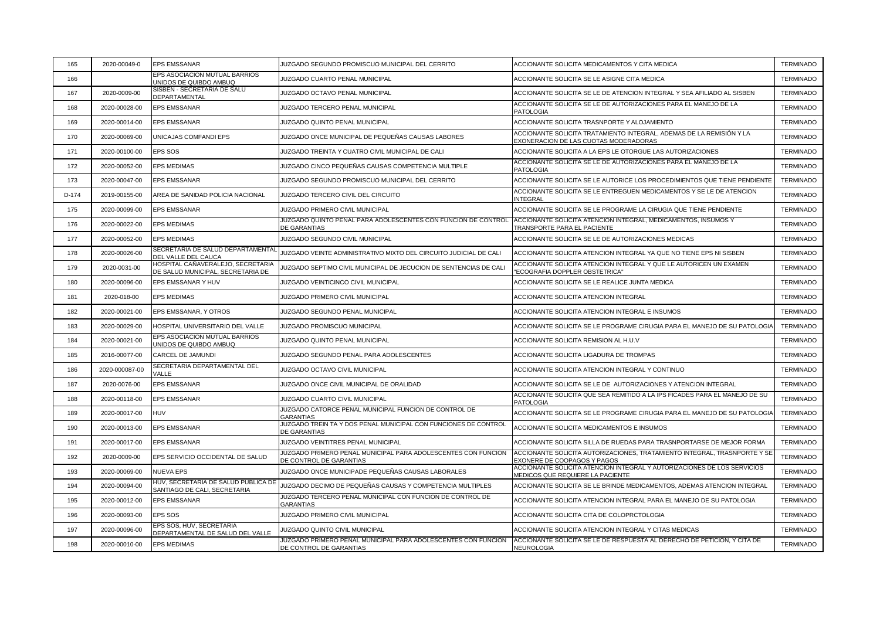| 165 | 2020-00049-0 | EPS EMSSANAR | JUZGADO SEGUNDO PROMISCUO MUNICIPAL DEL CERRITO | ACCIONANTE SOLICITA MEDICAMENTOS Y CITA MEDICA | TERMINADO |
|---|---|---|---|---|---|
| 166 | | EPS ASOCIACION MUTUAL BARRIOS UNIDOS DE QUIBDO AMBUQ | JUZGADO CUARTO PENAL MUNICIPAL | ACCIONANTE SOLICITA SE LE ASIGNE CITA MEDICA | TERMINADO |
| 167 | 2020-0009-00 | SISBEN - SECRETARIA DE SALU DEPARTAMENTAL | JUZGADO OCTAVO PENAL MUNICIPAL | ACCIONANTE SOLICITA SE LE DE ATENCION INTEGRAL Y SEA AFILIADO AL SISBEN | TERMINADO |
| 168 | 2020-00028-00 | EPS EMSSANAR | JUZGADO TERCERO PENAL MUNICIPAL | ACCIONANTE SOLICITA SE LE DE AUTORIZACIONES PARA EL MANEJO DE LA PATOLOGIA | TERMINADO |
| 169 | 2020-00014-00 | EPS EMSSANAR | JUZGADO QUINTO PENAL MUNICIPAL | ACCIONANTE SOLICITA TRASNPORTE Y ALOJAMIENTO | TERMINADO |
| 170 | 2020-00069-00 | UNICAJAS COMFANDI EPS | JUZGADO ONCE MUNICIPAL DE PEQUEÑAS CAUSAS LABORES | ACCIONANTE SOLICITA TRATAMIENTO INTEGRAL, ADEMAS DE LA REMISIÓN Y LA EXONERACION DE LAS CUOTAS MODERADORAS | TERMINADO |
| 171 | 2020-00100-00 | EPS SOS | JUZGADO TREINTA Y CUATRO CIVIL MUNICIPAL DE CALI | ACCIONANTE SOLICITA A LA EPS LE OTORGUE LAS AUTORIZACIONES | TERMINADO |
| 172 | 2020-00052-00 | EPS MEDIMAS | JUZGADO CINCO PEQUEÑAS CAUSAS COMPETENCIA MULTIPLE | ACCIONANTE SOLICITA SE LE DE AUTORIZACIONES PARA EL MANEJO DE LA PATOLOGIA | TERMINADO |
| 173 | 2020-00047-00 | EPS EMSSANAR | JUZGADO SEGUNDO PROMISCUO MUNICIPAL DEL CERRITO | ACCIONANTE SOLICITA SE LE AUTORICE LOS PROCEDIMIENTOS QUE TIENE PENDIENTE | TERMINADO |
| D-174 | 2019-00155-00 | AREA DE SANIDAD POLICIA NACIONAL | JUZGADO TERCERO CIVIL DEL CIRCUITO | ACCIONANTE SOLICITA SE LE ENTREGUEN MEDICAMENTOS Y SE LE DE ATENCION INTEGRAL | TERMINADO |
| 175 | 2020-00099-00 | EPS EMSSANAR | JUZGADO PRIMERO CIVIL MUNICIPAL | ACCIONANTE SOLICITA SE LE PROGRAME LA CIRUGIA QUE TIENE PENDIENTE | TERMINADO |
| 176 | 2020-00022-00 | EPS MEDIMAS | JUZGADO QUINTO PENAL PARA ADOLESCENTES CON FUNCION DE CONTROL DE GARANTIAS | ACCIONANTE SOLICITA ATENCION INTEGRAL, MEDICAMENTOS, INSUMOS Y TRANSPORTE PARA EL PACIENTE | TERMINADO |
| 177 | 2020-00052-00 | EPS MEDIMAS | JUZGADO SEGUNDO CIVIL MUNICIPAL | ACCIONANTE SOLICITA SE LE DE AUTORIZACIONES MEDICAS | TERMINADO |
| 178 | 2020-00026-00 | SECRETARIA DE SALUD DEPARTAMENTAL DEL VALLE DEL CAUCA | JUZGADO VEINTE ADMINISTRATIVO MIXTO DEL CIRCUITO JUDICIAL DE CALI | ACCIONANTE SOLICITA ATENCION INTEGRAL YA QUE NO TIENE EPS NI SISBEN | TERMINADO |
| 179 | 2020-0031-00 | HOSPITAL CAÑAVERALEJO, SECRETARIA DE SALUD MUNICIPAL, SECRETARIA DE | JUZGADO SEPTIMO CIVIL MUNICIPAL DE JECUCION DE SENTENCIAS DE CALI | ACCIONANTE SOLICITA ATENCION INTEGRAL Y QUE LE AUTORICEN UN EXAMEN "ECOGRAFIA DOPPLER OBSTETRICA" | TERMINADO |
| 180 | 2020-00096-00 | EPS EMSSANAR Y HUV | JUZGADO VEINTICINCO CIVIL MUNICIPAL | ACCIONANTE SOLICITA SE LE REALICE JUNTA MEDICA | TERMINADO |
| 181 | 2020-018-00 | EPS MEDIMAS | JUZGADO PRIMERO CIVIL MUNICIPAL | ACCIONANTE SOLICITA ATENCION INTEGRAL | TERMINADO |
| 182 | 2020-00021-00 | EPS EMSSANAR, Y OTROS | JUZGADO SEGUNDO PENAL MUNICIPAL | ACCIONANTE SOLICITA ATENCION INTEGRAL E INSUMOS | TERMINADO |
| 183 | 2020-00029-00 | HOSPITAL UNIVERSITARIO DEL VALLE | JUZGADO PROMISCUO MUNICIPAL | ACCIONANTE SOLICITA SE LE PROGRAME CIRUGIA PARA EL MANEJO DE SU PATOLOGIA | TERMINADO |
| 184 | 2020-00021-00 | EPS ASOCIACION MUTUAL BARRIOS UNIDOS DE QUIBDO AMBUQ | JUZGADO QUINTO PENAL MUNICIPAL | ACCIONANTE SOLICITA REMISION AL H.U.V | TERMINADO |
| 185 | 2016-00077-00 | CARCEL DE JAMUNDI | JUZGADO SEGUNDO PENAL PARA ADOLESCENTES | ACCIONANTE SOLICITA LIGADURA DE TROMPAS | TERMINADO |
| 186 | 2020-000087-00 | SECRETARIA DEPARTAMENTAL DEL VALLE | JUZGADO OCTAVO CIVIL MUNICIPAL | ACCIONANTE SOLICITA ATENCION INTEGRAL Y CONTINUO | TERMINADO |
| 187 | 2020-0076-00 | EPS EMSSANAR | JUZGADO ONCE CIVIL MUNICIPAL DE ORALIDAD | ACCIONANTE SOLICITA SE LE DE AUTORIZACIONES Y ATENCION INTEGRAL | TERMINADO |
| 188 | 2020-00118-00 | EPS EMSSANAR | JUZGADO CUARTO CIVIL MUNICIPAL | ACCIONANTE SOLICITA QUE SEA REMITIDO A LA IPS FICADES PARA EL MANEJO DE SU PATOLOGIA | TERMINADO |
| 189 | 2020-00017-00 | HUV | JUZGADO CATORCE PENAL MUNICIPAL FUNCION DE CONTROL DE GARANTIAS | ACCIONANTE SOLICITA SE LE PROGRAME CIRUGIA PARA EL MANEJO DE SU PATOLOGIA | TERMINADO |
| 190 | 2020-00013-00 | EPS EMSSANAR | JUZGADO TREIN TA Y DOS PENAL MUNICIPAL CON FUNCIONES DE CONTROL DE GARANTIAS | ACCIONANTE SOLICITA MEDICAMENTOS E INSUMOS | TERMINADO |
| 191 | 2020-00017-00 | EPS EMSSANAR | JUZGADO VEINTITRES PENAL MUNICIPAL | ACCIONANTE SOLICITA SILLA DE RUEDAS PARA TRASNPORTARSE DE MEJOR FORMA | TERMINADO |
| 192 | 2020-0009-00 | EPS SERVICIO OCCIDENTAL DE SALUD | JUZGADO PRIMERO PENAL MUNICIPAL PARA ADOLESCENTES CON FUNCION DE CONTROL DE GARANTIAS | ACCIONANTE SOLICITA AUTORIZACIONES, TRATAMIENTO INTEGRAL, TRASNPORTE Y SE EXONERE DE COOPAGOS Y PAGOS | TERMINADO |
| 193 | 2020-00069-00 | NUEVA EPS | JUZGADO ONCE MUNICIPADE PEQUEÑAS CAUSAS LABORALES | ACCIONANTE SOLICITA ATENCION INTEGRAL Y AUTORIZACIONES DE LOS SERVICIOS MEDICOS QUE REQUIERE LA PACIENTE | TERMINADO |
| 194 | 2020-00094-00 | HUV, SECRETARIA DE SALUD PUBLICA DE SANTIAGO DE CALI, SECRETARIA | JUZGADO DECIMO DE PEQUEÑAS CAUSAS Y COMPETENCIA MULTIPLES | ACCIONANTE SOLICITA SE LE BRINDE MEDICAMENTOS, ADEMAS ATENCION INTEGRAL | TERMINADO |
| 195 | 2020-00012-00 | EPS EMSSANAR | JUZGADO TERCERO PENAL MUNICIPAL CON FUNCION DE CONTROL DE GARANTIAS | ACCIONANTE SOLICITA ATENCION INTEGRAL PARA EL MANEJO DE SU PATOLOGIA | TERMINADO |
| 196 | 2020-00093-00 | EPS SOS | JUZGADO PRIMERO CIVIL MUNICIPAL | ACCIONANTE SOLICITA CITA DE COLOPRCTOLOGIA | TERMINADO |
| 197 | 2020-00096-00 | EPS SOS, HUV, SECRETARIA DEPARTAMENTAL DE SALUD DEL VALLE | JUZGADO QUINTO CIVIL MUNICIPAL | ACCIONANTE SOLICITA ATENCION INTEGRAL Y CITAS MEDICAS | TERMINADO |
| 198 | 2020-00010-00 | EPS MEDIMAS | JUZGADO PRIMERO PENAL MUNICIPAL PARA ADOLESCENTES CON FUNCION DE CONTROL DE GARANTIAS | ACCIONANTE SOLICITA SE LE DE RESPUESTA AL DERECHO DE PETICION, Y CITA DE NEUROLOGIA | TERMINADO |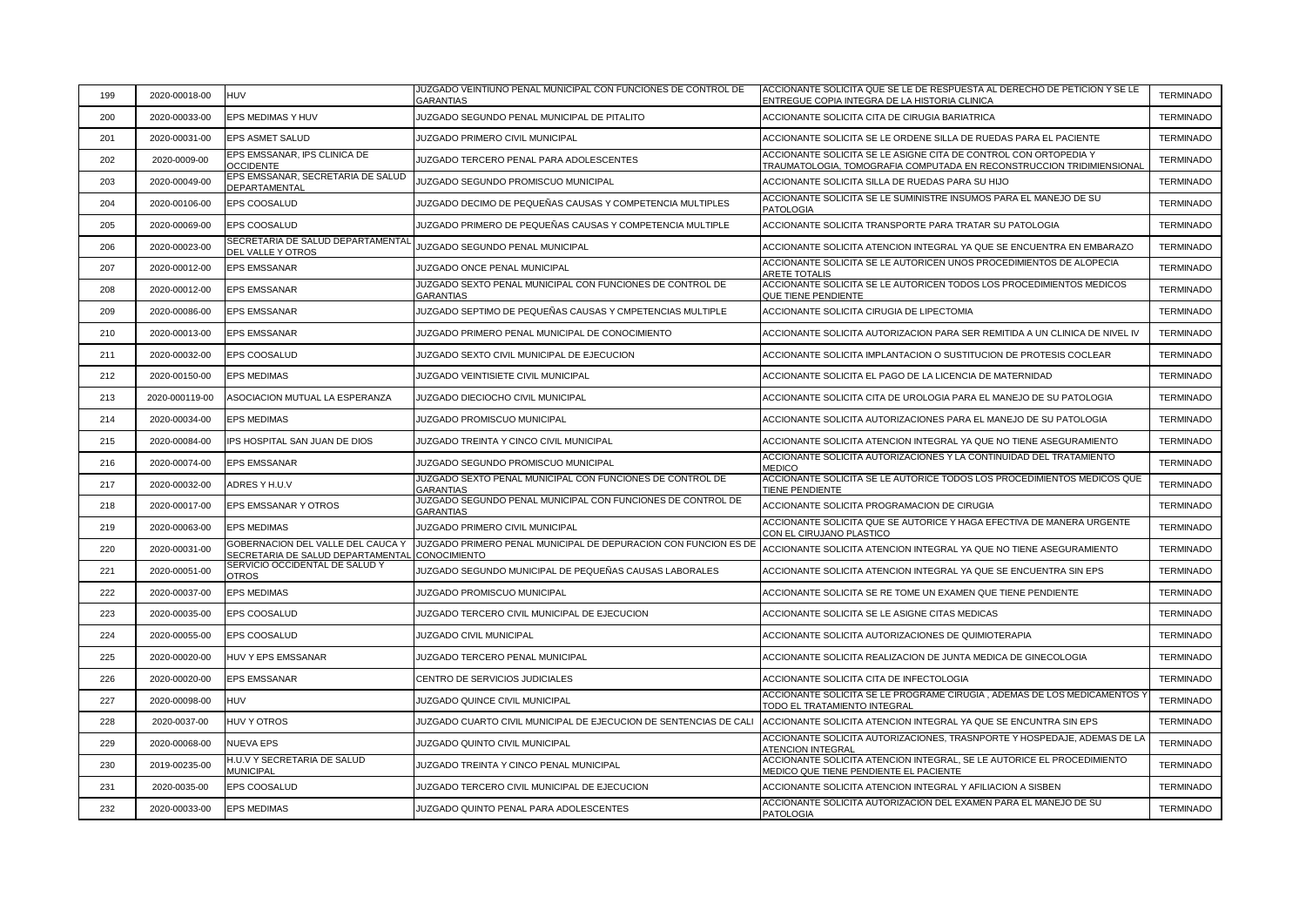| 199 | 2020-00018-00 | HUV | JUZGADO VEINTIUNO PENAL MUNICIPAL CON FUNCIONES DE CONTROL DE GARANTIAS | ACCIONANTE SOLICITA QUE SE LE DE RESPUESTA AL DERECHO DE PETICION Y SE LE ENTREGUE COPIA INTEGRA DE LA HISTORIA CLINICA | TERMINADO |
|---|---|---|---|---|---|
| 200 | 2020-00033-00 | EPS MEDIMAS Y HUV | JUZGADO SEGUNDO PENAL MUNICIPAL DE PITALITO | ACCIONANTE SOLICITA CITA DE CIRUGIA BARIATRICA | TERMINADO |
| 201 | 2020-00031-00 | EPS ASMET SALUD | JUZGADO PRIMERO CIVIL MUNICIPAL | ACCIONANTE SOLICITA SE LE ORDENE SILLA DE RUEDAS PARA EL PACIENTE | TERMINADO |
| 202 | 2020-0009-00 | EPS EMSSANAR, IPS CLINICA DE OCCIDENTE | JUZGADO TERCERO PENAL PARA ADOLESCENTES | ACCIONANTE SOLICITA SE LE ASIGNE CITA DE CONTROL CON ORTOPEDIA Y TRAUMATOLOGIA, TOMOGRAFIA COMPUTADA EN RECONSTRUCCION TRIDIMIENSIONAL | TERMINADO |
| 203 | 2020-00049-00 | EPS EMSSANAR, SECRETARIA DE SALUD DEPARTAMENTAL | JUZGADO SEGUNDO PROMISCUO MUNICIPAL | ACCIONANTE SOLICITA SILLA DE RUEDAS PARA SU HIJO | TERMINADO |
| 204 | 2020-00106-00 | EPS COOSALUD | JUZGADO DECIMO DE PEQUEÑAS CAUSAS Y COMPETENCIA MULTIPLES | ACCIONANTE SOLICITA SE LE SUMINISTRE INSUMOS PARA EL MANEJO DE SU PATOLOGIA | TERMINADO |
| 205 | 2020-00069-00 | EPS COOSALUD | JUZGADO PRIMERO DE PEQUEÑAS CAUSAS Y COMPETENCIA MULTIPLE | ACCIONANTE SOLICITA TRANSPORTE PARA TRATAR SU PATOLOGIA | TERMINADO |
| 206 | 2020-00023-00 | SECRETARIA DE SALUD DEPARTAMENTAL DEL VALLE Y OTROS | JUZGADO SEGUNDO PENAL MUNICIPAL | ACCIONANTE SOLICITA ATENCION INTEGRAL YA QUE SE ENCUENTRA EN EMBARAZO | TERMINADO |
| 207 | 2020-00012-00 | EPS EMSSANAR | JUZGADO ONCE PENAL MUNICIPAL | ACCIONANTE SOLICITA SE LE AUTORICEN UNOS PROCEDIMIENTOS DE ALOPECIA ARETE TOTALIS | TERMINADO |
| 208 | 2020-00012-00 | EPS EMSSANAR | JUZGADO SEXTO PENAL MUNICIPAL CON FUNCIONES DE CONTROL DE GARANTIAS | ACCIONANTE SOLICITA SE LE AUTORICEN TODOS LOS PROCEDIMIENTOS MEDICOS QUE TIENE PENDIENTE | TERMINADO |
| 209 | 2020-00086-00 | EPS EMSSANAR | JUZGADO SEPTIMO DE PEQUEÑAS CAUSAS Y CMPETENCIAS MULTIPLE | ACCIONANTE SOLICITA CIRUGIA DE LIPECTOMIA | TERMINADO |
| 210 | 2020-00013-00 | EPS EMSSANAR | JUZGADO PRIMERO PENAL MUNICIPAL DE CONOCIMIENTO | ACCIONANTE SOLICITA AUTORIZACION PARA SER REMITIDA A UN CLINICA DE NIVEL IV | TERMINADO |
| 211 | 2020-00032-00 | EPS COOSALUD | JUZGADO SEXTO CIVIL MUNICIPAL DE EJECUCION | ACCIONANTE SOLICITA IMPLANTACION O SUSTITUCION DE PROTESIS COCLEAR | TERMINADO |
| 212 | 2020-00150-00 | EPS MEDIMAS | JUZGADO VEINTISIETE CIVIL MUNICIPAL | ACCIONANTE SOLICITA EL PAGO DE LA LICENCIA DE MATERNIDAD | TERMINADO |
| 213 | 2020-000119-00 | ASOCIACION MUTUAL LA ESPERANZA | JUZGADO DIECIOCHO CIVIL MUNICIPAL | ACCIONANTE SOLICITA CITA DE UROLOGIA PARA EL MANEJO DE SU PATOLOGIA | TERMINADO |
| 214 | 2020-00034-00 | EPS MEDIMAS | JUZGADO PROMISCUO MUNICIPAL | ACCIONANTE SOLICITA AUTORIZACIONES PARA EL MANEJO DE SU PATOLOGIA | TERMINADO |
| 215 | 2020-00084-00 | IPS HOSPITAL SAN JUAN DE DIOS | JUZGADO TREINTA Y CINCO CIVIL MUNICIPAL | ACCIONANTE SOLICITA ATENCION INTEGRAL YA QUE NO TIENE ASEGURAMIENTO | TERMINADO |
| 216 | 2020-00074-00 | EPS EMSSANAR | JUZGADO SEGUNDO PROMISCUO MUNICIPAL | ACCIONANTE SOLICITA AUTORIZACIONES Y LA CONTINUIDAD DEL TRATAMIENTO MEDICO | TERMINADO |
| 217 | 2020-00032-00 | ADRES Y H.U.V | JUZGADO SEXTO PENAL MUNICIPAL CON FUNCIONES DE CONTROL DE GARANTIAS | ACCIONANTE SOLICITA SE LE AUTORICE TODOS LOS PROCEDIMIENTOS MEDICOS QUE TIENE PENDIENTE | TERMINADO |
| 218 | 2020-00017-00 | EPS EMSSANAR Y OTROS | JUZGADO SEGUNDO PENAL MUNICIPAL CON FUNCIONES DE CONTROL DE GARANTIAS | ACCIONANTE SOLICITA PROGRAMACION DE CIRUGIA | TERMINADO |
| 219 | 2020-00063-00 | EPS MEDIMAS | JUZGADO PRIMERO CIVIL MUNICIPAL | ACCIONANTE SOLICITA QUE SE AUTORICE Y HAGA EFECTIVA DE MANERA URGENTE CON EL CIRUJANO PLASTICO | TERMINADO |
| 220 | 2020-00031-00 | GOBERNACION DEL VALLE DEL CAUCA Y SECRETARIA DE SALUD DEPARTAMENTAL | JUZGADO PRIMERO PENAL MUNICIPAL DE DEPURACION CON FUNCION ES DE CONOCIMIENTO | ACCIONANTE SOLICITA ATENCION INTEGRAL YA QUE NO TIENE ASEGURAMIENTO | TERMINADO |
| 221 | 2020-00051-00 | SERVICIO OCCIDENTAL DE SALUD Y OTROS | JUZGADO SEGUNDO MUNICIPAL DE PEQUEÑAS CAUSAS LABORALES | ACCIONANTE SOLICITA ATENCION INTEGRAL YA QUE SE ENCUENTRA SIN EPS | TERMINADO |
| 222 | 2020-00037-00 | EPS MEDIMAS | JUZGADO PROMISCUO MUNICIPAL | ACCIONANTE SOLICITA SE RE TOME UN EXAMEN QUE TIENE PENDIENTE | TERMINADO |
| 223 | 2020-00035-00 | EPS COOSALUD | JUZGADO TERCERO CIVIL MUNICIPAL DE EJECUCION | ACCIONANTE SOLICITA SE LE ASIGNE CITAS MEDICAS | TERMINADO |
| 224 | 2020-00055-00 | EPS COOSALUD | JUZGADO CIVIL MUNICIPAL | ACCIONANTE SOLICITA AUTORIZACIONES DE QUIMIOTERAPIA | TERMINADO |
| 225 | 2020-00020-00 | HUV Y EPS EMSSANAR | JUZGADO TERCERO PENAL MUNICIPAL | ACCIONANTE SOLICITA REALIZACION DE JUNTA MEDICA DE GINECOLOGIA | TERMINADO |
| 226 | 2020-00020-00 | EPS EMSSANAR | CENTRO DE SERVICIOS JUDICIALES | ACCIONANTE SOLICITA CITA DE INFECTOLOGIA | TERMINADO |
| 227 | 2020-00098-00 | HUV | JUZGADO QUINCE CIVIL MUNICIPAL | ACCIONANTE SOLICITA SE LE PROGRAME CIRUGIA , ADEMAS DE LOS MEDICAMENTOS Y TODO EL TRATAMIENTO INTEGRAL | TERMINADO |
| 228 | 2020-0037-00 | HUV Y OTROS | JUZGADO CUARTO CIVIL MUNICIPAL DE EJECUCION DE SENTENCIAS DE CALI | ACCIONANTE SOLICITA ATENCION INTEGRAL YA QUE SE ENCUNTRA SIN EPS | TERMINADO |
| 229 | 2020-00068-00 | NUEVA EPS | JUZGADO QUINTO CIVIL MUNICIPAL | ACCIONANTE SOLICITA AUTORIZACIONES, TRASNPORTE Y HOSPEDAJE, ADEMAS DE LA ATENCION INTEGRAL | TERMINADO |
| 230 | 2019-00235-00 | H.U.V Y SECRETARIA DE SALUD MUNICIPAL | JUZGADO TREINTA Y CINCO PENAL MUNICIPAL | ACCIONANTE SOLICITA ATENCION INTEGRAL, SE LE AUTORICE EL PROCEDIMIENTO MEDICO QUE TIENE PENDIENTE EL PACIENTE | TERMINADO |
| 231 | 2020-0035-00 | EPS COOSALUD | JUZGADO TERCERO CIVIL MUNICIPAL DE EJECUCION | ACCIONANTE SOLICITA ATENCION INTEGRAL Y AFILIACION A SISBEN | TERMINADO |
| 232 | 2020-00033-00 | EPS MEDIMAS | JUZGADO QUINTO PENAL PARA ADOLESCENTES | ACCIONANTE SOLICITA AUTORIZACION DEL EXAMEN PARA EL MANEJO DE SU PATOLOGIA | TERMINADO |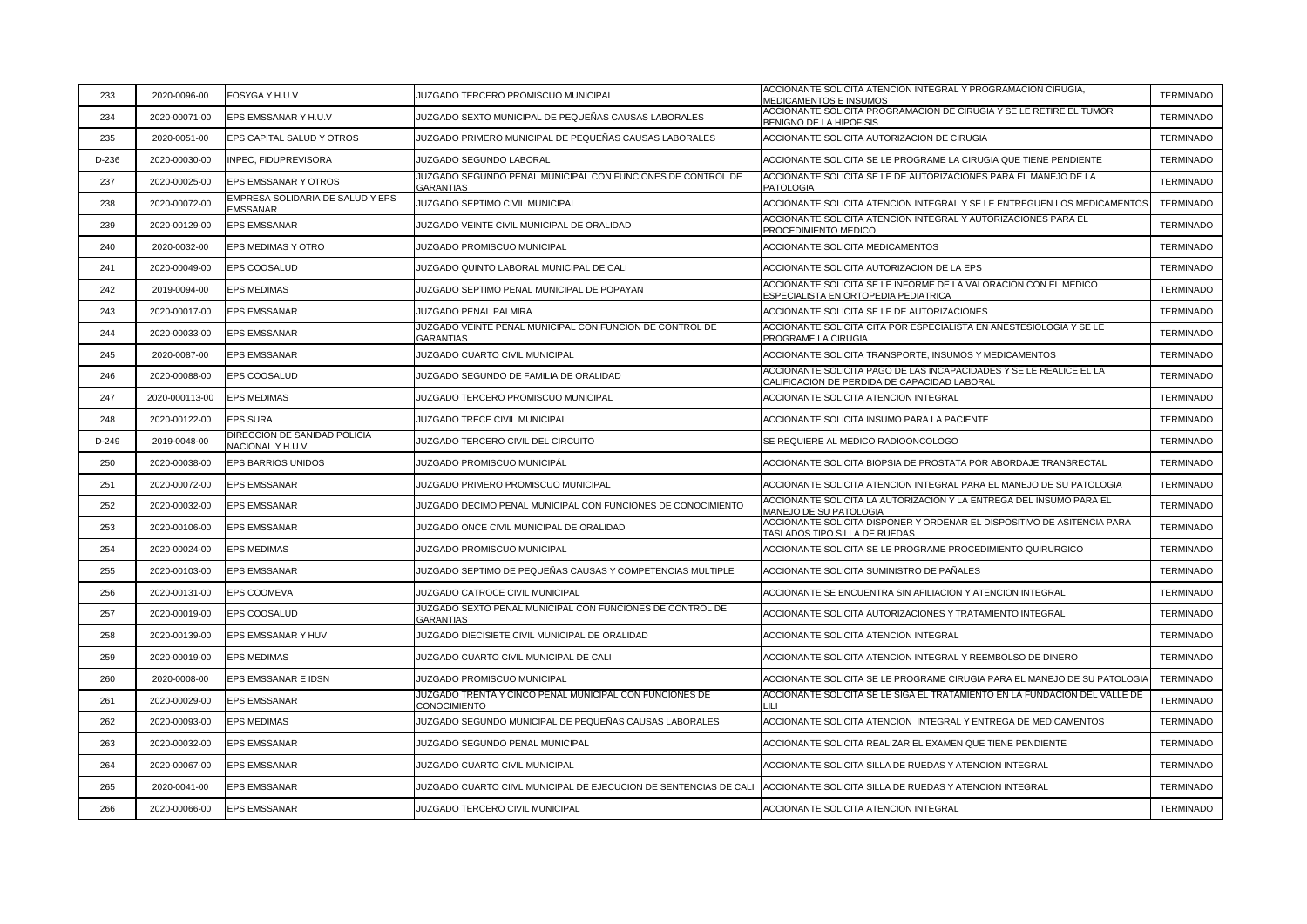| 233 | 2020-0096-00 | FOSYGA Y H.U.V | JUZGADO TERCERO PROMISCUO MUNICIPAL | ACCIONANTE SOLICITA ATENCION INTEGRAL Y PROGRAMACION CIRUGIA, MEDICAMENTOS E INSUMOS | TERMINADO |
|---|---|---|---|---|---|
| 234 | 2020-00071-00 | EPS EMSSANAR Y H.U.V | JUZGADO SEXTO MUNICIPAL DE PEQUEÑAS CAUSAS LABORALES | ACCIONANTE SOLICITA PROGRAMACION DE CIRUGIA Y SE LE RETIRE EL TUMOR BENIGNO DE LA HIPOFISIS | TERMINADO |
| 235 | 2020-0051-00 | EPS CAPITAL SALUD Y OTROS | JUZGADO PRIMERO MUNICIPAL DE PEQUEÑAS CAUSAS LABORALES | ACCIONANTE SOLICITA AUTORIZACION DE CIRUGIA | TERMINADO |
| D-236 | 2020-00030-00 | INPEC, FIDUPREVISORA | JUZGADO SEGUNDO LABORAL | ACCIONANTE SOLICITA SE LE PROGRAME LA CIRUGIA QUE TIENE PENDIENTE | TERMINADO |
| 237 | 2020-00025-00 | EPS EMSSANAR Y OTROS | JUZGADO SEGUNDO PENAL MUNICIPAL CON FUNCIONES DE CONTROL DE GARANTIAS | ACCIONANTE SOLICITA SE LE DE AUTORIZACIONES PARA EL MANEJO DE LA PATOLOGIA | TERMINADO |
| 238 | 2020-00072-00 | EMPRESA SOLIDARIA DE SALUD Y EPS EMSSANAR | JUZGADO SEPTIMO CIVIL MUNICIPAL | ACCIONANTE SOLICITA ATENCION INTEGRAL Y SE LE ENTREGUEN LOS MEDICAMENTOS | TERMINADO |
| 239 | 2020-00129-00 | EPS EMSSANAR | JUZGADO VEINTE CIVIL MUNICIPAL DE ORALIDAD | ACCIONANTE SOLICITA ATENCION INTEGRAL Y AUTORIZACIONES PARA EL PROCEDIMIENTO MEDICO | TERMINADO |
| 240 | 2020-0032-00 | EPS MEDIMAS Y OTRO | JUZGADO PROMISCUO MUNICIPAL | ACCIONANTE SOLICITA MEDICAMENTOS | TERMINADO |
| 241 | 2020-00049-00 | EPS COOSALUD | JUZGADO QUINTO LABORAL MUNICIPAL DE CALI | ACCIONANTE SOLICITA AUTORIZACION DE LA EPS | TERMINADO |
| 242 | 2019-0094-00 | EPS MEDIMAS | JUZGADO SEPTIMO PENAL MUNICIPAL DE POPAYAN | ACCIONANTE SOLICITA SE LE INFORME DE LA VALORACION CON EL MEDICO ESPECIALISTA EN ORTOPEDIA PEDIATRICA | TERMINADO |
| 243 | 2020-00017-00 | EPS EMSSANAR | JUZGADO PENAL PALMIRA | ACCIONANTE SOLICITA SE LE DE AUTORIZACIONES | TERMINADO |
| 244 | 2020-00033-00 | EPS EMSSANAR | JUZGADO VEINTE PENAL MUNICIPAL CON FUNCION DE CONTROL DE GARANTIAS | ACCIONANTE SOLICITA CITA POR ESPECIALISTA EN ANESTESIOLOGIA Y SE LE PROGRAME LA CIRUGIA | TERMINADO |
| 245 | 2020-0087-00 | EPS EMSSANAR | JUZGADO CUARTO CIVIL MUNICIPAL | ACCIONANTE SOLICITA TRANSPORTE, INSUMOS Y MEDICAMENTOS | TERMINADO |
| 246 | 2020-00088-00 | EPS COOSALUD | JUZGADO SEGUNDO DE FAMILIA DE ORALIDAD | ACCIONANTE SOLICITA PAGO DE LAS INCAPACIDADES Y SE LE REALICE EL LA CALIFICACION DE PERDIDA DE CAPACIDAD LABORAL | TERMINADO |
| 247 | 2020-000113-00 | EPS MEDIMAS | JUZGADO TERCERO PROMISCUO MUNICIPAL | ACCIONANTE SOLICITA ATENCION INTEGRAL | TERMINADO |
| 248 | 2020-00122-00 | EPS SURA | JUZGADO TRECE CIVIL MUNICIPAL | ACCIONANTE SOLICITA INSUMO PARA LA PACIENTE | TERMINADO |
| D-249 | 2019-0048-00 | DIRECCION DE SANIDAD POLICIA NACIONAL Y H.U.V | JUZGADO TERCERO CIVIL DEL CIRCUITO | SE REQUIERE AL MEDICO RADIOONCOLOGO | TERMINADO |
| 250 | 2020-00038-00 | EPS BARRIOS UNIDOS | JUZGADO PROMISCUO MUNICIPÁL | ACCIONANTE SOLICITA BIOPSIA DE PROSTATA POR ABORDAJE TRANSRECTAL | TERMINADO |
| 251 | 2020-00072-00 | EPS EMSSANAR | JUZGADO PRIMERO PROMISCUO MUNICIPAL | ACCIONANTE SOLICITA ATENCION INTEGRAL PARA EL MANEJO DE SU PATOLOGIA | TERMINADO |
| 252 | 2020-00032-00 | EPS EMSSANAR | JUZGADO DECIMO PENAL MUNICIPAL CON FUNCIONES DE CONOCIMIENTO | ACCIONANTE SOLICITA LA AUTORIZACION Y LA ENTREGA DEL INSUMO PARA EL MANEJO DE SU PATOLOGIA | TERMINADO |
| 253 | 2020-00106-00 | EPS EMSSANAR | JUZGADO ONCE CIVIL MUNICIPAL DE ORALIDAD | ACCIONANTE SOLICITA DISPONER Y ORDENAR EL DISPOSITIVO DE ASITENCIA PARA TASLADOS TIPO SILLA DE RUEDAS | TERMINADO |
| 254 | 2020-00024-00 | EPS MEDIMAS | JUZGADO PROMISCUO MUNICIPAL | ACCIONANTE SOLICITA SE LE PROGRAME PROCEDIMIENTO QUIRURGICO | TERMINADO |
| 255 | 2020-00103-00 | EPS EMSSANAR | JUZGADO SEPTIMO DE PEQUEÑAS CAUSAS Y COMPETENCIAS MULTIPLE | ACCIONANTE SOLICITA SUMINISTRO DE PAÑALES | TERMINADO |
| 256 | 2020-00131-00 | EPS COOMEVA | JUZGADO CATROCE CIVIL MUNICIPAL | ACCIONANTE SE ENCUENTRA SIN AFILIACION Y ATENCION INTEGRAL | TERMINADO |
| 257 | 2020-00019-00 | EPS COOSALUD | JUZGADO SEXTO PENAL MUNICIPAL CON FUNCIONES DE CONTROL DE GARANTIAS | ACCIONANTE SOLICITA AUTORIZACIONES Y TRATAMIENTO INTEGRAL | TERMINADO |
| 258 | 2020-00139-00 | EPS EMSSANAR Y HUV | JUZGADO DIECISIETE CIVIL MUNICIPAL DE ORALIDAD | ACCIONANTE SOLICITA ATENCION INTEGRAL | TERMINADO |
| 259 | 2020-00019-00 | EPS MEDIMAS | JUZGADO CUARTO CIVIL MUNICIPAL DE CALI | ACCIONANTE SOLICITA ATENCION INTEGRAL Y REEMBOLSO DE DINERO | TERMINADO |
| 260 | 2020-0008-00 | EPS EMSSANAR E IDSN | JUZGADO PROMISCUO MUNICIPAL | ACCIONANTE SOLICITA SE LE PROGRAME CIRUGIA PARA EL MANEJO DE SU PATOLOGIA | TERMINADO |
| 261 | 2020-00029-00 | EPS EMSSANAR | JUZGADO TRENTA Y CINCO PENAL MUNICIPAL CON FUNCIONES DE CONOCIMIENTO | ACCIONANTE SOLICITA SE LE SIGA EL TRATAMIENTO EN LA FUNDACION DEL VALLE DE LILI | TERMINADO |
| 262 | 2020-00093-00 | EPS MEDIMAS | JUZGADO SEGUNDO MUNICIPAL DE PEQUEÑAS CAUSAS LABORALES | ACCIONANTE SOLICITA ATENCION INTEGRAL Y ENTREGA DE MEDICAMENTOS | TERMINADO |
| 263 | 2020-00032-00 | EPS EMSSANAR | JUZGADO SEGUNDO PENAL MUNICIPAL | ACCIONANTE SOLICITA REALIZAR EL EXAMEN QUE TIENE PENDIENTE | TERMINADO |
| 264 | 2020-00067-00 | EPS EMSSANAR | JUZGADO CUARTO CIVIL MUNICIPAL | ACCIONANTE SOLICITA SILLA DE RUEDAS Y ATENCION INTEGRAL | TERMINADO |
| 265 | 2020-0041-00 | EPS EMSSANAR | JUZGADO CUARTO CIIVL MUNICIPAL DE EJECUCION DE SENTENCIAS DE CALI | ACCIONANTE SOLICITA SILLA DE RUEDAS Y ATENCION INTEGRAL | TERMINADO |
| 266 | 2020-00066-00 | EPS EMSSANAR | JUZGADO TERCERO CIVIL MUNICIPAL | ACCIONANTE SOLICITA ATENCION INTEGRAL | TERMINADO |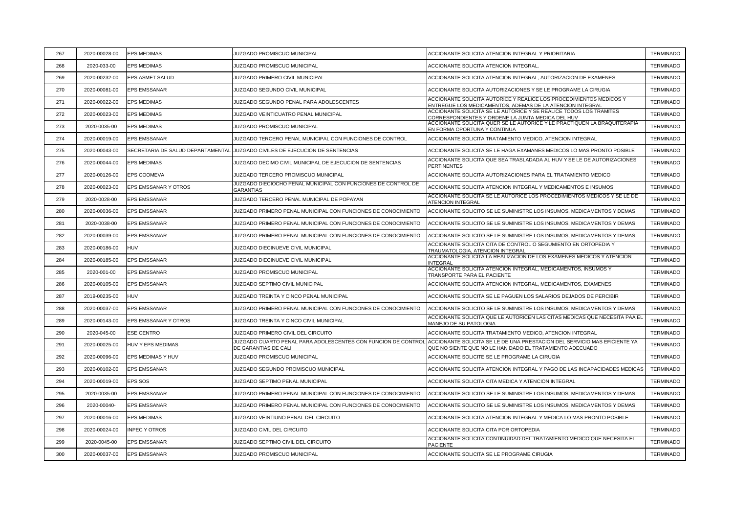| 267 | 2020-00028-00 | EPS MEDIMAS | JUZGADO PROMISCUO MUNICIPAL | ACCIONANTE SOLICITA ATENCION INTEGRAL Y PRIORITARIA | TERMINADO |
|---|---|---|---|---|---|
| 268 | 2020-033-00 | EPS MEDIMAS | JUZGADO PROMISCUO MUNICIPAL | ACCIONANTE SOLICITA ATENCION INTEGRAL. | TERMINADO |
| 269 | 2020-00232-00 | EPS ASMET SALUD | JUZGADO PRIMERO CIVIL MUNICIPAL | ACCIONANTE SOLICITA ATENCION INTEGRAL, AUTORIZACION DE EXAMENES | TERMINADO |
| 270 | 2020-00081-00 | EPS EMSSANAR | JUZGADO SEGUNDO CIVIL MUNICIPAL | ACCIONANTE SOLICITA AUTORIZACIONES Y SE LE PROGRAME LA CIRUGIA | TERMINADO |
| 271 | 2020-00022-00 | EPS MEDIMAS | JUZGADO SEGUNDO PENAL PARA ADOLESCENTES | ACCIONANTE SOLICITA AUTORICE Y REALICE LOS PROCEDIMIENTOS MEDICOS Y ENTREGUE LOS MEDICAMENTOS, ADEMAS DE LA ATENCION INTEGRAL | TERMINADO |
| 272 | 2020-00023-00 | EPS MEDIMAS | JUZGADO VEINTICUATRO PENAL MUNICIPAL | ACCIONANTE SOLICITA SE LE AUTORICE Y SE REALICE TODOS LOS TRAMITES CORRESPONDIENTES Y ORDENE LA JUNTA MEDICA DEL HUV | TERMINADO |
| 273 | 2020-0035-00 | EPS MEDIMAS | JUZGADO PROMISCUO MUNICIPAL | ACCIONANTE SOLICITA QUER SE LE AUTORICE Y LE PRACTIQUEN LA BRAQUITERAPIA EN FORMA OPORTUNA Y CONTINUA | TERMINADO |
| 274 | 2020-00019-00 | EPS EMSSANAR | JUZGADO TERCERO PENAL MUNICIPAL CON FUNCIONES DE CONTROL | ACCIONANTE SOLICITA TRATAMIENTO MEDICO, ATENCION INTEGRAL | TERMINADO |
| 275 | 2020-00043-00 | SECRETARIA DE SALUD DEPARTAMENTAL | JUZGADO CIVILES DE EJECUCION DE SENTENCIAS | ACCIONANTE SOLICITA SE LE HAGA EXAMANES MEDICOS LO MAS PRONTO POSIBLE | TERMINADO |
| 276 | 2020-00044-00 | EPS MEDIMAS | JUZGADO DECIMO CIVIL MUNICIPAL DE EJECUCION DE SENTENCIAS | ACCIONANTE SOLICITA QUE SEA TRASLADADA AL HUV Y SE LE DE AUTORIZACIONES PERTINENTES | TERMINADO |
| 277 | 2020-00126-00 | EPS COOMEVA | JUZGADO TERCERO PROMISCUO MUNICIPAL | ACCIONANTE SOLICITA AUTORIZACIONES PARA EL TRATAMIENTO MEDICO | TERMINADO |
| 278 | 2020-00023-00 | EPS EMSSANAR Y OTROS | JUZGADO DIECIOCHO PENAL MUNICIPAL CON FUNCIONES DE CONTROL DE GARANTIAS | ACCIONANTE SOLICITA ATENCION INTEGRAL Y MEDICAMENTOS E INSUMOS | TERMINADO |
| 279 | 2020-0028-00 | EPS EMSSANAR | JUZGADO TERCERO PENAL MUNICIPAL DE POPAYAN | ACCIONANTE SOLICITA SE LE AUTORICE LOS PROCEDIMIENTOS MEDICOS Y SE LE DE ATENCION INTEGRAL | TERMINADO |
| 280 | 2020-00036-00 | EPS EMSSANAR | JUZGADO PRIMERO PENAL MUNICIPAL CON FUNCIONES DE CONOCIMIENTO | ACCIONANTE SOLICITO SE LE SUMINISTRE LOS INSUMOS, MEDICAMENTOS Y DEMAS | TERMINADO |
| 281 | 2020-0038-00 | EPS EMSSANAR | JUZGADO PRIMERO PENAL MUNICIPAL CON FUNCIONES DE CONOCIMIENTO | ACCIONANTE SOLICITO SE LE SUMINISTRE LOS INSUMOS, MEDICAMENTOS Y DEMAS | TERMINADO |
| 282 | 2020-00039-00 | EPS EMSSANAR | JUZGADO PRIMERO PENAL MUNICIPAL CON FUNCIONES DE CONOCIMIENTO | ACCIONANTE SOLICITO SE LE SUMINISTRE LOS INSUMOS, MEDICAMENTOS Y DEMAS | TERMINADO |
| 283 | 2020-00186-00 | HUV | JUZGADO DIECINUEVE CIVIL MUNICIPAL | ACCIONANTE SOLICITA CITA DE CONTROL O SEGUMIENTO EN ORTOPEDIA Y TRAUMATOLOGIA, ATENCION INTEGRAL | TERMINADO |
| 284 | 2020-00185-00 | EPS EMSSANAR | JUZGADO DIECINUEVE CIVIL MUNICIPAL | ACCIONANTE SOLICITA LA REALIZACION DE LOS EXAMENES MEDICOS Y ATENCION INTEGRAL | TERMINADO |
| 285 | 2020-001-00 | EPS EMSSANAR | JUZGADO PROMISCUO MUNICIPAL | ACCIONANTE SOLICITA ATENCION INTEGRAL, MEDICAMENTOS, INSUMOS Y TRANSPORTE PARA EL PACIENTE | TERMINADO |
| 286 | 2020-00105-00 | EPS EMSSANAR | JUZGADO SEPTIMO CIVIL MUNICIPAL | ACCIONANTE SOLICITA ATENCION INTEGRAL, MEDICAMENTOS, EXAMENES | TERMINADO |
| 287 | 2019-00235-00 | HUV | JUZGADO TREINTA Y CINCO PENAL MUNICIPAL | ACCIONANTE SOLICITA SE LE PAGUEN LOS SALARIOS DEJADOS DE PERCIBIR | TERMINADO |
| 288 | 2020-00037-00 | EPS EMSSANAR | JUZGADO PRIMERO PENAL MUNICIPAL CON FUNCIONES DE CONOCIMIENTO | ACCIONANTE SOLICITO SE LE SUMINISTRE LOS INSUMOS, MEDICAMENTOS Y DEMAS | TERMINADO |
| 289 | 2020-00143-00 | EPS EMSSANAR Y OTROS | JUZGADO TREINTA Y CINCO CIVIL MUNICIPAL | ACCIONANTE SOLICITA QUE LE AUTORICEN LAS CITAS MEDICAS QUE NECESITA PAA EL MANEJO DE SU PATOLOGIA | TERMINADO |
| 290 | 2020-045-00 | ESE CENTRO | JUZGADO PRIMERO CIVIL DEL CIRCUITO | ACCIONANTE SOLICITA TRATAMIENTO MEDICO, ATENCION INTEGRAL | TERMINADO |
| 291 | 2020-00025-00 | HUV Y EPS MEDIMAS | JUZGADO CUARTO PENAL PARA ADOLESCENTES CON FUNCION DE CONTROL DE GARANTIAS DE CALI | ACCIONANTE SOLICITA SE LE DE UNA PRESTACION DEL SERVICIO MAS EFICIENTE YA QUE NO SIENTE QUE NO LE HAN DADO EL TRATAMIENTO ADECUADO | TERMINADO |
| 292 | 2020-00096-00 | EPS MEDIMAS Y HUV | JUZGADO PROMISCUO MUNICIPAL | ACCIONANTE SOLICITE SE LE PROGRAME LA CIRUGIA | TERMINADO |
| 293 | 2020-00102-00 | EPS EMSSANAR | JUZGADO SEGUNDO PROMISCUO MUNICIPAL | ACCIONANTE SOLICITA ATENCION INTEGRAL Y PAGO DE LAS INCAPACIDADES MEDICAS | TERMINADO |
| 294 | 2020-00019-00 | EPS SOS | JUZGADO SEPTIMO PENAL MUNICIPAL | ACCIONANTE SOLICITA CITA MEDICA Y ATENCION INTEGRAL | TERMINADO |
| 295 | 2020-0035-00 | EPS EMSSANAR | JUZGADO PRIMERO PENAL MUNICIPAL CON FUNCIONES DE CONOCIMIENTO | ACCIONANTE SOLICITO SE LE SUMINISTRE LOS INSUMOS, MEDICAMENTOS Y DEMAS | TERMINADO |
| 296 | 2020-00040- | EPS EMSSANAR | JUZGADO PRIMERO PENAL MUNICIPAL CON FUNCIONES DE CONOCIMIENTO | ACCIONANTE SOLICITO SE LE SUMINISTRE LOS INSUMOS, MEDICAMENTOS Y DEMAS | TERMINADO |
| 297 | 2020-00016-00 | EPS MEDIMAS | JUZGADO VEINTIUNO PENAL DEL CIRCUITO | ACCIONANTE SOLICITA ATENCION INTEGRAL Y MEDICA LO MAS PRONTO POSIBLE | TERMINADO |
| 298 | 2020-00024-00 | INPEC Y OTROS | JUZGADO CIVIL DEL CIRCUITO | ACCIONANTE SOLICITA CITA POR ORTOPEDIA | TERMINADO |
| 299 | 2020-0045-00 | EPS EMSSANAR | JUZGADO SEPTIMO CIVIL DEL CIRCUITO | ACCIONANTE SOLICITA CONTINUIDAD DEL TRATAMIENTO MEDICO QUE NECESITA EL PACIENTE | TERMINADO |
| 300 | 2020-00037-00 | EPS EMSSANAR | JUZGADO PROMISCUO MUNICIPAL | ACCIONANTE SOLICITA SE LE PROGRAME CIRUGIA | TERMINADO |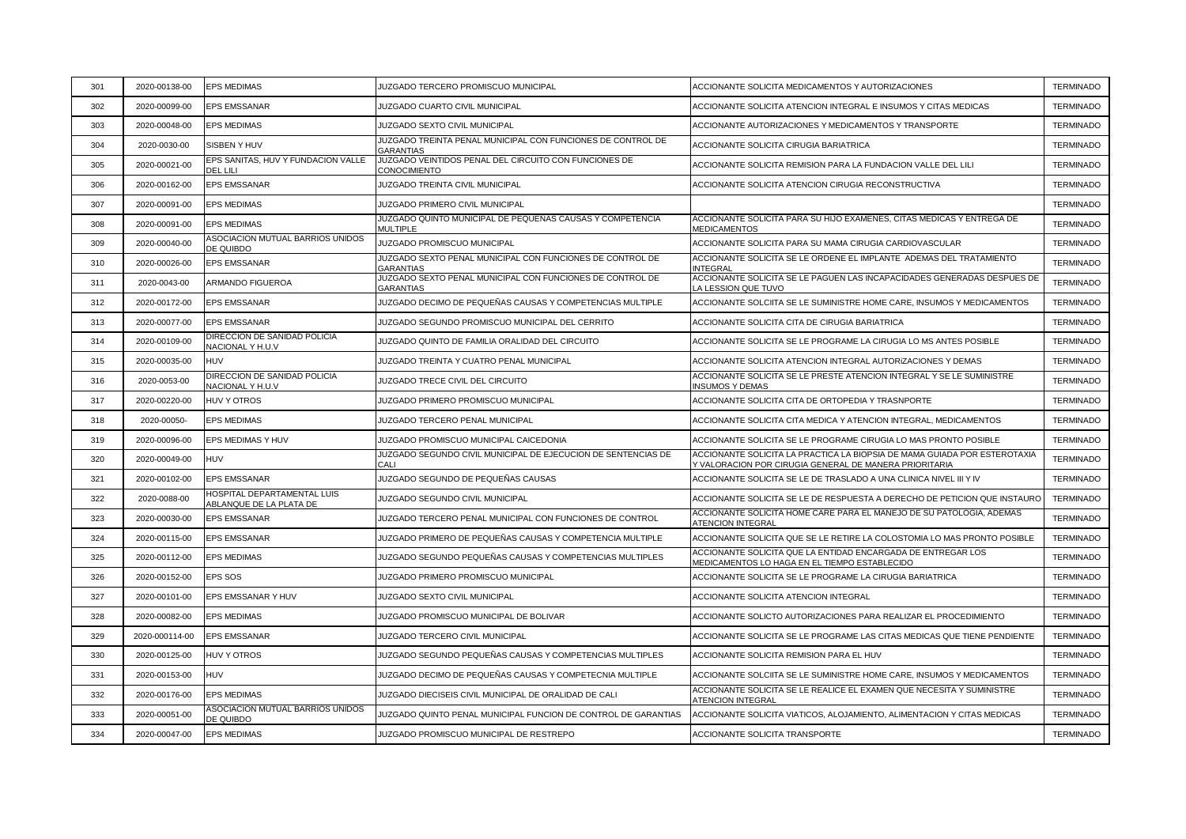| 301 | 2020-00138-00 | EPS MEDIMAS | JUZGADO TERCERO PROMISCUO MUNICIPAL | ACCIONANTE SOLICITA MEDICAMENTOS Y AUTORIZACIONES | TERMINADO |
|---|---|---|---|---|---|
| 302 | 2020-00099-00 | EPS EMSSANAR | JUZGADO CUARTO CIVIL MUNICIPAL | ACCIONANTE SOLICITA ATENCION INTEGRAL E INSUMOS Y CITAS MEDICAS | TERMINADO |
| 303 | 2020-00048-00 | EPS MEDIMAS | JUZGADO SEXTO CIVIL MUNICIPAL | ACCIONANTE AUTORIZACIONES Y MEDICAMENTOS Y TRANSPORTE | TERMINADO |
| 304 | 2020-0030-00 | SISBEN Y HUV | JUZGADO TREINTA PENAL MUNICIPAL CON FUNCIONES DE CONTROL DE GARANTIAS | ACCIONANTE SOLICITA CIRUGIA BARIATRICA | TERMINADO |
| 305 | 2020-00021-00 | EPS SANITAS, HUV Y FUNDACION VALLE DEL LILI | JUZGADO VEINTIDOS PENAL DEL CIRCUITO CON FUNCIONES DE CONOCIMIENTO | ACCIONANTE SOLICITA REMISION PARA LA FUNDACION VALLE DEL LILI | TERMINADO |
| 306 | 2020-00162-00 | EPS EMSSANAR | JUZGADO TREINTA CIVIL MUNICIPAL | ACCIONANTE SOLICITA ATENCION CIRUGIA RECONSTRUCTIVA | TERMINADO |
| 307 | 2020-00091-00 | EPS MEDIMAS | JUZGADO PRIMERO CIVIL MUNICIPAL | | TERMINADO |
| 308 | 2020-00091-00 | EPS MEDIMAS | JUZGADO QUINTO MUNICIPAL DE PEQUEÑAS CAUSAS Y COMPETENCIA MULTIPLE | ACCIONANTE SOLICITA PARA SU HIJO EXAMENES, CITAS MEDICAS Y ENTREGA DE MEDICAMENTOS | TERMINADO |
| 309 | 2020-00040-00 | ASOCIACION MUTUAL BARRIOS UNIDOS DE QUIBDO | JUZGADO PROMISCUO MUNICIPAL | ACCIONANTE SOLICITA PARA SU MAMA CIRUGIA CARDIOVASCULAR | TERMINADO |
| 310 | 2020-00026-00 | EPS EMSSANAR | JUZGADO SEXTO PENAL MUNICIPAL CON FUNCIONES DE CONTROL DE GARANTIAS | ACCIONANTE SOLICITA SE LE ORDENE EL IMPLANTE ADEMAS DEL TRATAMIENTO INTEGRAL | TERMINADO |
| 311 | 2020-0043-00 | ARMANDO FIGUEROA | JUZGADO SEXTO PENAL MUNICIPAL CON FUNCIONES DE CONTROL DE GARANTIAS | ACCIONANTE SOLICITA SE LE PAGUEN LAS INCAPACIDADES GENERADAS DESPUES DE LA LESSION QUE TUVO | TERMINADO |
| 312 | 2020-00172-00 | EPS EMSSANAR | JUZGADO DECIMO DE PEQUEÑAS CAUSAS Y COMPETENCIAS MULTIPLE | ACCIONANTE SOLCIITA SE LE SUMINISTRE HOME CARE, INSUMOS Y MEDICAMENTOS | TERMINADO |
| 313 | 2020-00077-00 | EPS EMSSANAR | JUZGADO SEGUNDO PROMISCUO MUNICIPAL DEL CERRITO | ACCIONANTE SOLICITA CITA DE CIRUGIA BARIATRICA | TERMINADO |
| 314 | 2020-00109-00 | DIRECCION DE SANIDAD POLICIA NACIONAL Y H.U.V | JUZGADO QUINTO DE FAMILIA ORALIDAD DEL CIRCUITO | ACCIONANTE SOLICITA SE LE PROGRAME LA CIRUGIA LO MS ANTES POSIBLE | TERMINADO |
| 315 | 2020-00035-00 | HUV | JUZGADO TREINTA Y CUATRO PENAL MUNICIPAL | ACCIONANTE SOLICITA ATENCION INTEGRAL AUTORIZACIONES Y DEMAS | TERMINADO |
| 316 | 2020-0053-00 | DIRECCION DE SANIDAD POLICIA NACIONAL Y H.U.V | JUZGADO TRECE CIVIL DEL CIRCUITO | ACCIONANTE SOLICITA SE LE PRESTE ATENCION INTEGRAL Y SE LE SUMINISTRE INSUMOS Y DEMAS | TERMINADO |
| 317 | 2020-00220-00 | HUV Y OTROS | JUZGADO PRIMERO PROMISCUO MUNICIPAL | ACCIONANTE SOLICITA CITA DE ORTOPEDIA Y TRASNPORTE | TERMINADO |
| 318 | 2020-00050- | EPS MEDIMAS | JUZGADO TERCERO PENAL MUNICIPAL | ACCIONANTE SOLICITA CITA MEDICA Y ATENCION INTEGRAL, MEDICAMENTOS | TERMINADO |
| 319 | 2020-00096-00 | EPS MEDIMAS Y HUV | JUZGADO PROMISCUO MUNICIPAL CAICEDONIA | ACCIONANTE SOLICITA SE LE PROGRAME CIRUGIA LO MAS PRONTO POSIBLE | TERMINADO |
| 320 | 2020-00049-00 | HUV | JUZGADO SEGUNDO CIVIL MUNICIPAL DE EJECUCION DE SENTENCIAS DE CALI | ACCIONANTE SOLICITA LA PRACTICA LA BIOPSIA DE MAMA GUIADA POR ESTEROTAXIA Y VALORACION POR CIRUGIA GENERAL DE MANERA PRIORITARIA | TERMINADO |
| 321 | 2020-00102-00 | EPS EMSSANAR | JUZGADO SEGUNDO DE PEQUEÑAS CAUSAS | ACCIONANTE SOLICITA SE LE DE TRASLADO A UNA CLINICA NIVEL III Y IV | TERMINADO |
| 322 | 2020-0088-00 | HOSPITAL DEPARTAMENTAL LUIS ABLANQUE DE LA PLATA DE | JUZGADO SEGUNDO CIVIL MUNICIPAL | ACCIONANTE SOLICITA SE LE DE RESPUESTA A DERECHO DE PETICION QUE INSTAURO | TERMINADO |
| 323 | 2020-00030-00 | EPS EMSSANAR | JUZGADO TERCERO PENAL MUNICIPAL CON FUNCIONES DE CONTROL | ACCIONANTE SOLICITA HOME CARE PARA EL MANEJO DE SU PATOLOGIA, ADEMAS ATENCION INTEGRAL | TERMINADO |
| 324 | 2020-00115-00 | EPS EMSSANAR | JUZGADO PRIMERO DE PEQUEÑAS CAUSAS Y COMPETENCIA MULTIPLE | ACCIONANTE SOLICITA QUE SE LE RETIRE LA COLOSTOMIA LO MAS PRONTO POSIBLE | TERMINADO |
| 325 | 2020-00112-00 | EPS MEDIMAS | JUZGADO SEGUNDO PEQUEÑAS CAUSAS Y COMPETENCIAS MULTIPLES | ACCIONANTE SOLICITA QUE LA ENTIDAD ENCARGADA DE ENTREGAR LOS MEDICAMENTOS LO HAGA EN EL TIEMPO ESTABLECIDO | TERMINADO |
| 326 | 2020-00152-00 | EPS SOS | JUZGADO PRIMERO PROMISCUO MUNICIPAL | ACCIONANTE SOLICITA SE LE PROGRAME LA CIRUGIA BARIATRICA | TERMINADO |
| 327 | 2020-00101-00 | EPS EMSSANAR Y HUV | JUZGADO SEXTO CIVIL MUNICIPAL | ACCIONANTE SOLICITA ATENCION INTEGRAL | TERMINADO |
| 328 | 2020-00082-00 | EPS MEDIMAS | JUZGADO PROMISCUO MUNICIPAL DE BOLIVAR | ACCIONANTE SOLICTO AUTORIZACIONES PARA REALIZAR EL PROCEDIMIENTO | TERMINADO |
| 329 | 2020-000114-00 | EPS EMSSANAR | JUZGADO TERCERO CIVIL MUNICIPAL | ACCIONANTE SOLICITA SE LE PROGRAME LAS CITAS MEDICAS QUE TIENE PENDIENTE | TERMINADO |
| 330 | 2020-00125-00 | HUV Y OTROS | JUZGADO SEGUNDO PEQUEÑAS CAUSAS Y COMPETENCIAS MULTIPLES | ACCIONANTE SOLICITA REMISION PARA EL HUV | TERMINADO |
| 331 | 2020-00153-00 | HUV | JUZGADO DECIMO DE PEQUEÑAS CAUSAS Y COMPETECNIA MULTIPLE | ACCIONANTE SOLCIITA SE LE SUMINISTRE HOME CARE, INSUMOS Y MEDICAMENTOS | TERMINADO |
| 332 | 2020-00176-00 | EPS MEDIMAS | JUZGADO DIECISEIS CIVIL MUNICIPAL DE ORALIDAD DE CALI | ACCIONANTE SOLICITA SE LE REALICE EL EXAMEN QUE NECESITA Y SUMINISTRE ATENCION INTEGRAL | TERMINADO |
| 333 | 2020-00051-00 | ASOCIACION MUTUAL BARRIOS UNIDOS DE QUIBDO | JUZGADO QUINTO PENAL MUNICIPAL FUNCION DE CONTROL DE GARANTIAS | ACCIONANTE SOLICITA VIATICOS, ALOJAMIENTO, ALIMENTACION Y CITAS MEDICAS | TERMINADO |
| 334 | 2020-00047-00 | EPS MEDIMAS | JUZGADO PROMISCUO MUNICIPAL DE RESTREPO | ACCIONANTE SOLICITA TRANSPORTE | TERMINADO |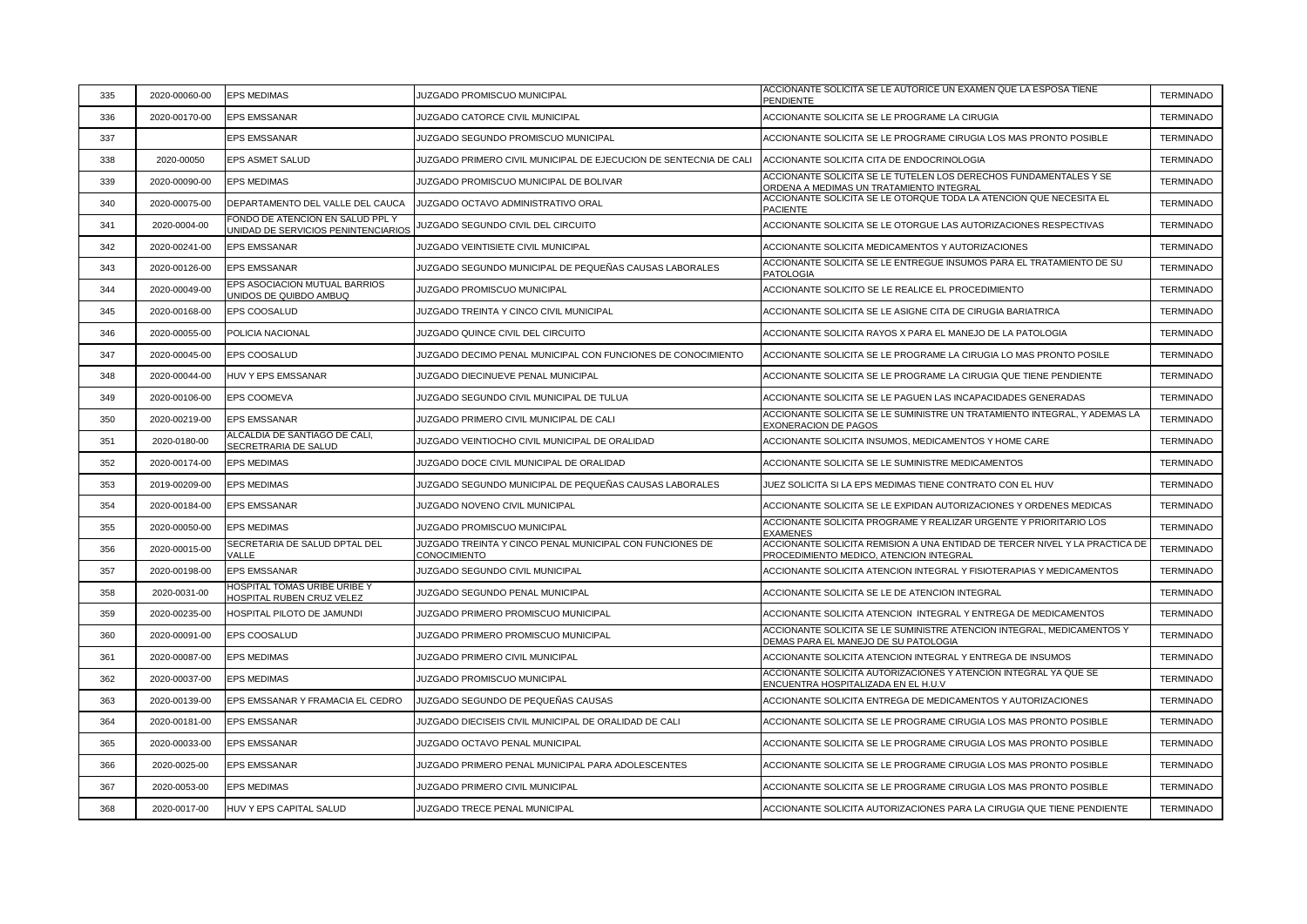| 335 | 2020-00060-00 | EPS MEDIMAS | JUZGADO PROMISCUO MUNICIPAL | ACCIONANTE SOLICITA SE LE AUTORICE UN EXAMEN QUE LA ESPOSA TIENE PENDIENTE | TERMINADO |
|---|---|---|---|---|---|
| 336 | 2020-00170-00 | EPS EMSSANAR | JUZGADO CATORCE CIVIL MUNICIPAL | ACCIONANTE SOLICITA SE LE PROGRAME LA CIRUGIA | TERMINADO |
| 337 | | EPS EMSSANAR | JUZGADO SEGUNDO PROMISCUO MUNICIPAL | ACCIONANTE SOLICITA SE LE PROGRAME CIRUGIA LOS MAS PRONTO POSIBLE | TERMINADO |
| 338 | 2020-00050 | EPS ASMET SALUD | JUZGADO PRIMERO CIVIL MUNICIPAL DE EJECUCION DE SENTECNIA DE CALI | ACCIONANTE SOLICITA CITA DE ENDOCRINOLOGIA | TERMINADO |
| 339 | 2020-00090-00 | EPS MEDIMAS | JUZGADO PROMISCUO MUNICIPAL DE BOLIVAR | ACCIONANTE SOLICITA SE LE TUTELEN LOS DERECHOS FUNDAMENTALES Y SE ORDENA A MEDIMAS UN TRATAMIENTO INTEGRAL | TERMINADO |
| 340 | 2020-00075-00 | DEPARTAMENTO DEL VALLE DEL CAUCA | JUZGADO OCTAVO ADMINISTRATIVO ORAL | ACCIONANTE SOLICITA SE LE OTORGUE TODA LA ATENCION QUE NECESITA EL PACIENTE | TERMINADO |
| 341 | 2020-0004-00 | FONDO DE ATENCION EN SALUD PPL Y UNIDAD DE SERVICIOS PENINTENCIARIOS | JUZGADO SEGUNDO CIVIL DEL CIRCUITO | ACCIONANTE SOLICITA SE LE OTORGUE LAS AUTORIZACIONES RESPECTIVAS | TERMINADO |
| 342 | 2020-00241-00 | EPS EMSSANAR | JUZGADO VEINTISIETE CIVIL MUNICIPAL | ACCIONANTE SOLICITA MEDICAMENTOS Y AUTORIZACIONES | TERMINADO |
| 343 | 2020-00126-00 | EPS EMSSANAR | JUZGADO SEGUNDO MUNICIPAL DE PEQUEÑAS CAUSAS LABORALES | ACCIONANTE SOLICITA SE LE ENTREGUE INSUMOS PARA EL TRATAMIENTO DE SU PATOLOGIA | TERMINADO |
| 344 | 2020-00049-00 | EPS ASOCIACION MUTUAL BARRIOS UNIDOS DE QUIBDO AMBUQ | JUZGADO PROMISCUO MUNICIPAL | ACCIONANTE SOLICITO SE LE REALICE EL PROCEDIMIENTO | TERMINADO |
| 345 | 2020-00168-00 | EPS COOSALUD | JUZGADO TREINTA Y CINCO CIVIL MUNICIPAL | ACCIONANTE SOLICITA SE LE ASIGNE CITA DE CIRUGIA BARIATRICA | TERMINADO |
| 346 | 2020-00055-00 | POLICIA NACIONAL | JUZGADO QUINCE CIVIL DEL CIRCUITO | ACCIONANTE SOLICITA RAYOS X PARA EL MANEJO DE LA PATOLOGIA | TERMINADO |
| 347 | 2020-00045-00 | EPS COOSALUD | JUZGADO DECIMO PENAL MUNICIPAL CON FUNCIONES DE CONOCIMIENTO | ACCIONANTE SOLICITA SE LE PROGRAME LA CIRUGIA LO MAS PRONTO POSILE | TERMINADO |
| 348 | 2020-00044-00 | HUV Y EPS EMSSANAR | JUZGADO DIECINUEVE PENAL MUNICIPAL | ACCIONANTE SOLICITA SE LE PROGRAME LA CIRUGIA QUE TIENE PENDIENTE | TERMINADO |
| 349 | 2020-00106-00 | EPS COOMEVA | JUZGADO SEGUNDO CIVIL MUNICIPAL DE TULUA | ACCIONANTE SOLICITA SE LE PAGUEN LAS INCAPACIDADES GENERADAS | TERMINADO |
| 350 | 2020-00219-00 | EPS EMSSANAR | JUZGADO PRIMERO CIVIL MUNICIPAL DE CALI | ACCIONANTE SOLICITA SE LE SUMINISTRE UN TRATAMIENTO INTEGRAL, Y ADEMAS LA EXONERACION DE PAGOS | TERMINADO |
| 351 | 2020-0180-00 | ALCALDIA DE SANTIAGO DE CALI, SECRETRARIA DE SALUD | JUZGADO VEINTIOCHO CIVIL MUNICIPAL DE ORALIDAD | ACCIONANTE SOLICITA INSUMOS, MEDICAMENTOS Y HOME CARE | TERMINADO |
| 352 | 2020-00174-00 | EPS MEDIMAS | JUZGADO DOCE CIVIL MUNICIPAL DE ORALIDAD | ACCIONANTE SOLICITA SE LE SUMINISTRE MEDICAMENTOS | TERMINADO |
| 353 | 2019-00209-00 | EPS MEDIMAS | JUZGADO SEGUNDO MUNICIPAL DE PEQUEÑAS CAUSAS LABORALES | JUEZ SOLICITA SI LA EPS MEDIMAS TIENE CONTRATO CON EL HUV | TERMINADO |
| 354 | 2020-00184-00 | EPS EMSSANAR | JUZGADO NOVENO CIVIL MUNICIPAL | ACCIONANTE SOLICITA SE LE EXPIDAN AUTORIZACIONES Y ORDENES MEDICAS | TERMINADO |
| 355 | 2020-00050-00 | EPS MEDIMAS | JUZGADO PROMISCUO MUNICIPAL | ACCIONANTE SOLICITA PROGRAME Y REALIZAR URGENTE Y PRIORITARIO LOS EXAMENES | TERMINADO |
| 356 | 2020-00015-00 | SECRETARIA DE SALUD DPTAL DEL VALLE | JUZGADO TREINTA Y CINCO PENAL MUNICIPAL CON FUNCIONES DE CONOCIMIENTO | ACCIONANTE SOLICITA REMISION A UNA ENTIDAD DE TERCER NIVEL Y LA PRACTICA DE PROCEDIMIENTO MEDICO, ATENCION INTEGRAL | TERMINADO |
| 357 | 2020-00198-00 | EPS EMSSANAR | JUZGADO SEGUNDO CIVIL MUNICIPAL | ACCIONANTE SOLICITA ATENCION INTEGRAL Y FISIOTERAPIAS Y MEDICAMENTOS | TERMINADO |
| 358 | 2020-0031-00 | HOSPITAL TOMAS URIBE URIBE Y HOSPITAL RUBEN CRUZ VELEZ | JUZGADO SEGUNDO PENAL MUNICIPAL | ACCIONANTE SOLICITA SE LE DE ATENCION INTEGRAL | TERMINADO |
| 359 | 2020-00235-00 | HOSPITAL PILOTO DE JAMUNDI | JUZGADO PRIMERO PROMISCUO MUNICIPAL | ACCIONANTE SOLICITA ATENCION INTEGRAL Y ENTREGA DE MEDICAMENTOS | TERMINADO |
| 360 | 2020-00091-00 | EPS COOSALUD | JUZGADO PRIMERO PROMISCUO MUNICIPAL | ACCIONANTE SOLICITA SE LE SUMINISTRE ATENCION INTEGRAL, MEDICAMENTOS Y DEMAS PARA EL MANEJO DE SU PATOLOGIA | TERMINADO |
| 361 | 2020-00087-00 | EPS MEDIMAS | JUZGADO PRIMERO CIVIL MUNICIPAL | ACCIONANTE SOLICITA ATENCION INTEGRAL Y ENTREGA DE INSUMOS | TERMINADO |
| 362 | 2020-00037-00 | EPS MEDIMAS | JUZGADO PROMISCUO MUNICIPAL | ACCIONANTE SOLICITA AUTORIZACIONES Y ATENCION INTEGRAL YA QUE SE ENCUENTRA HOSPITALIZADA EN EL H.U.V | TERMINADO |
| 363 | 2020-00139-00 | EPS EMSSANAR Y FRAMACIA EL CEDRO | JUZGADO SEGUNDO DE PEQUEÑAS CAUSAS | ACCIONANTE SOLICITA ENTREGA DE MEDICAMENTOS Y AUTORIZACIONES | TERMINADO |
| 364 | 2020-00181-00 | EPS EMSSANAR | JUZGADO DIECISEIS CIVIL MUNICIPAL DE ORALIDAD DE CALI | ACCIONANTE SOLICITA SE LE PROGRAME CIRUGIA LOS MAS PRONTO POSIBLE | TERMINADO |
| 365 | 2020-00033-00 | EPS EMSSANAR | JUZGADO OCTAVO PENAL MUNICIPAL | ACCIONANTE SOLICITA SE LE PROGRAME CIRUGIA LOS MAS PRONTO POSIBLE | TERMINADO |
| 366 | 2020-0025-00 | EPS EMSSANAR | JUZGADO PRIMERO PENAL MUNICIPAL PARA ADOLESCENTES | ACCIONANTE SOLICITA SE LE PROGRAME CIRUGIA LOS MAS PRONTO POSIBLE | TERMINADO |
| 367 | 2020-0053-00 | EPS MEDIMAS | JUZGADO PRIMERO CIVIL MUNICIPAL | ACCIONANTE SOLICITA SE LE PROGRAME CIRUGIA LOS MAS PRONTO POSIBLE | TERMINADO |
| 368 | 2020-0017-00 | HUV Y EPS CAPITAL SALUD | JUZGADO TRECE PENAL MUNICIPAL | ACCIONANTE SOLICITA AUTORIZACIONES PARA LA CIRUGIA QUE TIENE PENDIENTE | TERMINADO |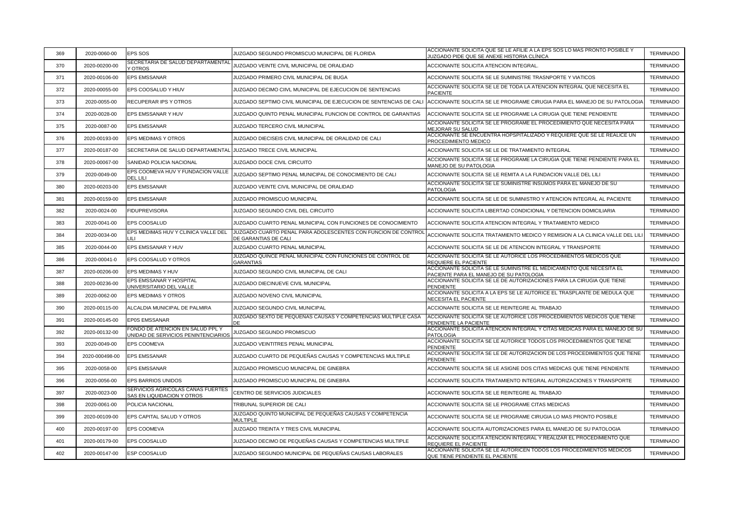| 369 | 2020-0060-00 | EPS SOS | JUZGADO SEGUNDO PROMISCUO MUNICIPAL DE FLORIDA | ACCIONANTE SOLICITA QUE SE LE AFILIE A LA EPS SOS LO MAS PRONTO POSIBLE Y JUZGADO PIDE QUE SE ANEXE HISTORIA CLÍNICA | TERMINADO |
|---|---|---|---|---|---|
| 370 | 2020-00200-00 | SECRETARIA DE SALUD DEPARTAMENTAL Y OTROS | JUZGADO VEINTE CIVIL MUNICIPAL DE ORALIDAD | ACCIONANTE SOLICITA ATENCION INTEGRAL. | TERMINADO |
| 371 | 2020-00106-00 | EPS EMSSANAR | JUZGADO PRIMERO CIVIL MUNICIPAL DE BUGA | ACCIONANTE SOLICITA SE LE SUMINISTRE TRASNPORTE Y VIATICOS | TERMINADO |
| 372 | 2020-00055-00 | EPS COOSALUD Y HIUV | JUZGADO DECIMO CIIVL MUNICIPAL DE EJECUCION DE SENTENCIAS | ACCIONANTE SOLICITA SE LE DE TODA LA ATENCION INTEGRAL QUE NECESITA EL PACIENTE | TERMINADO |
| 373 | 2020-0055-00 | RECUPERAR IPS Y OTROS | JUZGADO SEPTIMO CIVIL MUNICIPAL DE EJECUCION DE SENTENCIAS DE CALI | ACCIONANTE SOLICITA SE LE PROGRAME CIRUGIA PARA EL MANEJO DE SU PATOLOGIA | TERMINADO |
| 374 | 2020-0028-00 | EPS EMSSANAR Y HUV | JUZGADO QUINTO PENAL MUNICIPAL FUNCION DE CONTROL DE GARANTIAS | ACCIONANTE SOLICITA SE LE PROGRAME LA CIRUGIA QUE TIENE PENDIENTE | TERMINADO |
| 375 | 2020-0087-00 | EPS EMSSANAR | JUZGADO TERCERO CIVIL MUNICIPAL | ACCIONANTE SOLICITA SE LE PROGRAME EL PROCEDIMIENTO QUE NECESITA PARA MEJORAR SU SALUD | TERMINADO |
| 376 | 2020-00193-00 | EPS MEDIMAS Y OTROS | JUZGADO DIECISEIS CIVIL MUNICIPAL DE ORALIDAD DE CALI | ACCIONANTE SE ENCUENTRA HOPSPITALIZADO Y REQUIERE QUE SE LE REALICE UN PROCEDIMIENTO MEDICO | TERMINADO |
| 377 | 2020-00187-00 | SECRETARIA DE SALUD DEPARTAMENTAL | JUZGADO TRECE CIVIL MUNICIPAL | ACCIONANTE SOLICITA SE LE DE TRATAMIENTO INTEGRAL | TERMINADO |
| 378 | 2020-00067-00 | SANIDAD POLICIA NACIONAL | JUZGADO DOCE CIVIL CIRCUITO | ACCIONANTE SOLICITA SE LE PROGRAME LA CIRUGIA QUE TIENE PENDIENTE PARA EL MANEJO DE SU PATOLOGIA | TERMINADO |
| 379 | 2020-0049-00 | EPS COOMEVA HUV Y FUNDACION VALLE DEL LILI | JUZGADO SEPTIMO PENAL MUNICIPAL DE CONOCIMIENTO DE CALI | ACCIONANTE SOLICITA SE LE REMITA A LA FUNDACION VALLE DEL LILI | TERMINADO |
| 380 | 2020-00203-00 | EPS EMSSANAR | JUZGADO VEINTE CIVIL MUNICIPAL DE ORALIDAD | ACCIONANTE SOLICITA SE LE SUMINISTRE INSUMOS PARA EL MANEJO DE SU PATOLOGIA | TERMINADO |
| 381 | 2020-00159-00 | EPS EMSSANAR | JUZGADO PROMISCUO MUNICIPAL | ACCIONANTE SOLICITA SE LE DE SUMINISTRO Y ATENCION INTEGRAL AL PACIENTE | TERMINADO |
| 382 | 2020-0024-00 | FIDUPREVISORA | JUZGADO SEGUNDO CIVIL DEL CIRCUITO | ACCIONANTE SOLICITA LIBERTAD CONDICIONAL Y DETENCION DOMICILIARIA | TERMINADO |
| 383 | 2020-0041-00 | EPS COOSALUD | JUZGADO CUARTO PENAL MUNICIPAL CON FUNCIONES DE CONOCIMIENTO | ACCIONANTE SOLICITA ATENCION INTEGRAL Y TRATAMIENTO MEDICO | TERMINADO |
| 384 | 2020-0034-00 | EPS MEDIMAS HUV Y CLINICA VALLE DEL LILI | JUZGADO CUARTO PENAL PARA ADOLESCENTES CON FUNCION DE CONTROL DE GARANTIAS DE CALI | ACCIONANTE SOLICITA TRATAMIENTO MEDICO Y REMISION A LA CLINICA VALLE DEL LILI | TERMINADO |
| 385 | 2020-0044-00 | EPS EMSSANAR Y HUV | JUZGADO CUARTO PENAL MUNICIPAL | ACCIONANTE SOLICITA SE LE DE ATENCION INTEGRAL Y TRANSPORTE | TERMINADO |
| 386 | 2020-00041-0 | EPS COOSALUD Y OTROS | JUZGADO QUINCE PENAL MUNICIPAL CON FUNCIONES DE CONTROL DE GARANTIAS | ACCIONANTE SOLICITA SE LE AUTORICE LOS PROCEDIMIENTOS MEDICOS QUE REQUIERE EL PACIENTE | TERMINADO |
| 387 | 2020-00206-00 | EPS MEDIMAS Y HUV | JUZGADO SEGUNDO CIVIL MUNICIPAL DE CALI | ACCIONANTE SOLICITA SE LE SUMINISTRE EL MEDICAMENTO QUE NECESITA EL PACIENTE PARA EL MANEJO DE SU PATOLOGIA | TERMINADO |
| 388 | 2020-00236-00 | EPS EMSSANAR Y HOSPITAL UNIVERSITARIO DEL VALLE | JUZGADO DIECINUEVE CIVIL MUNICIPAL | ACCIONANTE SOLICITA SE LE DE AUTORIZACIONES PARA LA CIRUGIA QUE TIENE PENDIENTE | TERMINADO |
| 389 | 2020-0062-00 | EPS MEDIMAS Y OTROS | JUZGADO NOVENO CIVIL MUNICIPAL | ACCIONANTE SOLICITA A LA EPS SE LE AUTORICE EL TRASPLANTE DE MEDULA QUE NECESITA EL PACIENTE | TERMINADO |
| 390 | 2020-00115-00 | ALCALDIA MUNICIPAL DE PALMIRA | JUZGADO SEGUNDO CIVIL MUNICIPAL | ACCIONANTE SOLICITA SE LE REINTEGRE AL TRABAJO | TERMINADO |
| 391 | 2020-00145-00 | EP0S EMSSANAR | JUZGADO SEXTO DE PEQUEÑAS CAUSAS Y COMPETENCIAS MULTIPLE CASA DE | ACCIONANTE SOLICITA SE LE AUTORICE LOS PROCEDMIENTOS MEDICOS QUE TIENE PENDIENTE LA PACIENTE | TERMINADO |
| 392 | 2020-00132-00 | FONDO DE ATENCION EN SALUD PPL Y UNIDAD DE SERVICIOS PENINTENCIARIOS | JUZGADO SEGUNDO PROMISCUO | ACCIONANTE SOLICITA ATENCION INTEGRAL Y CITAS MEDICAS PARA EL MANEJO DE SU PATOLOGIA | TERMINADO |
| 393 | 2020-0049-00 | EPS COOMEVA | JUZGADO VEINTITRES PENAL MUNICIPAL | ACCIONANTE SOLICITA SE LE AUTORICE TODOS LOS PROCEDIMIENTOS QUE TIENE PENDIENTE | TERMINADO |
| 394 | 2020-000498-00 | EPS EMSSANAR | JUZGADO CUARTO DE PEQUEÑAS CAUSAS Y COMPETENCIAS MULTIPLE | ACCIONANTE SOLICITA SE LE DE AUTORIZACION DE LOS PROCEDIMIENTOS QUE TIENE PENDIENTE | TERMINADO |
| 395 | 2020-0058-00 | EPS EMSSANAR | JUZGADO PROMISCUO MUNICIPAL DE GINEBRA | ACCIONANTE SOLICITA SE LE ASIGNE DOS CITAS MEDICAS QUE TIENE PENDIENTE | TERMINADO |
| 396 | 2020-0056-00 | EPS BARRIOS UNIDOS | JUZGADO PROMISCUO MUNICIPAL DE GINEBRA | ACCIONANTE SOLICITA TRATAMIENTO INTEGRAL AUTORIZACIONES Y TRANSPORTE | TERMINADO |
| 397 | 2020-0023-00 | SERVICIOS AGRICOLAS CAÑAS FUERTES SAS EN LIQUIDACION Y OTROS | CENTRO DE SERVICIOS JUDICIALES | ACCIONANTE SOLICITA SE LE REINTEGRE AL TRABAJO | TERMINADO |
| 398 | 2020-0061-00 | POLICIA NACIONAL | TRIBUNAL SUPERIOR DE CALI | ACCIONANTE SOLICITA SE LE PROGRAME CITAS MEDICAS | TERMINADO |
| 399 | 2020-00109-00 | EPS CAPITAL SALUD Y OTROS | JUZGADO QUINTO MUNICIPAL DE PEQUEÑAS CAUSAS Y COMPETENCIA MULTIPLE | ACCIONANTE SOLICITA SE LE PROGRAME CIRUGIA LO MAS PRONTO POSIBLE | TERMINADO |
| 400 | 2020-00197-00 | EPS COOMEVA | JUZGADO TREINTA Y TRES CIVIL MUNICIPAL | ACCIONANTE SOLICITA AUTORIZACIONES PARA EL MANEJO DE SU PATOLOGIA | TERMINADO |
| 401 | 2020-00179-00 | EPS COOSALUD | JUZGADO DECIMO DE PEQUEÑAS CAUSAS Y COMPETENCIAS MULTIPLE | ACCIONANTE SOLICITA ATENCION INTEGRAL Y REALIZAR EL PROCEDIMIENTO QUE REQUIERE EL PACIENTE | TERMINADO |
| 402 | 2020-00147-00 | ESP COOSALUD | JUZGADO SEGUNDO MUNICIPAL DE PEQUEÑAS CAUSAS LABORALES | ACCIONANTE SOLICITA SE LE AUTORICEN TODOS LOS PROCEDIMIENTOS MEDICOS QUE TIENE PENDIENTE EL PACIENTE | TERMINADO |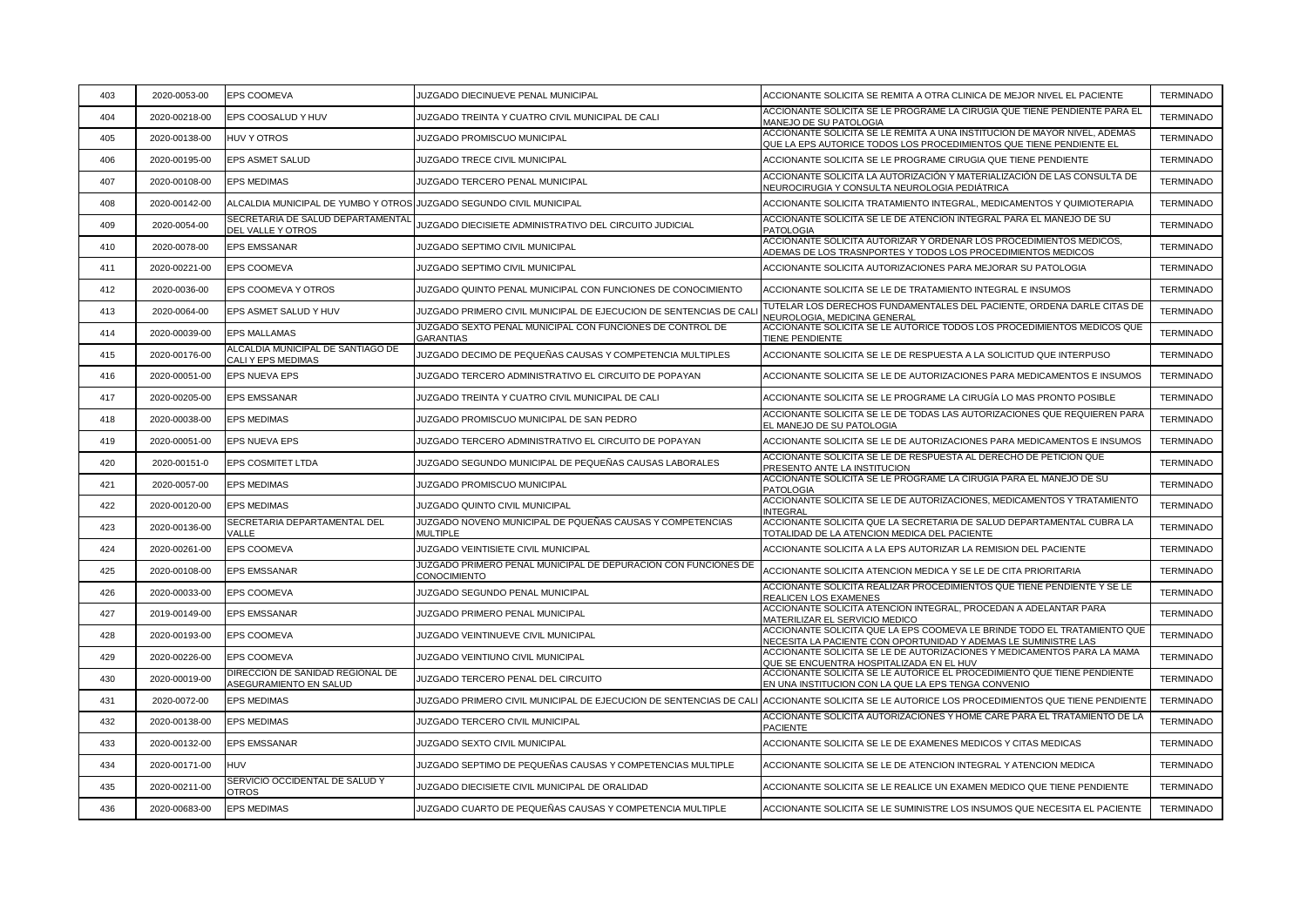| 403 | 2020-0053-00 | EPS COOMEVA | JUZGADO DIECINUEVE PENAL MUNICIPAL | ACCIONANTE SOLICITA SE REMITA A OTRA CLINICA DE MEJOR NIVEL EL PACIENTE | TERMINADO |
|---|---|---|---|---|---|
| 404 | 2020-00218-00 | EPS COOSALUD Y HUV | JUZGADO TREINTA Y CUATRO CIVIL MUNICIPAL DE CALI | ACCIONANTE SOLICITA SE LE PROGRAME LA CIRUGIA QUE TIENE PENDIENTE PARA EL MANEJO DE SU PATOLOGIA | TERMINADO |
| 405 | 2020-00138-00 | HUV Y OTROS | JUZGADO PROMISCUO MUNICIPAL | ACCIONANTE SOLICITA SE LE REMITA A UNA INSTITUCION DE MAYOR NIVEL, ADEMAS QUE LA EPS AUTORICE TODOS LOS PROCEDIMIENTOS QUE TIENE PENDIENTE EL | TERMINADO |
| 406 | 2020-00195-00 | EPS ASMET SALUD | JUZGADO TRECE CIVIL MUNICIPAL | ACCIONANTE SOLICITA SE LE PROGRAME CIRUGIA QUE TIENE PENDIENTE | TERMINADO |
| 407 | 2020-00108-00 | EPS MEDIMAS | JUZGADO TERCERO PENAL MUNICIPAL | ACCIONANTE SOLICITA LA AUTORIZACIÓN Y MATERIALIZACIÓN DE LAS CONSULTA DE NEUROCIRUGIA Y CONSULTA NEUROLOGIA PEDIÁTRICA | TERMINADO |
| 408 | 2020-00142-00 | ALCALDIA MUNICIPAL DE YUMBO Y OTROS | JUZGADO SEGUNDO CIVIL MUNICIPAL | ACCIONANTE SOLICITA TRATAMIENTO INTEGRAL, MEDICAMENTOS Y QUIMIOTERAPIA | TERMINADO |
| 409 | 2020-0054-00 | SECRETARIA DE SALUD DEPARTAMENTAL DEL VALLE Y OTROS | JUZGADO DIECISIETE ADMINISTRATIVO DEL CIRCUITO JUDICIAL | ACCIONANTE SOLICITA SE LE DE ATENCION INTEGRAL PARA EL MANEJO DE SU PATOLOGIA | TERMINADO |
| 410 | 2020-0078-00 | EPS EMSSANAR | JUZGADO SEPTIMO CIVIL MUNICIPAL | ACCIONANTE SOLICITA AUTORIZAR Y ORDENAR LOS PROCEDIMIENTOS MEDICOS, ADEMAS DE LOS TRASNPORTES Y TODOS LOS PROCEDIMIENTOS MEDICOS | TERMINADO |
| 411 | 2020-00221-00 | EPS COOMEVA | JUZGADO SEPTIMO CIVIL MUNICIPAL | ACCIONANTE SOLICITA AUTORIZACIONES PARA MEJORAR SU PATOLOGIA | TERMINADO |
| 412 | 2020-0036-00 | EPS COOMEVA Y OTROS | JUZGADO QUINTO PENAL MUNICIPAL CON FUNCIONES DE CONOCIMIENTO | ACCIONANTE SOLICITA SE LE DE TRATAMIENTO INTEGRAL E INSUMOS | TERMINADO |
| 413 | 2020-0064-00 | EPS ASMET SALUD Y HUV | JUZGADO PRIMERO CIVIL MUNICIPAL DE EJECUCION DE SENTENCIAS DE CALI | TUTELAR LOS DERECHOS FUNDAMENTALES DEL PACIENTE, ORDENA DARLE CITAS DE NEUROLOGIA, MEDICINA GENERAL | TERMINADO |
| 414 | 2020-00039-00 | EPS MALLAMAS | JUZGADO SEXTO PENAL MUNICIPAL CON FUNCIONES DE CONTROL DE GARANTIAS | ACCIONANTE SOLICITA SE LE AUTORICE TODOS LOS PROCEDIMIENTOS MEDICOS QUE TIENE PENDIENTE | TERMINADO |
| 415 | 2020-00176-00 | ALCALDIA MUNICIPAL DE SANTIAGO DE CALI Y EPS MEDIMAS | JUZGADO DECIMO DE PEQUEÑAS CAUSAS Y COMPETENCIA MULTIPLES | ACCIONANTE SOLICITA SE LE DE RESPUESTA A LA SOLICITUD QUE INTERPUSO | TERMINADO |
| 416 | 2020-00051-00 | EPS NUEVA EPS | JUZGADO TERCERO ADMINISTRATIVO EL CIRCUITO DE POPAYAN | ACCIONANTE SOLICITA SE LE DE AUTORIZACIONES PARA MEDICAMENTOS E INSUMOS | TERMINADO |
| 417 | 2020-00205-00 | EPS EMSSANAR | JUZGADO TREINTA Y CUATRO CIVIL MUNICIPAL DE CALI | ACCIONANTE SOLICITA SE LE PROGRAME LA CIRUGÍA LO MAS PRONTO POSIBLE | TERMINADO |
| 418 | 2020-00038-00 | EPS MEDIMAS | JUZGADO PROMISCUO MUNICIPAL DE SAN PEDRO | ACCIONANTE SOLICITA SE LE DE TODAS LAS AUTORIZACIONES QUE REQUIEREN PARA EL MANEJO DE SU PATOLOGIA | TERMINADO |
| 419 | 2020-00051-00 | EPS NUEVA EPS | JUZGADO TERCERO ADMINISTRATIVO EL CIRCUITO DE POPAYAN | ACCIONANTE SOLICITA SE LE DE AUTORIZACIONES PARA MEDICAMENTOS E INSUMOS | TERMINADO |
| 420 | 2020-00151-0 | EPS COSMITET LTDA | JUZGADO SEGUNDO MUNICIPAL DE PEQUEÑAS CAUSAS LABORALES | ACCIONANTE SOLICITA SE LE DE RESPUESTA AL DERECHO DE PETICION QUE PRESENTO ANTE LA INSTITUCION | TERMINADO |
| 421 | 2020-0057-00 | EPS MEDIMAS | JUZGADO PROMISCUO MUNICIPAL | ACCIONANTE SOLICITA SE LE PROGRAME LA CIRUGIA PARA EL MANEJO DE SU PATOLOGIA | TERMINADO |
| 422 | 2020-00120-00 | EPS MEDIMAS | JUZGADO QUINTO CIVIL MUNICIPAL | ACCIONANTE SOLICITA SE LE DE AUTORIZACIONES, MEDICAMENTOS Y TRATAMIENTO INTEGRAL | TERMINADO |
| 423 | 2020-00136-00 | SECRETARIA DEPARTAMENTAL DEL VALLE | JUZGADO NOVENO MUNICIPAL DE PQUEÑAS CAUSAS Y COMPETENCIAS MULTIPLE | ACCIONANTE SOLICITA QUE LA SECRETARIA DE SALUD DEPARTAMENTAL CUBRA LA TOTALIDAD DE LA ATENCION MEDICA DEL PACIENTE | TERMINADO |
| 424 | 2020-00261-00 | EPS COOMEVA | JUZGADO VEINTISIETE CIVIL MUNICIPAL | ACCIONANTE SOLICITA A LA EPS AUTORIZAR LA REMISION DEL PACIENTE | TERMINADO |
| 425 | 2020-00108-00 | EPS EMSSANAR | JUZGADO PRIMERO PENAL MUNICIPAL DE DEPURACION CON FUNCIONES DE CONOCIMIENTO | ACCIONANTE SOLICITA ATENCION MEDICA Y SE LE DE CITA PRIORITARIA | TERMINADO |
| 426 | 2020-00033-00 | EPS COOMEVA | JUZGADO SEGUNDO PENAL MUNICIPAL | ACCIONANTE SOLICITA REALIZAR PROCEDIMIENTOS QUE TIENE PENDIENTE Y SE LE REALICEN LOS EXAMENES | TERMINADO |
| 427 | 2019-00149-00 | EPS EMSSANAR | JUZGADO PRIMERO PENAL MUNICIPAL | ACCIONANTE SOLICITA ATENCION INTEGRAL, PROCEDAN A ADELANTAR PARA MATERILIZAR EL SERVICIO MEDICO | TERMINADO |
| 428 | 2020-00193-00 | EPS COOMEVA | JUZGADO VEINTINUEVE CIVIL MUNICIPAL | ACCIONANTE SOLICITA QUE LA EPS COOMEVA LE BRINDE TODO EL TRATAMIENTO QUE NECESITA LA PACIENTE CON OPORTUNIDAD Y ADEMAS LE SUMINISTRE LAS | TERMINADO |
| 429 | 2020-00226-00 | EPS COOMEVA | JUZGADO VEINTIUNO CIVIL MUNICIPAL | ACCIONANTE SOLICITA SE LE DE AUTORIZACIONES Y MEDICAMENTOS PARA LA MAMA QUE SE ENCUENTRA HOSPITALIZADA EN EL HUV | TERMINADO |
| 430 | 2020-00019-00 | DIRECCION DE SANIDAD REGIONAL DE ASEGURAMIENTO EN SALUD | JUZGADO TERCERO PENAL DEL CIRCUITO | ACCIONANTE SOLICITA SE LE AUTORICE EL PROCEDIMIENTO QUE TIENE PENDIENTE EN UNA INSTITUCION CON LA QUE LA EPS TENGA CONVENIO | TERMINADO |
| 431 | 2020-0072-00 | EPS MEDIMAS | JUZGADO PRIMERO CIVIL MUNICIPAL DE EJECUCION DE SENTENCIAS DE CALI | ACCIONANTE SOLICITA SE LE AUTORICE LOS PROCEDIMIENTOS QUE TIENE PENDIENTE | TERMINADO |
| 432 | 2020-00138-00 | EPS MEDIMAS | JUZGADO TERCERO CIVIL MUNICIPAL | ACCIONANTE SOLICITA AUTORIZACIONES Y HOME CARE PARA EL TRATAMIENTO DE LA PACIENTE | TERMINADO |
| 433 | 2020-00132-00 | EPS EMSSANAR | JUZGADO SEXTO CIVIL MUNICIPAL | ACCIONANTE SOLICITA SE LE DE EXAMENES MEDICOS Y CITAS MEDICAS | TERMINADO |
| 434 | 2020-00171-00 | HUV | JUZGADO SEPTIMO DE PEQUEÑAS CAUSAS Y COMPETENCIAS MULTIPLE | ACCIONANTE SOLICITA SE LE DE ATENCION INTEGRAL Y ATENCION MEDICA | TERMINADO |
| 435 | 2020-00211-00 | SERVICIO OCCIDENTAL DE SALUD Y OTROS | JUZGADO DIECISIETE CIVIL MUNICIPAL DE ORALIDAD | ACCIONANTE SOLICITA SE LE REALICE UN EXAMEN MEDICO QUE TIENE PENDIENTE | TERMINADO |
| 436 | 2020-00683-00 | EPS MEDIMAS | JUZGADO CUARTO DE PEQUEÑAS CAUSAS Y COMPETENCIA MULTIPLE | ACCIONANTE SOLICITA SE LE SUMINISTRE LOS INSUMOS QUE NECESITA EL PACIENTE | TERMINADO |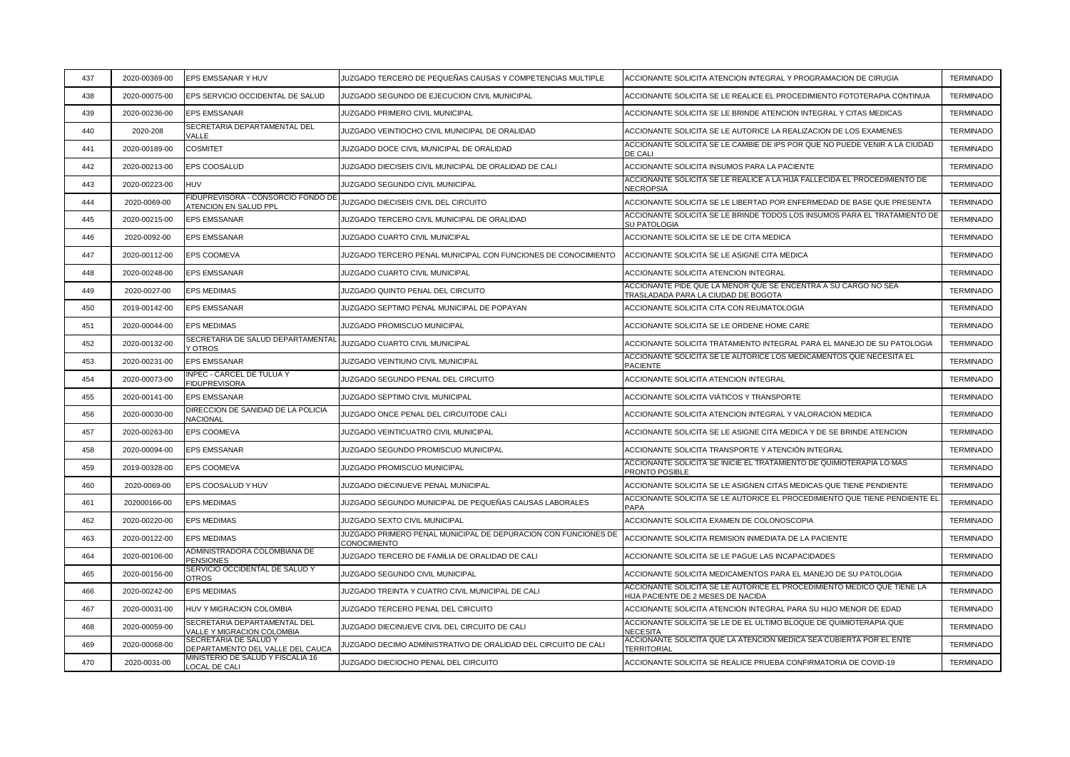| 437 | 2020-00369-00 | EPS EMSSANAR Y HUV | JUZGADO TERCERO DE PEQUEÑAS CAUSAS Y COMPETENCIAS MULTIPLE | ACCIONANTE SOLICITA ATENCION INTEGRAL Y PROGRAMACION DE CIRUGIA | TERMINADO |
|---|---|---|---|---|---|
| 438 | 2020-00075-00 | EPS SERVICIO OCCIDENTAL DE SALUD | JUZGADO SEGUNDO DE EJECUCION CIVIL MUNICIPAL | ACCIONANTE SOLICITA SE LE REALICE EL PROCEDIMIENTO FOTOTERAPIA CONTINUA | TERMINADO |
| 439 | 2020-00236-00 | EPS EMSSANAR | JUZGADO PRIMERO CIVIL MUNICIPAL | ACCIONANTE SOLICITA SE LE BRINDE ATENCION INTEGRAL Y CITAS MEDICAS | TERMINADO |
| 440 | 2020-208 | SECRETARIA DEPARTAMENTAL DEL VALLE | JUZGADO VEINTIOCHO CIVIL MUNICIPAL DE ORALIDAD | ACCIONANTE SOLICITA SE LE AUTORICE LA REALIZACION DE LOS EXAMENES | TERMINADO |
| 441 | 2020-00189-00 | COSMITET | JUZGADO DOCE CIVIL MUNICIPAL DE ORALIDAD | ACCIONANTE SOLICITA SE LE CAMBIE DE IPS POR QUE NO PUEDE VENIR A LA CIUDAD DE CALI | TERMINADO |
| 442 | 2020-00213-00 | EPS COOSALUD | JUZGADO DIECISEIS CIVIL MUNICIPAL DE ORALIDAD DE CALI | ACCIONANTE SOLICITA INSUMOS PARA LA PACIENTE | TERMINADO |
| 443 | 2020-00223-00 | HUV | JUZGADO SEGUNDO CIVIL MUNICIPAL | ACCIONANTE SOLICITA SE LE REALICE A LA HIJA FALLECIDA EL PROCEDIMIENTO DE NECROPSIA | TERMINADO |
| 444 | 2020-0069-00 | FIDUPREVISORA - CONSORCIO FONDO DE ATENCION EN SALUD PPL | JUZGADO DIECISEIS CIVIL DEL CIRCUITO | ACCIONANTE SOLICITA SE LE LIBERTAD POR ENFERMEDAD DE BASE QUE PRESENTA | TERMINADO |
| 445 | 2020-00215-00 | EPS EMSSANAR | JUZGADO TERCERO CIVIL MUNICIPAL DE ORALIDAD | ACCIONANTE SOLICITA SE LE BRINDE TODOS LOS INSUMOS PARA EL TRATAMIENTO DE SU PATOLOGIA | TERMINADO |
| 446 | 2020-0092-00 | EPS EMSSANAR | JUZGADO CUARTO CIVIL MUNICIPAL | ACCIONANTE SOLICITA SE LE DE CITA MEDICA | TERMINADO |
| 447 | 2020-00112-00 | EPS COOMEVA | JUZGADO TERCERO PENAL MUNICIPAL CON FUNCIONES DE CONOCIMIENTO | ACCIONANTE SOLICITA SE LE ASIGNE CITA MEDICA | TERMINADO |
| 448 | 2020-00248-00 | EPS EMSSANAR | JUZGADO CUARTO CIVIL MUNICIPAL | ACCIONANTE SOLICITA ATENCION INTEGRAL | TERMINADO |
| 449 | 2020-0027-00 | EPS MEDIMAS | JUZGADO QUINTO PENAL DEL CIRCUITO | ACCIONANTE PIDE QUE LA MENOR QUE SE ENCENTRA A SU CARGO NO SEA TRASLADADA PARA LA CIUDAD DE BOGOTA | TERMINADO |
| 450 | 2019-00142-00 | EPS EMSSANAR | JUZGADO SEPTIMO PENAL MUNICIPAL DE POPAYAN | ACCIONANTE SOLICITA CITA CON REUMATOLOGIA | TERMINADO |
| 451 | 2020-00044-00 | EPS MEDIMAS | JUZGADO PROMISCUO MUNICIPAL | ACCIONANTE SOLICITA SE LE ORDENE HOME CARE | TERMINADO |
| 452 | 2020-00132-00 | SECRETARIA DE SALUD DEPARTAMENTAL Y OTROS | JUZGADO CUARTO CIVIL MUNICIPAL | ACCIONANTE SOLICITA TRATAMIENTO INTEGRAL PARA EL MANEJO DE SU PATOLOGIA | TERMINADO |
| 453 | 2020-00231-00 | EPS EMSSANAR | JUZGADO VEINTIUNO CIVIL MUNICIPAL | ACCIONANTE SOLICITA SE LE AUTORICE LOS MEDICAMENTOS QUE NECESITA EL PACIENTE | TERMINADO |
| 454 | 2020-00073-00 | INPEC - CARCEL DE TULUA Y FIDUPREVISORA | JUZGADO SEGUNDO PENAL DEL CIRCUITO | ACCIONANTE SOLICITA ATENCION INTEGRAL | TERMINADO |
| 455 | 2020-00141-00 | EPS EMSSANAR | JUZGADO SEPTIMO CIVIL MUNICIPAL | ACCIONANTE SOLICITA VIÁTICOS Y TRANSPORTE | TERMINADO |
| 456 | 2020-00030-00 | DIRECCION DE SANIDAD DE LA POLICIA NACIONAL | JUZGADO ONCE PENAL DEL CIRCUITODE CALI | ACCIONANTE SOLICITA ATENCION INTEGRAL Y VALORACION MEDICA | TERMINADO |
| 457 | 2020-00263-00 | EPS COOMEVA | JUZGADO VEINTICUATRO CIVIL MUNICIPAL | ACCIONANTE SOLICITA SE LE ASIGNE CITA MEDICA Y DE SE BRINDE ATENCION | TERMINADO |
| 458 | 2020-00094-00 | EPS EMSSANAR | JUZGADO SEGUNDO PROMISCUO MUNICIPAL | ACCIONANTE SOLICITA TRANSPORTE Y ATENCIÓN INTEGRAL | TERMINADO |
| 459 | 2019-00328-00 | EPS COOMEVA | JUZGADO PROMISCUO MUNICIPAL | ACCIONANTE SOLICITA SE INICIE EL TRATAMIENTO DE QUIMIOTERAPIA LO MAS PRONTO POSIBLE | TERMINADO |
| 460 | 2020-0069-00 | EPS COOSALUD Y HUV | JUZGADO DIECINUEVE PENAL MUNICIPAL | ACCIONANTE SOLICITA SE LE ASIGNEN CITAS MEDICAS QUE TIENE PENDIENTE | TERMINADO |
| 461 | 202000166-00 | EPS MEDIMAS | JUZGADO SEGUNDO MUNICIPAL DE PEQUEÑAS CAUSAS LABORALES | ACCIONANTE SOLICITA SE LE AUTORICE EL PROCEDIMIENTO QUE TIENE PENDIENTE EL PAPA | TERMINADO |
| 462 | 2020-00220-00 | EPS MEDIMAS | JUZGADO SEXTO CIVIL MUNICIPAL | ACCIONANTE SOLICITA EXAMEN DE COLONOSCOPIA | TERMINADO |
| 463 | 2020-00122-00 | EPS MEDIMAS | JUZGADO PRIMERO PENAL MUNICIPAL DE DEPURACION CON FUNCIONES DE CONOCIMIENTO | ACCIONANTE SOLICITA REMISION INMEDIATA DE LA PACIENTE | TERMINADO |
| 464 | 2020-00106-00 | ADMINISTRADORA COLOMBIANA DE PENSIONES | JUZGADO TERCERO DE FAMILIA DE ORALIDAD DE CALI | ACCIONANTE SOLICITA SE LE PAGUE LAS INCAPACIDADES | TERMINADO |
| 465 | 2020-00156-00 | SERVICIO OCCIDENTAL DE SALUD Y OTROS | JUZGADO SEGUNDO CIVIL MUNICIPAL | ACCIONANTE SOLICITA MEDICAMENTOS PARA EL MANEJO DE SU PATOLOGIA | TERMINADO |
| 466 | 2020-00242-00 | EPS MEDIMAS | JUZGADO TREINTA Y CUATRO CIVIL MUNICIPAL DE CALI | ACCIONANTE SOLICITA SE LE AUTORICE EL PROCEDIMIENTO MEDICO QUE TIENE LA HIJA PACIENTE DE 2 MESES DE NACIDA | TERMINADO |
| 467 | 2020-00031-00 | HUV Y MIGRACION COLOMBIA | JUZGADO TERCERO PENAL DEL CIRCUITO | ACCIONANTE SOLICITA ATENCION INTEGRAL PARA SU HIJO MENOR DE EDAD | TERMINADO |
| 468 | 2020-00059-00 | SECRETARIA DEPARTAMENTAL DEL VALLE Y MIGRACION COLOMBIA | JUZGADO DIECINUEVE CIVIL DEL CIRCUITO DE CALI | ACCIONANTE SOLICITA SE LE DE EL ULTIMO BLOQUE DE QUIMIOTERAPIA QUE NECESITA | TERMINADO |
| 469 | 2020-00068-00 | SECRETARIA DE SALUD Y DEPARTAMENTO DEL VALLE DEL CAUCA | JUZGADO DECIMO ADMINISTRATIVO DE ORALIDAD DEL CIRCUITO DE CALI | ACCIONANTE SOLICITA QUE LA ATENCION MEDICA SEA CUBIERTA POR EL ENTE TERRITORIAL | TERMINADO |
| 470 | 2020-0031-00 | MINISTERIO DE SALUD Y FISCALIA 16 LOCAL DE CALI | JUZGADO DIECIOCHO PENAL DEL CIRCUITO | ACCIONANTE SOLICITA SE REALICE PRUEBA CONFIRMATORIA DE COVID-19 | TERMINADO |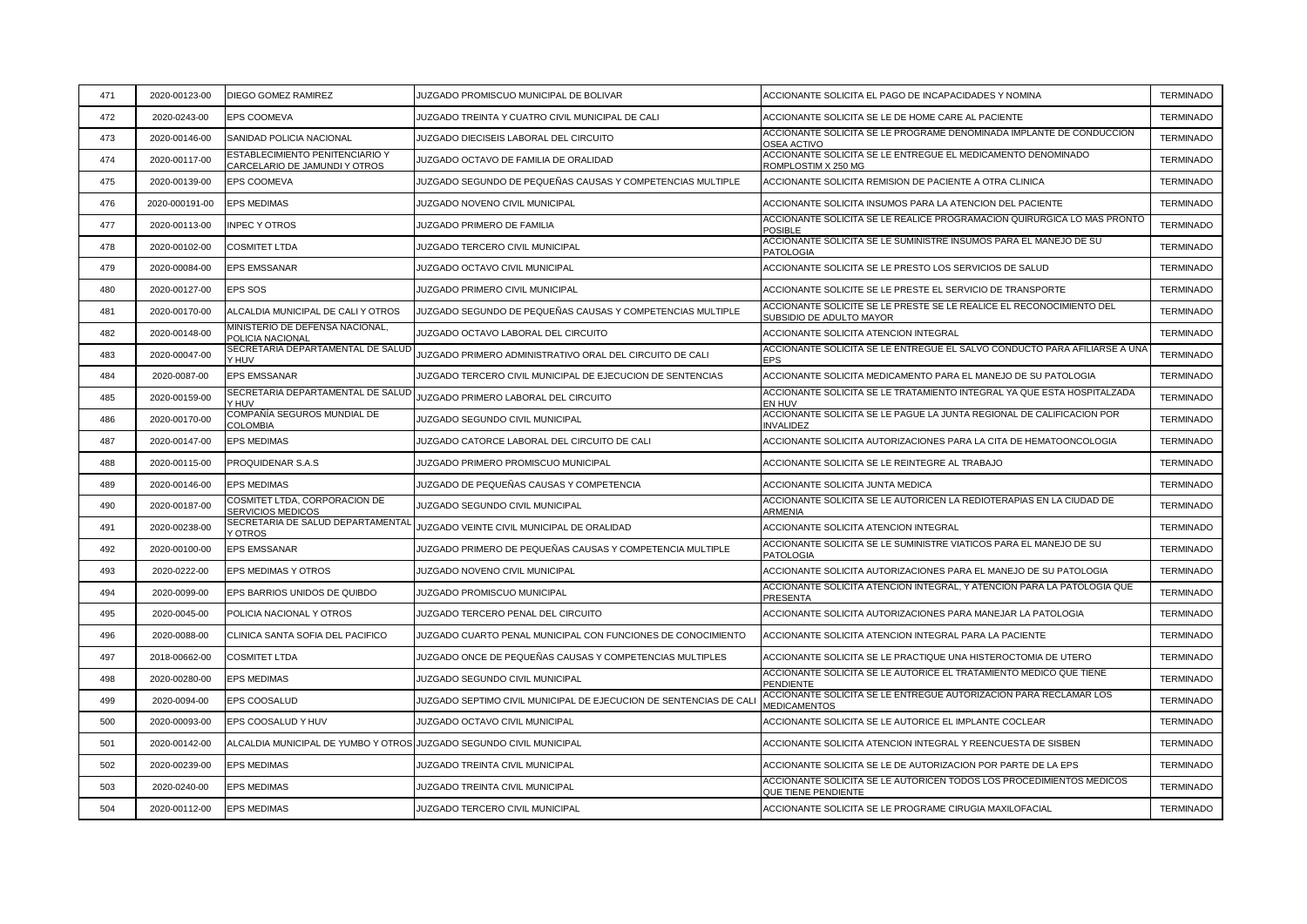| 471 | 2020-00123-00 | DIEGO GOMEZ RAMIREZ | JUZGADO PROMISCUO MUNICIPAL DE BOLIVAR | ACCIONANTE SOLICITA EL PAGO DE INCAPACIDADES Y NOMINA | TERMINADO |
|---|---|---|---|---|---|
| 472 | 2020-0243-00 | EPS COOMEVA | JUZGADO TREINTA Y CUATRO CIVIL MUNICIPAL DE CALI | ACCIONANTE SOLICITA SE LE DE HOME CARE AL PACIENTE | TERMINADO |
| 473 | 2020-00146-00 | SANIDAD POLICIA NACIONAL | JUZGADO DIECISEIS LABORAL DEL CIRCUITO | ACCIONANTE SOLICITA SE LE PROGRAME DENOMINADA IMPLANTE DE CONDUCCION OSEA ACTIVO | TERMINADO |
| 474 | 2020-00117-00 | ESTABLECIMIENTO PENITENCIARIO Y CARCELARIO DE JAMUNDI Y OTROS | JUZGADO OCTAVO DE FAMILIA DE ORALIDAD | ACCIONANTE SOLICITA SE LE ENTREGUE EL MEDICAMENTO DENOMINADO ROMPLOSTIM X 250 MG | TERMINADO |
| 475 | 2020-00139-00 | EPS COOMEVA | JUZGADO SEGUNDO DE PEQUEÑAS CAUSAS Y COMPETENCIAS MULTIPLE | ACCIONANTE SOLICITA REMISION DE PACIENTE A OTRA CLINICA | TERMINADO |
| 476 | 2020-000191-00 | EPS MEDIMAS | JUZGADO NOVENO CIVIL MUNICIPAL | ACCIONANTE SOLICITA INSUMOS PARA LA ATENCION DEL PACIENTE | TERMINADO |
| 477 | 2020-00113-00 | INPEC Y OTROS | JUZGADO PRIMERO DE FAMILIA | ACCIONANTE SOLICITA SE LE REALICE PROGRAMACION QUIRURGICA LO MAS PRONTO POSIBLE | TERMINADO |
| 478 | 2020-00102-00 | COSMITET LTDA | JUZGADO TERCERO CIVIL MUNICIPAL | ACCIONANTE SOLICITA SE LE SUMINISTRE INSUMOS PARA EL MANEJO DE SU PATOLOGIA | TERMINADO |
| 479 | 2020-00084-00 | EPS EMSSANAR | JUZGADO OCTAVO CIVIL MUNICIPAL | ACCIONANTE SOLICITA SE LE PRESTO LOS SERVICIOS DE SALUD | TERMINADO |
| 480 | 2020-00127-00 | EPS SOS | JUZGADO PRIMERO CIVIL MUNICIPAL | ACCIONANTE SOLICITE SE LE PRESTE EL SERVICIO DE TRANSPORTE | TERMINADO |
| 481 | 2020-00170-00 | ALCALDIA MUNICIPAL DE CALI Y OTROS | JUZGADO SEGUNDO DE PEQUEÑAS CAUSAS Y COMPETENCIAS MULTIPLE | ACCIONANTE SOLICITE SE LE PRESTE SE LE REALICE EL RECONOCIMIENTO DEL SUBSIDIO DE ADULTO MAYOR | TERMINADO |
| 482 | 2020-00148-00 | MINISTERIO DE DEFENSA NACIONAL, POLICIA NACIONAL | JUZGADO OCTAVO LABORAL DEL CIRCUITO | ACCIONANTE SOLICITA ATENCION INTEGRAL | TERMINADO |
| 483 | 2020-00047-00 | SECRETARIA DEPARTAMENTAL DE SALUD Y HUV | JUZGADO PRIMERO ADMINISTRATIVO ORAL DEL CIRCUITO DE CALI | ACCIONANTE SOLICITA SE LE ENTREGUE EL SALVO CONDUCTO PARA AFILIARSE A UNA EPS | TERMINADO |
| 484 | 2020-0087-00 | EPS EMSSANAR | JUZGADO TERCERO CIVIL MUNICIPAL DE EJECUCION DE SENTENCIAS | ACCIONANTE SOLICITA MEDICAMENTO PARA EL MANEJO DE SU PATOLOGIA | TERMINADO |
| 485 | 2020-00159-00 | SECRETARIA DEPARTAMENTAL DE SALUD Y HUV | JUZGADO PRIMERO LABORAL DEL CIRCUITO | ACCIONANTE SOLICITA SE LE TRATAMIENTO INTEGRAL YA QUE ESTA HOSPITALZADA EN HUV | TERMINADO |
| 486 | 2020-00170-00 | COMPAÑÍA SEGUROS MUNDIAL DE COLOMBIA | JUZGADO SEGUNDO CIVIL MUNICIPAL | ACCIONANTE SOLICITA SE LE PAGUE LA JUNTA REGIONAL DE CALIFICACION POR INVALIDEZ | TERMINADO |
| 487 | 2020-00147-00 | EPS MEDIMAS | JUZGADO CATORCE LABORAL DEL CIRCUITO DE CALI | ACCIONANTE SOLICITA AUTORIZACIONES PARA LA CITA DE HEMATOONCOLOGIA | TERMINADO |
| 488 | 2020-00115-00 | PROQUIDENAR S.A.S | JUZGADO PRIMERO PROMISCUO MUNICIPAL | ACCIONANTE SOLICITA SE LE REINTEGRE AL TRABAJO | TERMINADO |
| 489 | 2020-00146-00 | EPS MEDIMAS | JUZGADO DE PEQUEÑAS CAUSAS Y COMPETENCIA | ACCIONANTE SOLICITA JUNTA MEDICA | TERMINADO |
| 490 | 2020-00187-00 | COSMITET LTDA, CORPORACION DE SERVICIOS MEDICOS | JUZGADO SEGUNDO CIVIL MUNICIPAL | ACCIONANTE SOLICITA SE LE AUTORICEN LA REDIOTERAPIAS EN LA CIUDAD DE ARMENIA | TERMINADO |
| 491 | 2020-00238-00 | SECRETARIA DE SALUD DEPARTAMENTAL Y OTROS | JUZGADO VEINTE CIVIL MUNICIPAL DE ORALIDAD | ACCIONANTE SOLICITA ATENCION INTEGRAL | TERMINADO |
| 492 | 2020-00100-00 | EPS EMSSANAR | JUZGADO PRIMERO DE PEQUEÑAS CAUSAS Y COMPETENCIA MULTIPLE | ACCIONANTE SOLICITA SE LE SUMINISTRE VIATICOS PARA EL MANEJO DE SU PATOLOGIA | TERMINADO |
| 493 | 2020-0222-00 | EPS MEDIMAS Y OTROS | JUZGADO NOVENO CIVIL MUNICIPAL | ACCIONANTE SOLICITA AUTORIZACIONES PARA EL MANEJO DE SU PATOLOGIA | TERMINADO |
| 494 | 2020-0099-00 | EPS BARRIOS UNIDOS DE QUIBDO | JUZGADO PROMISCUO MUNICIPAL | ACCIONANTE SOLICITA ATENCION INTEGRAL, Y ATENCION PARA LA PATOLOGIA QUE PRESENTA | TERMINADO |
| 495 | 2020-0045-00 | POLICIA NACIONAL Y OTROS | JUZGADO TERCERO PENAL DEL CIRCUITO | ACCIONANTE SOLICITA AUTORIZACIONES PARA MANEJAR LA PATOLOGIA | TERMINADO |
| 496 | 2020-0088-00 | CLINICA SANTA SOFIA DEL PACIFICO | JUZGADO CUARTO PENAL MUNICIPAL CON FUNCIONES DE CONOCIMIENTO | ACCIONANTE SOLICITA ATENCION INTEGRAL PARA LA PACIENTE | TERMINADO |
| 497 | 2018-00662-00 | COSMITET LTDA | JUZGADO ONCE DE PEQUEÑAS CAUSAS Y COMPETENCIAS MULTIPLES | ACCIONANTE SOLICITA SE LE PRACTIQUE UNA HISTEROCTOMIA DE UTERO | TERMINADO |
| 498 | 2020-00280-00 | EPS MEDIMAS | JUZGADO SEGUNDO CIVIL MUNICIPAL | ACCIONANTE SOLICITA SE LE AUTORICE EL TRATAMIENTO MEDICO QUE TIENE PENDIENTE | TERMINADO |
| 499 | 2020-0094-00 | EPS COOSALUD | JUZGADO SEPTIMO CIVIL MUNICIPAL DE EJECUCION DE SENTENCIAS DE CALI | ACCIONANTE SOLICITA SE LE ENTREGUE AUTORIZACION PARA RECLAMAR LOS MEDICAMENTOS | TERMINADO |
| 500 | 2020-00093-00 | EPS COOSALUD Y HUV | JUZGADO OCTAVO CIVIL MUNICIPAL | ACCIONANTE SOLICITA SE LE AUTORICE EL IMPLANTE COCLEAR | TERMINADO |
| 501 | 2020-00142-00 | ALCALDIA MUNICIPAL DE YUMBO Y OTROS | JUZGADO SEGUNDO CIVIL MUNICIPAL | ACCIONANTE SOLICITA ATENCION INTEGRAL Y REENCUESTA DE SISBEN | TERMINADO |
| 502 | 2020-00239-00 | EPS MEDIMAS | JUZGADO TREINTA CIVIL MUNICIPAL | ACCIONANTE SOLICITA SE LE DE AUTORIZACION POR PARTE DE LA EPS | TERMINADO |
| 503 | 2020-0240-00 | EPS MEDIMAS | JUZGADO TREINTA CIVIL MUNICIPAL | ACCIONANTE SOLICITA SE LE AUTORICEN TODOS LOS PROCEDIMIENTOS MEDICOS QUE TIENE PENDIENTE | TERMINADO |
| 504 | 2020-00112-00 | EPS MEDIMAS | JUZGADO TERCERO CIVIL MUNICIPAL | ACCIONANTE SOLICITA SE LE PROGRAME CIRUGIA MAXILOFACIAL | TERMINADO |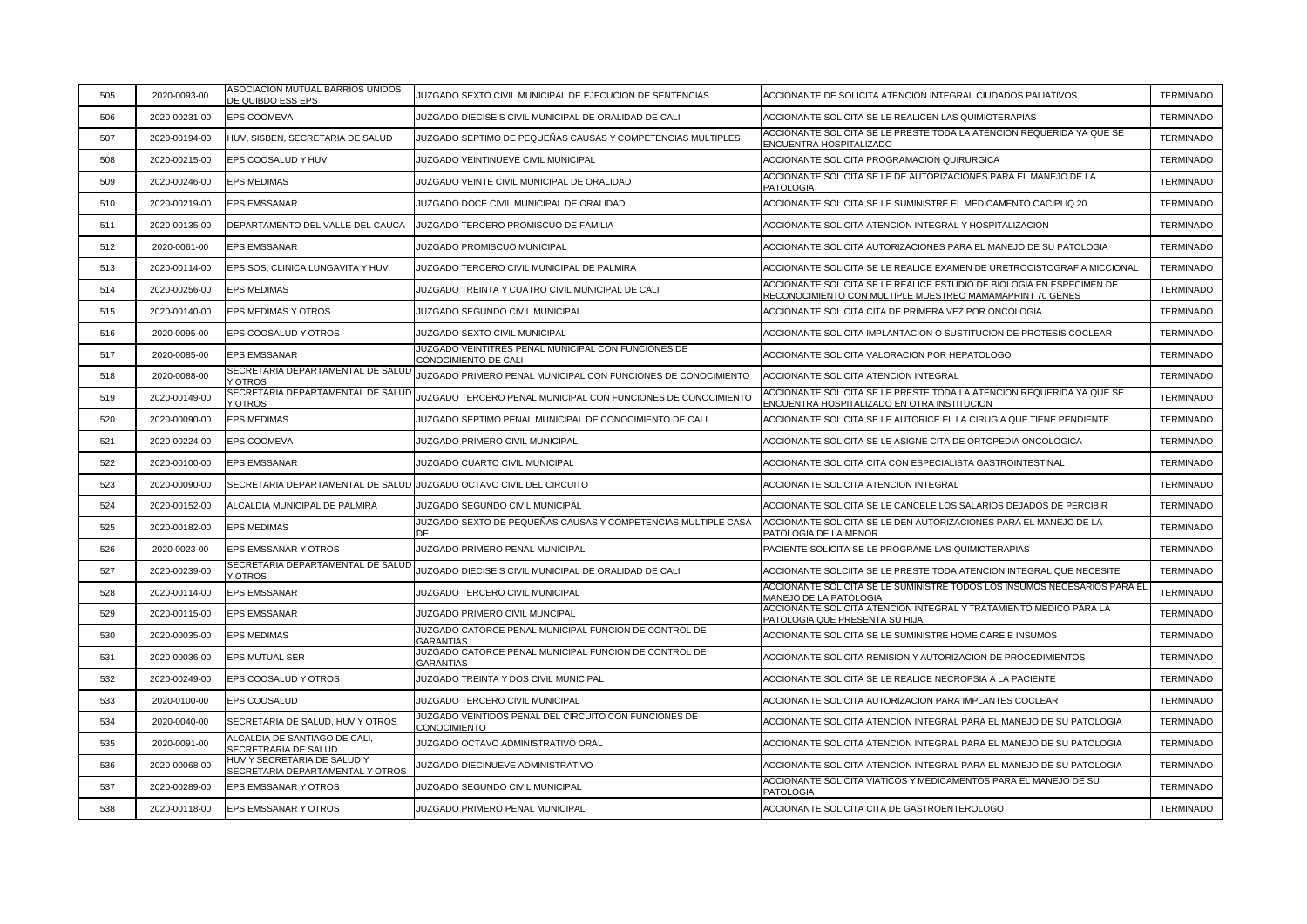| 505 | 2020-0093-00 | ASOCIACION MUTUAL BARRIOS UNIDOS DE QUIBDO ESS EPS | JUZGADO SEXTO CIVIL MUNICIPAL DE EJECUCION DE SENTENCIAS | ACCIONANTE DE SOLICITA ATENCION INTEGRAL CIUDADOS PALIATIVOS | TERMINADO |
|---|---|---|---|---|---|
| 506 | 2020-00231-00 | EPS COOMEVA | JUZGADO DIECISEIS CIVIL MUNICIPAL DE ORALIDAD DE CALI | ACCIONANTE SOLICITA SE LE REALICEN LAS QUIMIOTERAPIAS | TERMINADO |
| 507 | 2020-00194-00 | HUV, SISBEN, SECRETARIA DE SALUD | JUZGADO SEPTIMO DE PEQUEÑAS CAUSAS Y COMPETENCIAS MULTIPLES | ACCIONANTE SOLICITA SE LE PRESTE TODA LA ATENCION REQUERIDA YA QUE SE ENCUENTRA HOSPITALIZADO | TERMINADO |
| 508 | 2020-00215-00 | EPS COOSALUD Y HUV | JUZGADO VEINTINUEVE CIVIL MUNICIPAL | ACCIONANTE SOLICITA PROGRAMACION QUIRURGICA | TERMINADO |
| 509 | 2020-00246-00 | EPS MEDIMAS | JUZGADO VEINTE CIVIL MUNICIPAL DE ORALIDAD | ACCIONANTE SOLICITA SE LE DE AUTORIZACIONES PARA EL MANEJO DE LA PATOLOGIA | TERMINADO |
| 510 | 2020-00219-00 | EPS EMSSANAR | JUZGADO DOCE CIVIL MUNICIPAL DE ORALIDAD | ACCIONANTE SOLICITA SE LE SUMINISTRE EL MEDICAMENTO CACIPLIQ 20 | TERMINADO |
| 511 | 2020-00135-00 | DEPARTAMENTO DEL VALLE DEL CAUCA | JUZGADO TERCERO PROMISCUO DE FAMILIA | ACCIONANTE SOLICITA ATENCION INTEGRAL Y HOSPITALIZACION | TERMINADO |
| 512 | 2020-0061-00 | EPS EMSSANAR | JUZGADO PROMISCUO MUNICIPAL | ACCIONANTE SOLICITA AUTORIZACIONES PARA EL MANEJO DE SU PATOLOGIA | TERMINADO |
| 513 | 2020-00114-00 | EPS SOS, CLINICA LUNGAVITA Y HUV | JUZGADO TERCERO CIVIL MUNICIPAL DE PALMIRA | ACCIONANTE SOLICITA SE LE REALICE EXAMEN DE URETROCISTOGRAFIA MICCIONAL | TERMINADO |
| 514 | 2020-00256-00 | EPS MEDIMAS | JUZGADO TREINTA Y CUATRO CIVIL MUNICIPAL DE CALI | ACCIONANTE SOLICITA SE LE REALICE ESTUDIO DE BIOLOGIA EN ESPECIMEN DE RECONOCIMIENTO CON MULTIPLE MUESTREO MAMAMAPRINT 70 GENES | TERMINADO |
| 515 | 2020-00140-00 | EPS MEDIMAS Y OTROS | JUZGADO SEGUNDO CIVIL MUNICIPAL | ACCIONANTE SOLICITA CITA DE PRIMERA VEZ POR ONCOLOGIA | TERMINADO |
| 516 | 2020-0095-00 | EPS COOSALUD Y OTROS | JUZGADO SEXTO CIVIL MUNICIPAL | ACCIONANTE SOLICITA IMPLANTACION O SUSTITUCION DE PROTESIS COCLEAR | TERMINADO |
| 517 | 2020-0085-00 | EPS EMSSANAR | JUZGADO VEINTITRES PENAL MUNICIPAL CON FUNCIONES DE CONOCIMIENTO DE CALI | ACCIONANTE SOLICITA VALORACION POR HEPATOLOGO | TERMINADO |
| 518 | 2020-0088-00 | SECRETARIA DEPARTAMENTAL DE SALUD Y OTROS | JUZGADO PRIMERO PENAL MUNICIPAL CON FUNCIONES DE CONOCIMIENTO | ACCIONANTE SOLICITA ATENCION INTEGRAL | TERMINADO |
| 519 | 2020-00149-00 | SECRETARIA DEPARTAMENTAL DE SALUD Y OTROS | JUZGADO TERCERO PENAL MUNICIPAL CON FUNCIONES DE CONOCIMIENTO | ACCIONANTE SOLICITA SE LE PRESTE TODA LA ATENCION REQUERIDA YA QUE SE ENCUENTRA HOSPITALIZADO EN OTRA INSTITUCION | TERMINADO |
| 520 | 2020-00090-00 | EPS MEDIMAS | JUZGADO SEPTIMO PENAL MUNICIPAL DE CONOCIMIENTO DE CALI | ACCIONANTE SOLICITA SE LE AUTORICE EL LA CIRUGIA QUE TIENE PENDIENTE | TERMINADO |
| 521 | 2020-00224-00 | EPS COOMEVA | JUZGADO PRIMERO CIVIL MUNICIPAL | ACCIONANTE SOLICITA SE LE ASIGNE CITA DE ORTOPEDIA ONCOLOGICA | TERMINADO |
| 522 | 2020-00100-00 | EPS EMSSANAR | JUZGADO CUARTO CIVIL MUNICIPAL | ACCIONANTE SOLICITA CITA CON ESPECIALISTA GASTROINTESTINAL | TERMINADO |
| 523 | 2020-00090-00 | SECRETARIA DEPARTAMENTAL DE SALUD | JUZGADO OCTAVO CIVIL DEL CIRCUITO | ACCIONANTE SOLICITA ATENCION INTEGRAL | TERMINADO |
| 524 | 2020-00152-00 | ALCALDIA MUNICIPAL DE PALMIRA | JUZGADO SEGUNDO CIVIL MUNICIPAL | ACCIONANTE SOLICITA SE LE CANCELE LOS SALARIOS DEJADOS DE PERCIBIR | TERMINADO |
| 525 | 2020-00182-00 | EPS MEDIMAS | JUZGADO SEXTO DE PEQUEÑAS CAUSAS Y COMPETENCIAS MULTIPLE CASA DE | ACCIONANTE SOLICITA SE LE DEN AUTORIZACIONES PARA EL MANEJO DE LA PATOLOGIA DE LA MENOR | TERMINADO |
| 526 | 2020-0023-00 | EPS EMSSANAR Y OTROS | JUZGADO PRIMERO PENAL MUNICIPAL | PACIENTE SOLICITA SE LE PROGRAME LAS QUIMIOTERAPIAS | TERMINADO |
| 527 | 2020-00239-00 | SECRETARIA DEPARTAMENTAL DE SALUD Y OTROS | JUZGADO DIECISEIS CIVIL MUNICIPAL DE ORALIDAD DE CALI | ACCIONANTE SOLCIITA SE LE PRESTE TODA ATENCION INTEGRAL QUE NECESITE | TERMINADO |
| 528 | 2020-00114-00 | EPS EMSSANAR | JUZGADO TERCERO CIVIL MUNICIPAL | ACCIONANTE SOLICITA SE LE SUMINISTRE TODOS LOS INSUMOS NECESARIOS PARA EL MANEJO DE LA PATOLOGIA | TERMINADO |
| 529 | 2020-00115-00 | EPS EMSSANAR | JUZGADO PRIMERO CIVIL MUNCIPAL | ACCIONANTE SOLICITA ATENCION INTEGRAL Y TRATAMIENTO MEDICO PARA LA PATOLOGIA QUE PRESENTA SU HIJA | TERMINADO |
| 530 | 2020-00035-00 | EPS MEDIMAS | JUZGADO CATORCE PENAL MUNICIPAL FUNCION DE CONTROL DE GARANTIAS | ACCIONANTE SOLICITA SE LE SUMINISTRE HOME CARE E INSUMOS | TERMINADO |
| 531 | 2020-00036-00 | EPS MUTUAL SER | JUZGADO CATORCE PENAL MUNICIPAL FUNCION DE CONTROL DE GARANTIAS | ACCIONANTE SOLICITA REMISION Y AUTORIZACION DE PROCEDIMIENTOS | TERMINADO |
| 532 | 2020-00249-00 | EPS COOSALUD Y OTROS | JUZGADO TREINTA Y DOS CIVIL MUNICIPAL | ACCIONANTE SOLICITA SE LE REALICE NECROPSIA A LA PACIENTE | TERMINADO |
| 533 | 2020-0100-00 | EPS COOSALUD | JUZGADO TERCERO CIVIL MUNICIPAL | ACCIONANTE SOLICITA AUTORIZACION PARA IMPLANTES COCLEAR | TERMINADO |
| 534 | 2020-0040-00 | SECRETARIA DE SALUD, HUV Y OTROS | JUZGADO VEINTIDOS PENAL DEL CIRCUITO CON FUNCIONES DE CONOCIMIENTO | ACCIONANTE SOLICITA ATENCION INTEGRAL PARA EL MANEJO DE SU PATOLOGIA | TERMINADO |
| 535 | 2020-0091-00 | ALCALDIA DE SANTIAGO DE CALI, SECRETRARIA DE SALUD | JUZGADO OCTAVO ADMINISTRATIVO ORAL | ACCIONANTE SOLICITA ATENCION INTEGRAL PARA EL MANEJO DE SU PATOLOGIA | TERMINADO |
| 536 | 2020-00068-00 | HUV Y SECRETARIA DE SALUD Y SECRETARIA DEPARTAMENTAL Y OTROS | JUZGADO DIECINUEVE ADMINISTRATIVO | ACCIONANTE SOLICITA ATENCION INTEGRAL PARA EL MANEJO DE SU PATOLOGIA | TERMINADO |
| 537 | 2020-00289-00 | EPS EMSSANAR Y OTROS | JUZGADO SEGUNDO CIVIL MUNICIPAL | ACCIONANTE SOLICITA VIATICOS Y MEDICAMENTOS PARA EL MANEJO DE SU PATOLOGIA | TERMINADO |
| 538 | 2020-00118-00 | EPS EMSSANAR Y OTROS | JUZGADO PRIMERO PENAL MUNICIPAL | ACCIONANTE SOLICITA CITA DE GASTROENTEROLOGO | TERMINADO |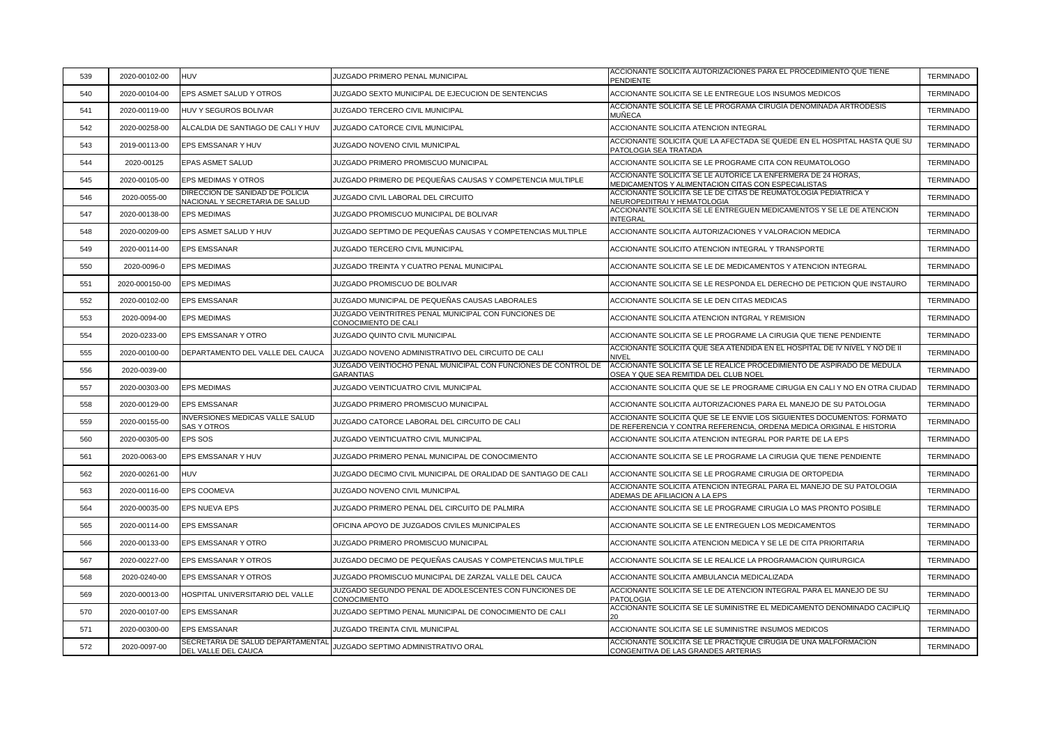| 539 | 2020-00102-00 | HUV | JUZGADO PRIMERO PENAL MUNICIPAL | ACCIONANTE SOLICITA AUTORIZACIONES PARA EL PROCEDIMIENTO QUE TIENE PENDIENTE | TERMINADO |
|---|---|---|---|---|---|
| 540 | 2020-00104-00 | EPS ASMET SALUD Y OTROS | JUZGADO SEXTO MUNICIPAL DE EJECUCION DE SENTENCIAS | ACCIONANTE SOLICITA SE LE ENTREGUE LOS INSUMOS MEDICOS | TERMINADO |
| 541 | 2020-00119-00 | HUV Y SEGUROS BOLIVAR | JUZGADO TERCERO CIVIL MUNICIPAL | ACCIONANTE SOLICITA SE LE PROGRAMA CIRUGIA DENOMINADA ARTRODESIS MUÑECA | TERMINADO |
| 542 | 2020-00258-00 | ALCALDIA DE SANTIAGO DE CALI Y HUV | JUZGADO CATORCE CIVIL MUNICIPAL | ACCIONANTE SOLICITA ATENCION INTEGRAL | TERMINADO |
| 543 | 2019-00113-00 | EPS EMSSANAR Y HUV | JUZGADO NOVENO CIVIL MUNICIPAL | ACCIONANTE SOLICITA QUE LA AFECTADA SE QUEDE EN EL HOSPITAL HASTA QUE SU PATOLOGIA SEA TRATADA | TERMINADO |
| 544 | 2020-00125 | EPAS ASMET SALUD | JUZGADO PRIMERO PROMISCUO MUNICIPAL | ACCIONANTE SOLICITA SE LE PROGRAME CITA CON REUMATOLOGO | TERMINADO |
| 545 | 2020-00105-00 | EPS MEDIMAS Y OTROS | JUZGADO PRIMERO DE PEQUEÑAS CAUSAS Y COMPETENCIA MULTIPLE | ACCIONANTE SOLICITA SE LE AUTORICE LA ENFERMERA DE 24 HORAS, MEDICAMENTOS Y ALIMENTACION CITAS CON ESPECIALISTAS | TERMINADO |
| 546 | 2020-0055-00 | DIRECCION DE SANIDAD DE POLICIA NACIONAL Y SECRETARIA DE SALUD | JUZGADO CIVIL LABORAL DEL CIRCUITO | ACCIONANTE SOLICITA SE LE DE CITAS DE REUMATOLOGIA PEDIATRICA Y NEUROPEDITRAI Y HEMATOLOGIA | TERMINADO |
| 547 | 2020-00138-00 | EPS MEDIMAS | JUZGADO PROMISCUO MUNICIPAL DE BOLIVAR | ACCIONANTE SOLICITA SE LE ENTREGUEN MEDICAMENTOS Y SE LE DE ATENCION INTEGRAL | TERMINADO |
| 548 | 2020-00209-00 | EPS ASMET SALUD Y HUV | JUZGADO SEPTIMO DE PEQUEÑAS CAUSAS Y COMPETENCIAS MULTIPLE | ACCIONANTE SOLICITA AUTORIZACIONES Y VALORACION MEDICA | TERMINADO |
| 549 | 2020-00114-00 | EPS EMSSANAR | JUZGADO TERCERO CIVIL MUNICIPAL | ACCIONANTE SOLICITO ATENCION INTEGRAL Y TRANSPORTE | TERMINADO |
| 550 | 2020-0096-0 | EPS MEDIMAS | JUZGADO TREINTA Y CUATRO PENAL MUNICIPAL | ACCIONANTE SOLICITA SE LE DE MEDICAMENTOS Y ATENCION INTEGRAL | TERMINADO |
| 551 | 2020-000150-00 | EPS MEDIMAS | JUZGADO PROMISCUO DE BOLIVAR | ACCIONANTE SOLICITA SE LE RESPONDA EL DERECHO DE PETICION QUE INSTAURO | TERMINADO |
| 552 | 2020-00102-00 | EPS EMSSANAR | JUZGADO MUNICIPAL DE PEQUEÑAS CAUSAS LABORALES | ACCIONANTE SOLICITA SE LE DEN CITAS MEDICAS | TERMINADO |
| 553 | 2020-0094-00 | EPS MEDIMAS | JUZGADO VEINTRITRES PENAL MUNICIPAL CON FUNCIONES DE CONOCIMIENTO DE CALI | ACCIONANTE SOLICITA ATENCION INTGRAL Y REMISION | TERMINADO |
| 554 | 2020-0233-00 | EPS EMSSANAR Y OTRO | JUZGADO QUINTO CIVIL MUNICIPAL | ACCIONANTE SOLICITA SE LE PROGRAME LA CIRUGIA QUE TIENE PENDIENTE | TERMINADO |
| 555 | 2020-00100-00 | DEPARTAMENTO DEL VALLE DEL CAUCA | JUZGADO NOVENO ADMINISTRATIVO DEL CIRCUITO DE CALI | ACCIONANTE SOLICITA QUE SEA ATENDIDA EN EL HOSPITAL DE IV NIVEL Y NO DE II NIVEL | TERMINADO |
| 556 | 2020-0039-00 | | JUZGADO VEINTIOCHO PENAL MUNICIPAL CON FUNCIONES DE CONTROL DE GARANTIAS | ACCIONANTE SOLICITA SE LE REALICE PROCEDIMIENTO DE ASPIRADO DE MEDULA OSEA Y QUE SEA REMITIDA DEL CLUB NOEL | TERMINADO |
| 557 | 2020-00303-00 | EPS MEDIMAS | JUZGADO VEINTICUATRO CIVIL MUNICIPAL | ACCIONANTE SOLICITA QUE SE LE PROGRAME CIRUGIA EN CALI Y NO EN OTRA CIUDAD | TERMINADO |
| 558 | 2020-00129-00 | EPS EMSSANAR | JUZGADO PRIMERO PROMISCUO MUNICIPAL | ACCIONANTE SOLICITA AUTORIZACIONES PARA EL MANEJO DE SU PATOLOGIA | TERMINADO |
| 559 | 2020-00155-00 | INVERSIONES MEDICAS VALLE SALUD SAS Y OTROS | JUZGADO CATORCE LABORAL DEL CIRCUITO DE CALI | ACCIONANTE SOLICITA QUE SE LE ENVIE LOS SIGUIENTES DOCUMENTOS: FORMATO DE REFERENCIA Y CONTRA REFERENCIA, ORDENA MEDICA ORIGINAL E HISTORIA | TERMINADO |
| 560 | 2020-00305-00 | EPS SOS | JUZGADO VEINTICUATRO CIVIL MUNICIPAL | ACCIONANTE SOLICITA ATENCION INTEGRAL POR PARTE DE LA EPS | TERMINADO |
| 561 | 2020-0063-00 | EPS EMSSANAR Y HUV | JUZGADO PRIMERO PENAL MUNICIPAL DE CONOCIMIENTO | ACCIONANTE SOLICITA SE LE PROGRAME LA CIRUGIA QUE TIENE PENDIENTE | TERMINADO |
| 562 | 2020-00261-00 | HUV | JUZGADO DECIMO CIVIL MUNICIPAL DE ORALIDAD DE SANTIAGO DE CALI | ACCIONANTE SOLICITA SE LE PROGRAME CIRUGIA DE ORTOPEDIA | TERMINADO |
| 563 | 2020-00116-00 | EPS COOMEVA | JUZGADO NOVENO CIVIL MUNICIPAL | ACCIONANTE SOLICITA ATENCION INTEGRAL PARA EL MANEJO DE SU PATOLOGIA ADEMAS DE AFILIACION A LA EPS | TERMINADO |
| 564 | 2020-00035-00 | EPS NUEVA EPS | JUZGADO PRIMERO PENAL DEL CIRCUITO DE PALMIRA | ACCIONANTE SOLICITA SE LE PROGRAME CIRUGIA LO MAS PRONTO POSIBLE | TERMINADO |
| 565 | 2020-00114-00 | EPS EMSSANAR | OFICINA APOYO DE JUZGADOS CIVILES MUNICIPALES | ACCIONANTE SOLICITA SE LE ENTREGUEN LOS MEDICAMENTOS | TERMINADO |
| 566 | 2020-00133-00 | EPS EMSSANAR Y OTRO | JUZGADO PRIMERO PROMISCUO MUNICIPAL | ACCIONANTE SOLICITA ATENCION MEDICA Y SE LE DE CITA PRIORITARIA | TERMINADO |
| 567 | 2020-00227-00 | EPS EMSSANAR Y OTROS | JUZGADO DECIMO DE PEQUEÑAS CAUSAS Y COMPETENCIAS MULTIPLE | ACCIONANTE SOLICITA SE LE REALICE LA PROGRAMACION QUIRURGICA | TERMINADO |
| 568 | 2020-0240-00 | EPS EMSSANAR Y OTROS | JUZGADO PROMISCUO MUNICIPAL DE ZARZAL VALLE DEL CAUCA | ACCIONANTE SOLICITA AMBULANCIA MEDICALIZADA | TERMINADO |
| 569 | 2020-00013-00 | HOSPITAL UNIVERSITARIO DEL VALLE | JUZGADO SEGUNDO PENAL DE ADOLESCENTES CON FUNCIONES DE CONOCIMIENTO | ACCIONANTE SOLICITA SE LE DE ATENCION INTEGRAL PARA EL MANEJO DE SU PATOLOGIA | TERMINADO |
| 570 | 2020-00107-00 | EPS EMSSANAR | JUZGADO SEPTIMO PENAL MUNICIPAL DE CONOCIMIENTO DE CALI | ACCIONANTE SOLICITA SE LE SUMINISTRE EL MEDICAMENTO DENOMINADO CACIPLIQ 20 | TERMINADO |
| 571 | 2020-00300-00 | EPS EMSSANAR | JUZGADO TREINTA CIVIL MUNICIPAL | ACCIONANTE SOLICITA SE LE SUMINISTRE INSUMOS MEDICOS | TERMINADO |
| 572 | 2020-0097-00 | SECRETARIA DE SALUD DEPARTAMENTAL DEL VALLE DEL CAUCA | JUZGADO SEPTIMO ADMINISTRATIVO ORAL | ACCIONANTE SOLICITA SE LE PRACTIQUE CIRUGIA DE UNA MALFORMACION CONGENITIVA DE LAS GRANDES ARTERIAS | TERMINADO |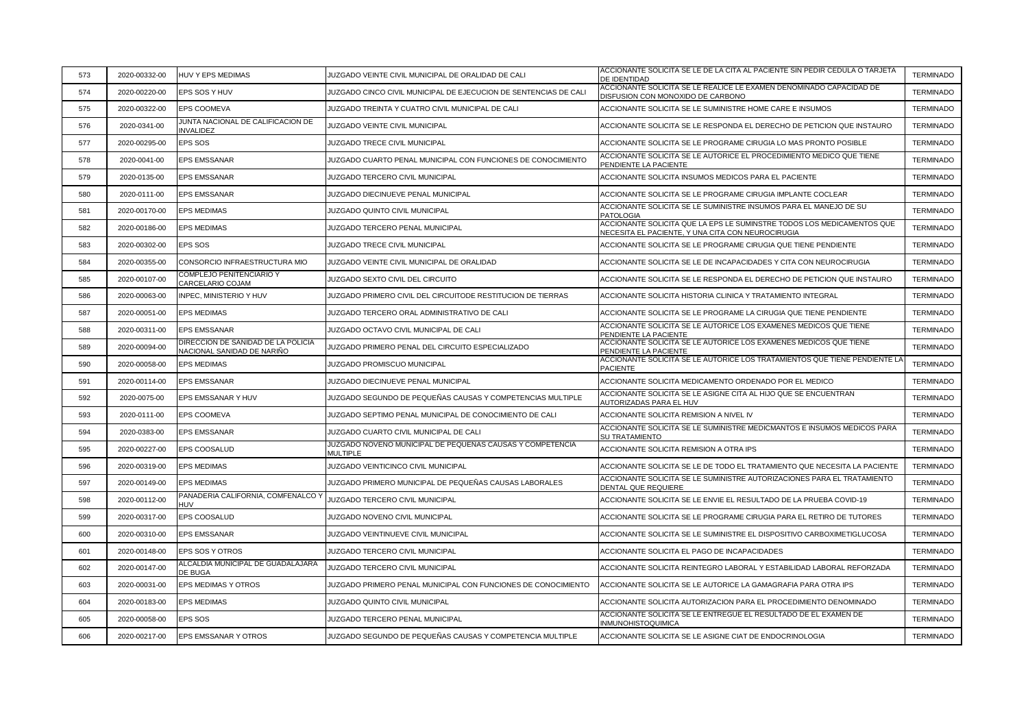| 573 | 2020-00332-00 | HUV Y EPS MEDIMAS | JUZGADO VEINTE CIVIL MUNICIPAL DE ORALIDAD DE CALI | ACCIONANTE SOLICITA SE LE DE LA CITA AL PACIENTE SIN PEDIR CEDULA O TARJETA DE IDENTIDAD | TERMINADO |
|---|---|---|---|---|---|
| 574 | 2020-00220-00 | EPS SOS Y HUV | JUZGADO CINCO CIVIL MUNICIPAL DE EJECUCION DE SENTENCIAS DE CALI | ACCIONANTE SOLICITA SE LE REALICE LE EXAMEN DENOMINADO CAPACIDAD DE DISFUSION CON MONOXIDO DE CARBONO | TERMINADO |
| 575 | 2020-00322-00 | EPS COOMEVA | JUZGADO TREINTA Y CUATRO CIVIL MUNICIPAL DE CALI | ACCIONANTE SOLICITA SE LE SUMINISTRE HOME CARE E INSUMOS | TERMINADO |
| 576 | 2020-0341-00 | JUNTA NACIONAL DE CALIFICACION DE INVALIDEZ | JUZGADO VEINTE CIVIL MUNICIPAL | ACCIONANTE SOLICITA SE LE RESPONDA EL DERECHO DE PETICION QUE INSTAURO | TERMINADO |
| 577 | 2020-00295-00 | EPS SOS | JUZGADO TRECE CIVIL MUNICIPAL | ACCIONANTE SOLICITA SE LE PROGRAME CIRUGIA LO MAS PRONTO POSIBLE | TERMINADO |
| 578 | 2020-0041-00 | EPS EMSSANAR | JUZGADO CUARTO PENAL MUNICIPAL CON FUNCIONES DE CONOCIMIENTO | ACCIONANTE SOLICITA SE LE AUTORICE EL PROCEDIMIENTO MEDICO QUE TIENE PENDIENTE LA PACIENTE | TERMINADO |
| 579 | 2020-0135-00 | EPS EMSSANAR | JUZGADO TERCERO CIVIL MUNICIPAL | ACCIONANTE SOLICITA INSUMOS MEDICOS PARA EL PACIENTE | TERMINADO |
| 580 | 2020-0111-00 | EPS EMSSANAR | JUZGADO DIECINUEVE PENAL MUNICIPAL | ACCIONANTE SOLICITA SE LE PROGRAME CIRUGIA IMPLANTE COCLEAR | TERMINADO |
| 581 | 2020-00170-00 | EPS MEDIMAS | JUZGADO QUINTO CIVIL MUNICIPAL | ACCIONANTE SOLICITA SE LE SUMINISTRE INSUMOS PARA EL MANEJO DE SU PATOLOGIA | TERMINADO |
| 582 | 2020-00186-00 | EPS MEDIMAS | JUZGADO TERCERO PENAL MUNICIPAL | ACCIONANTE SOLICITA QUE LA EPS LE SUMINSTRE TODOS LOS MEDICAMENTOS QUE NECESITA EL PACIENTE, Y UNA CITA CON NEUROCIRUGIA | TERMINADO |
| 583 | 2020-00302-00 | EPS SOS | JUZGADO TRECE CIVIL MUNICIPAL | ACCIONANTE SOLICITA SE LE PROGRAME CIRUGIA QUE TIENE PENDIENTE | TERMINADO |
| 584 | 2020-00355-00 | CONSORCIO INFRAESTRUCTURA MIO | JUZGADO VEINTE CIVIL MUNICIPAL DE ORALIDAD | ACCIONANTE SOLICITA SE LE DE INCAPACIDADES Y CITA CON NEUROCIRUGIA | TERMINADO |
| 585 | 2020-00107-00 | COMPLEJO PENITENCIARIO Y CARCELARIO COJAM | JUZGADO SEXTO CIVIL DEL CIRCUITO | ACCIONANTE SOLICITA SE LE RESPONDA EL DERECHO DE PETICION QUE INSTAURO | TERMINADO |
| 586 | 2020-00063-00 | INPEC, MINISTERIO Y HUV | JUZGADO PRIMERO CIVIL DEL CIRCUITODE RESTITUCION DE TIERRAS | ACCIONANTE SOLICITA HISTORIA CLINICA Y TRATAMIENTO INTEGRAL | TERMINADO |
| 587 | 2020-00051-00 | EPS MEDIMAS | JUZGADO TERCERO ORAL ADMINISTRATIVO DE CALI | ACCIONANTE SOLICITA SE LE PROGRAME LA CIRUGIA QUE TIENE PENDIENTE | TERMINADO |
| 588 | 2020-00311-00 | EPS EMSSANAR | JUZGADO OCTAVO CIVIL MUNICIPAL DE CALI | ACCIONANTE SOLICITA SE LE AUTORICE LOS EXAMENES MEDICOS QUE TIENE PENDIENTE LA PACIENTE | TERMINADO |
| 589 | 2020-00094-00 | DIRECCION DE SANIDAD DE LA POLICIA NACIONAL SANIDAD DE NARIÑO | JUZGADO PRIMERO PENAL DEL CIRCUITO ESPECIALIZADO | ACCIONANTE SOLICITA SE LE AUTORICE LOS EXAMENES MEDICOS QUE TIENE PENDIENTE LA PACIENTE | TERMINADO |
| 590 | 2020-00058-00 | EPS MEDIMAS | JUZGADO PROMISCUO MUNICIPAL | ACCIONANTE SOLICITA SE LE AUTORICE LOS TRATAMIENTOS QUE TIENE PENDIENTE LA PACIENTE | TERMINADO |
| 591 | 2020-00114-00 | EPS EMSSANAR | JUZGADO DIECINUEVE PENAL MUNICIPAL | ACCIONANTE SOLICITA MEDICAMENTO ORDENADO POR EL MEDICO | TERMINADO |
| 592 | 2020-0075-00 | EPS EMSSANAR Y HUV | JUZGADO SEGUNDO DE PEQUEÑAS CAUSAS Y COMPETENCIAS MULTIPLE | ACCIONANTE SOLICITA SE LE ASIGNE CITA AL HIJO QUE SE ENCUENTRAN AUTORIZADAS PARA EL HUV | TERMINADO |
| 593 | 2020-0111-00 | EPS COOMEVA | JUZGADO SEPTIMO PENAL MUNICIPAL DE CONOCIMIENTO DE CALI | ACCIONANTE SOLICITA REMISION A NIVEL IV | TERMINADO |
| 594 | 2020-0383-00 | EPS EMSSANAR | JUZGADO CUARTO CIVIL MUNICIPAL DE CALI | ACCIONANTE SOLICITA SE LE SUMINISTRE MEDICMANTOS E INSUMOS MEDICOS PARA SU TRATAMIENTO | TERMINADO |
| 595 | 2020-00227-00 | EPS COOSALUD | JUZGADO NOVENO MUNICIPAL DE PEQUEÑAS CAUSAS Y COMPETENCIA MULTIPLE | ACCIONANTE SOLICITA REMISION A OTRA IPS | TERMINADO |
| 596 | 2020-00319-00 | EPS MEDIMAS | JUZGADO VEINTICINCO CIVIL MUNICIPAL | ACCIONANTE SOLICITA SE LE DE TODO EL TRATAMIENTO QUE NECESITA LA PACIENTE | TERMINADO |
| 597 | 2020-00149-00 | EPS MEDIMAS | JUZGADO PRIMERO MUNICIPAL DE PEQUEÑAS CAUSAS LABORALES | ACCIONANTE SOLICITA SE LE SUMINISTRE AUTORIZACIONES PARA EL TRATAMIENTO DENTAL QUE REQUIERE | TERMINADO |
| 598 | 2020-00112-00 | PANADERIA CALIFORNIA, COMFENALCO Y HUV | JUZGADO TERCERO CIVIL MUNICIPAL | ACCIONANTE SOLICITA SE LE ENVIE EL RESULTADO DE LA PRUEBA COVID-19 | TERMINADO |
| 599 | 2020-00317-00 | EPS COOSALUD | JUZGADO NOVENO CIVIL MUNICIPAL | ACCIONANTE SOLICITA SE LE PROGRAME CIRUGIA PARA EL RETIRO DE TUTORES | TERMINADO |
| 600 | 2020-00310-00 | EPS EMSSANAR | JUZGADO VEINTINUEVE CIVIL MUNICIPAL | ACCIONANTE SOLICITA SE LE SUMINISTRE EL DISPOSITIVO CARBOXIMETIGLUCOSA | TERMINADO |
| 601 | 2020-00148-00 | EPS SOS Y OTROS | JUZGADO TERCERO CIVIL MUNICIPAL | ACCIONANTE SOLICITA EL PAGO DE INCAPACIDADES | TERMINADO |
| 602 | 2020-00147-00 | ALCALDIA MUNICIPAL DE GUADALAJARA DE BUGA | JUZGADO TERCERO CIVIL MUNICIPAL | ACCIONANTE SOLICITA REINTEGRO LABORAL Y ESTABILIDAD LABORAL REFORZADA | TERMINADO |
| 603 | 2020-00031-00 | EPS MEDIMAS Y OTROS | JUZGADO PRIMERO PENAL MUNICIPAL CON FUNCIONES DE CONOCIMIENTO | ACCIONANTE SOLICITA SE LE AUTORICE LA GAMAGRAFIA PARA OTRA IPS | TERMINADO |
| 604 | 2020-00183-00 | EPS MEDIMAS | JUZGADO QUINTO CIVIL MUNICIPAL | ACCIONANTE SOLICITA AUTORIZACION PARA EL PROCEDIMIENTO DENOMINADO | TERMINADO |
| 605 | 2020-00058-00 | EPS SOS | JUZGADO TERCERO PENAL MUNICIPAL | ACCIONANTE SOLICITA SE LE ENTREGUE EL RESULTADO DE EL EXAMEN DE INMUNOHISTOQUIMICA | TERMINADO |
| 606 | 2020-00217-00 | EPS EMSSANAR Y OTROS | JUZGADO SEGUNDO DE PEQUEÑAS CAUSAS Y COMPETENCIA MULTIPLE | ACCIONANTE SOLICITA SE LE ASIGNE CIAT DE ENDOCRINOLOGIA | TERMINADO |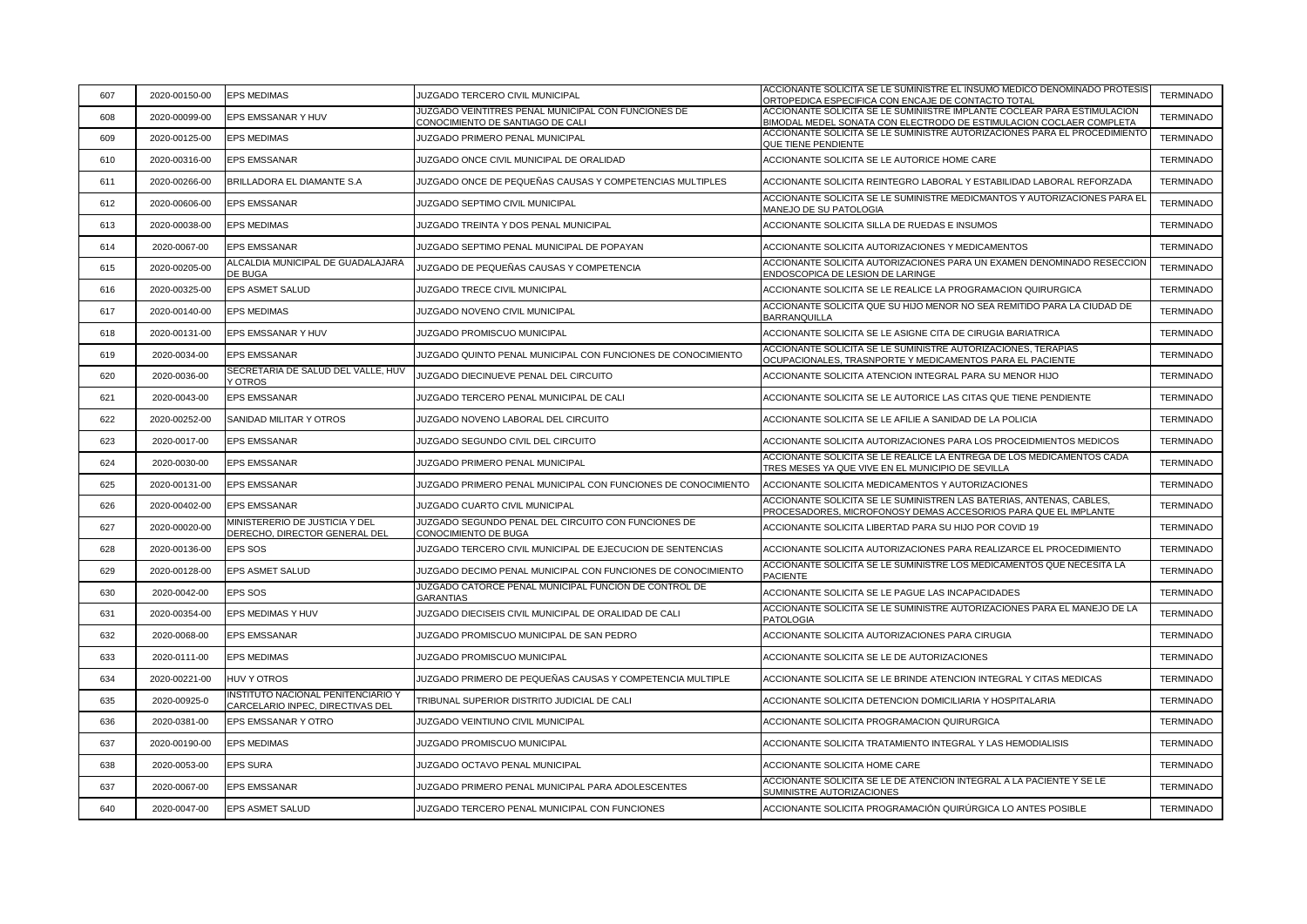| 607 | 2020-00150-00 | EPS MEDIMAS | JUZGADO TERCERO CIVIL MUNICIPAL | ACCIONANTE SOLICITA SE LE SUMINISTRE EL INSUMO MEDICO DENOMINADO PROTESIS ORTOPEDICA ESPECIFICA CON ENCAJE DE CONTACTO TOTAL | TERMINADO |
|---|---|---|---|---|---|
| 608 | 2020-00099-00 | EPS EMSSANAR Y HUV | JUZGADO VEINTITRES PENAL MUNICIPAL CON FUNCIONES DE CONOCIMIENTO DE SANTIAGO DE CALI | ACCIONANTE SOLICITA SE LE SUMINIISTRE IMPLANTE COCLEAR PARA ESTIMULACION BIMODAL MEDEL SONATA CON ELECTRODO DE ESTIMULACION COCLAER COMPLETA | TERMINADO |
| 609 | 2020-00125-00 | EPS MEDIMAS | JUZGADO PRIMERO PENAL MUNICIPAL | ACCIONANTE SOLICITA SE LE SUMINISTRE AUTORIZACIONES PARA EL PROCEDIMIENTO QUE TIENE PENDIENTE | TERMINADO |
| 610 | 2020-00316-00 | EPS EMSSANAR | JUZGADO ONCE CIVIL MUNICIPAL DE ORALIDAD | ACCIONANTE SOLICITA SE LE AUTORICE HOME CARE | TERMINADO |
| 611 | 2020-00266-00 | BRILLADORA EL DIAMANTE S.A | JUZGADO ONCE DE PEQUEÑAS CAUSAS Y COMPETENCIAS MULTIPLES | ACCIONANTE SOLICITA REINTEGRO LABORAL Y ESTABILIDAD LABORAL REFORZADA | TERMINADO |
| 612 | 2020-00606-00 | EPS EMSSANAR | JUZGADO SEPTIMO CIVIL MUNICIPAL | ACCIONANTE SOLICITA SE LE SUMINISTRE MEDICMANTOS Y AUTORIZACIONES PARA EL MANEJO DE SU PATOLOGIA | TERMINADO |
| 613 | 2020-00038-00 | EPS MEDIMAS | JUZGADO TREINTA Y DOS PENAL MUNICIPAL | ACCIONANTE SOLICITA SILLA DE RUEDAS E INSUMOS | TERMINADO |
| 614 | 2020-0067-00 | EPS EMSSANAR | JUZGADO SEPTIMO PENAL MUNICIPAL DE POPAYAN | ACCIONANTE SOLICITA AUTORIZACIONES Y MEDICAMENTOS | TERMINADO |
| 615 | 2020-00205-00 | ALCALDIA MUNICIPAL DE GUADALAJARA DE BUGA | JUZGADO DE PEQUEÑAS CAUSAS Y COMPETENCIA | ACCIONANTE SOLICITA AUTORIZACIONES PARA UN EXAMEN DENOMINADO RESECCION ENDOSCOPICA DE LESION DE LARINGE | TERMINADO |
| 616 | 2020-00325-00 | EPS ASMET SALUD | JUZGADO TRECE CIVIL MUNICIPAL | ACCIONANTE SOLICITA SE LE REALICE LA PROGRAMACION QUIRURGICA | TERMINADO |
| 617 | 2020-00140-00 | EPS MEDIMAS | JUZGADO NOVENO CIVIL MUNICIPAL | ACCIONANTE SOLICITA QUE SU HIJO MENOR NO SEA REMITIDO PARA LA CIUDAD DE BARRANQUILLA | TERMINADO |
| 618 | 2020-00131-00 | EPS EMSSANAR Y HUV | JUZGADO PROMISCUO MUNICIPAL | ACCIONANTE SOLICITA SE LE ASIGNE CITA DE CIRUGIA BARIATRICA | TERMINADO |
| 619 | 2020-0034-00 | EPS EMSSANAR | JUZGADO QUINTO PENAL MUNICIPAL CON FUNCIONES DE CONOCIMIENTO | ACCIONANTE SOLICITA SE LE SUMINISTRE AUTORIZACIONES, TERAPIAS OCUPACIONALES, TRASNPORTE Y MEDICAMENTOS PARA EL PACIENTE | TERMINADO |
| 620 | 2020-0036-00 | SECRETARIA DE SALUD DEL VALLE, HUV Y OTROS | JUZGADO DIECINUEVE PENAL DEL CIRCUITO | ACCIONANTE SOLICITA ATENCION INTEGRAL PARA SU MENOR HIJO | TERMINADO |
| 621 | 2020-0043-00 | EPS EMSSANAR | JUZGADO TERCERO PENAL MUNICIPAL DE CALI | ACCIONANTE SOLICITA SE LE AUTORICE LAS CITAS QUE TIENE PENDIENTE | TERMINADO |
| 622 | 2020-00252-00 | SANIDAD MILITAR Y OTROS | JUZGADO NOVENO LABORAL DEL CIRCUITO | ACCIONANTE SOLICITA SE LE AFILIE A SANIDAD DE LA POLICIA | TERMINADO |
| 623 | 2020-0017-00 | EPS EMSSANAR | JUZGADO SEGUNDO CIVIL DEL CIRCUITO | ACCIONANTE SOLICITA AUTORIZACIONES PARA LOS PROCEIDMIENTOS MEDICOS | TERMINADO |
| 624 | 2020-0030-00 | EPS EMSSANAR | JUZGADO PRIMERO PENAL MUNICIPAL | ACCIONANTE SOLICITA SE LE REALICE LA ENTREGA DE LOS MEDICAMENTOS CADA TRES MESES YA QUE VIVE EN EL MUNICIPIO DE SEVILLA | TERMINADO |
| 625 | 2020-00131-00 | EPS EMSSANAR | JUZGADO PRIMERO PENAL MUNICIPAL CON FUNCIONES DE CONOCIMIENTO | ACCIONANTE SOLICITA MEDICAMENTOS Y AUTORIZACIONES | TERMINADO |
| 626 | 2020-00402-00 | EPS EMSSANAR | JUZGADO CUARTO CIVIL MUNICIPAL | ACCIONANTE SOLICITA SE LE SUMINISTREN LAS BATERIAS, ANTENAS, CABLES, PROCESADORES, MICROFONOSY DEMAS ACCESORIOS PARA QUE EL IMPLANTE | TERMINADO |
| 627 | 2020-00020-00 | MINISTERERIO DE JUSTICIA Y DEL DERECHO, DIRECTOR GENERAL DEL | JUZGADO SEGUNDO PENAL DEL CIRCUITO CON FUNCIONES DE CONOCIMIENTO DE BUGA | ACCIONANTE SOLICITA LIBERTAD PARA SU HIJO POR COVID 19 | TERMINADO |
| 628 | 2020-00136-00 | EPS SOS | JUZGADO TERCERO CIVIL MUNICIPAL DE EJECUCION DE SENTENCIAS | ACCIONANTE SOLICITA AUTORIZACIONES PARA REALIZARCE EL PROCEDIMIENTO | TERMINADO |
| 629 | 2020-00128-00 | EPS ASMET SALUD | JUZGADO DECIMO PENAL MUNICIPAL CON FUNCIONES DE CONOCIMIENTO | ACCIONANTE SOLICITA SE LE SUMINISTRE LOS MEDICAMENTOS QUE NECESITA LA PACIENTE | TERMINADO |
| 630 | 2020-0042-00 | EPS SOS | JUZGADO CATORCE PENAL MUNICIPAL FUNCION DE CONTROL DE GARANTIAS | ACCIONANTE SOLICITA SE LE PAGUE LAS INCAPACIDADES | TERMINADO |
| 631 | 2020-00354-00 | EPS MEDIMAS Y HUV | JUZGADO DIECISEIS CIVIL MUNICIPAL DE ORALIDAD DE CALI | ACCIONANTE SOLICITA SE LE SUMINISTRE AUTORIZACIONES PARA EL MANEJO DE LA PATOLOGIA | TERMINADO |
| 632 | 2020-0068-00 | EPS EMSSANAR | JUZGADO PROMISCUO MUNICIPAL DE SAN PEDRO | ACCIONANTE SOLICITA AUTORIZACIONES PARA CIRUGIA | TERMINADO |
| 633 | 2020-0111-00 | EPS MEDIMAS | JUZGADO PROMISCUO MUNICIPAL | ACCIONANTE SOLICITA SE LE DE AUTORIZACIONES | TERMINADO |
| 634 | 2020-00221-00 | HUV Y OTROS | JUZGADO PRIMERO DE PEQUEÑAS CAUSAS Y COMPETENCIA MULTIPLE | ACCIONANTE SOLICITA SE LE BRINDE ATENCION INTEGRAL Y CITAS MEDICAS | TERMINADO |
| 635 | 2020-00925-0 | INSTITUTO NACIONAL PENITENCIARIO Y CARCELARIO INPEC, DIRECTIVAS DEL | TRIBUNAL SUPERIOR DISTRITO JUDICIAL DE CALI | ACCIONANTE SOLICITA DETENCION DOMICILIARIA Y HOSPITALARIA | TERMINADO |
| 636 | 2020-0381-00 | EPS EMSSANAR Y OTRO | JUZGADO VEINTIUNO CIVIL MUNICIPAL | ACCIONANTE SOLICITA PROGRAMACION QUIRURGICA | TERMINADO |
| 637 | 2020-00190-00 | EPS MEDIMAS | JUZGADO PROMISCUO MUNICIPAL | ACCIONANTE SOLICITA TRATAMIENTO INTEGRAL Y LAS HEMODIALISIS | TERMINADO |
| 638 | 2020-0053-00 | EPS SURA | JUZGADO OCTAVO PENAL MUNICIPAL | ACCIONANTE SOLICITA HOME CARE | TERMINADO |
| 637 | 2020-0067-00 | EPS EMSSANAR | JUZGADO PRIMERO PENAL MUNICIPAL PARA ADOLESCENTES | ACCIONANTE SOLICITA SE LE DE ATENCION INTEGRAL A LA PACIENTE Y SE LE SUMINISTRE AUTORIZACIONES | TERMINADO |
| 640 | 2020-0047-00 | EPS ASMET SALUD | JUZGADO TERCERO PENAL MUNICIPAL CON FUNCIONES | ACCIONANTE SOLICITA PROGRAMACIÓN QUIRÚRGICA LO ANTES POSIBLE | TERMINADO |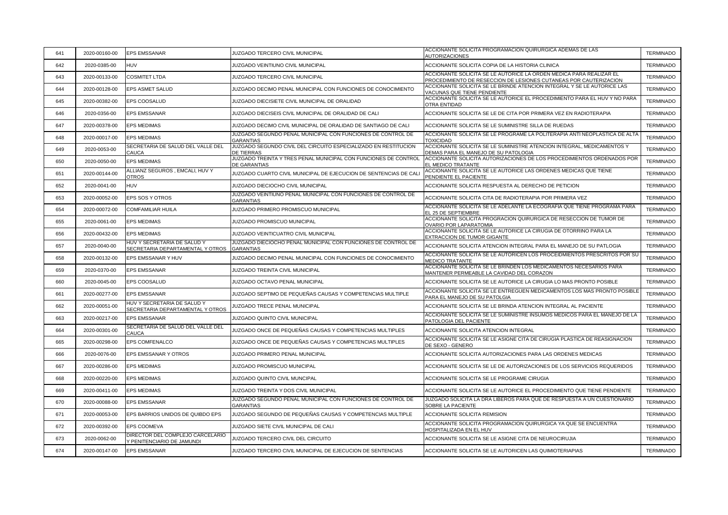| 641 | 2020-00160-00 | EPS EMSSANAR | JUZGADO TERCERO CIVIL MUNICIPAL | ACCIONANTE SOLICITA PROGRAMACION QUIRURGICA ADEMAS DE LAS AUTORIZACIONES | TERMINADO |
|---|---|---|---|---|---|
| 642 | 2020-0385-00 | HUV | JUZGADO VEINTIUNO CIVIL MUNICIPAL | ACCIONANTE SOLICITA COPIA DE LA HISTORIA CLINICA | TERMINADO |
| 643 | 2020-00133-00 | COSMITET LTDA | JUZGADO TERCERO CIVIL MUNICIPAL | ACCIONANTE SOLICITA SE LE AUTORICE LA ORDEN MEDICA PARA REALIZAR EL PROCEDIMIENTO DE RESECCION DE LESIONES CUTANEAS POR CAUTERIZACION | TERMINADO |
| 644 | 2020-00128-00 | EPS ASMET SALUD | JUZGADO DECIMO PENAL MUNICIPAL CON FUNCIONES DE CONOCIMIENTO | ACCIONANTE SOLICITA SE LE BRINDE ATENCION INTEGRAL Y SE LE AUTORICE LAS VACUNAS QUE TIENE PENDIENTE | TERMINADO |
| 645 | 2020-00382-00 | EPS COOSALUD | JUZGADO DIECISIETE CIVIL MUNICIPAL DE ORALIDAD | ACCIONANTE SOLICITA SE LE AUTORICE EL PROCEDIMIENTO PARA EL HUV Y NO PARA OTRA ENTIDAD | TERMINADO |
| 646 | 2020-0356-00 | EPS EMSSANAR | JUZGADO DIECISEIS CIVIL MUNICIPAL DE ORALIDAD DE CALI | ACCIONANTE SOLICITA SE LE DE CITA POR PRIMERA VEZ EN RADIOTERAPIA | TERMINADO |
| 647 | 2020-00378-00 | EPS MEDIMAS | JUZGADO DECIMO CIVIL MUNICIPAL DE ORALIDAD DE SANTIAGO DE CALI | ACCIONANTE SOLICITA SE LE SUMINISTRE SILLA DE RUEDAS | TERMINADO |
| 648 | 2020-00017-00 | EPS MEDIMAS | JUZGADO SEGUNDO PENAL MUNICIPAL CON FUNCIONES DE CONTROL DE GARANTIAS | ACCIONANTE SOLICITA SE LE PROGRAME LA POLITERAPIA ANTI NEOPLASTICA DE ALTA TOXICIDAD | TERMINADO |
| 649 | 2020-0053-00 | SECRETARIA DE SALUD DEL VALLE DEL CAUCA | JUZGADO SEGUNDO CIVIL DEL CIRCUITO ESPECIALIZADO EN RESTITUCION DE TIERRAS | ACCIONANTE SOLICITA SE LE SUMINISTRE ATENCION INTEGRAL, MEDICAMENTOS Y DEMAS PARA EL MANEJO DE SU PATOLOGIA | TERMINADO |
| 650 | 2020-0050-00 | EPS MEDIMAS | JUZGADO TREINTA Y TRES PENAL MUNICIPAL CON FUNCIONES DE CONTROL DE GARANTIAS | ACCIONANTE SOLICITA AUTORIZACIONES DE LOS PROCEDIMIENTOS ORDENADOS POR EL MEDICO TRATANTE | TERMINADO |
| 651 | 2020-00144-00 | ALLIANZ SEGUROS , EMCALI, HUV Y OTROS | JUZGADO CUARTO CIVIL MUNICIPAL DE EJECUCION DE SENTENCIAS DE CALI | ACCIONANTE SOLICITA SE LE AUTORICE LAS ORDENES MEDICAS QUE TIENE PENDIENTE EL PACIENTE | TERMINADO |
| 652 | 2020-0041-00 | HUV | JUZGADO DIECIOCHO CIVIL MUNICIPAL | ACCIONANTE SOLICITA RESPUESTA AL DERECHO DE PETICION | TERMINADO |
| 653 | 2020-00052-00 | EPS SOS Y OTROS | JUZGADO VEINTIUNO PENAL MUNICIPAL CON FUNCIONES DE CONTROL DE GARANTIAS | ACCIONANTE SOLICITA CITA DE RADIOTERAPIA POR PRIMERA VEZ | TERMINADO |
| 654 | 2020-00072-00 | COMFAMILIAR HUILA | JUZGADO PRIMERO PROMISCUO MUNICIPAL | ACCIONANTE SOLICITA SE LE ADELANTE LA ECOGRAFIA QUE TIENE PROGRAMA PARA EL 25 DE SEPTIEMBRE | TERMINADO |
| 655 | 2020-0061-00 | EPS MEDIMAS | JUZGADO PROMISCUO MUNICIPAL | ACCIONANTE SOLICITA PROGRACION QUIRURGICA DE RESECCION DE TUMOR DE OVARIO POR LAPARATOMIA | TERMINADO |
| 656 | 2020-00432-00 | EPS MEDIMAS | JUZGADO VEINTICUATRO CIVIL MUNICIPAL | ACCIONANTE SOLICITA SE LE AUTORICE LA CIRUGIA DE OTORRINO PARA LA EXTRACCION DE TUMOR GIGANTE | TERMINADO |
| 657 | 2020-0040-00 | HUV Y SECRETARIA DE SALUD Y SECRETARIA DEPARTAMENTAL Y OTROS | JUZGADO DIECIOCHO PENAL MUNICIPAL CON FUNCIONES DE CONTROL DE GARANTIAS | ACCIONANTE SOLICITA ATENCION INTEGRAL PARA EL MANEJO DE SU PATLOGIA | TERMINADO |
| 658 | 2020-00132-00 | EPS EMSSANAR Y HUV | JUZGADO DECIMO PENAL MUNICIPAL CON FUNCIONES DE CONOCIMIENTO | ACCIONANTE SOLICITA SE LE AUTORICEN LOS PROCEIDMIENTOS PRESCRITOS POR SU MEDICO TRATANTE | TERMINADO |
| 659 | 2020-0370-00 | EPS EMSSANAR | JUZGADO TREINTA CIVIL MUNICIPAL | ACCIONANTE SOLICITA SE LE BRINDEN LOS MEDICAMENTOS NECESARIOS PARA MANTENER PERMEABLE LA CAVIDAD DEL CORAZON | TERMINADO |
| 660 | 2020-0045-00 | EPS COOSALUD | JUZGADO OCTAVO PENAL MUNICIPAL | ACCIONANTE SOLICITA SE LE AUTORICE LA CIRUGIA LO MAS PRONTO POSIBLE | TERMINADO |
| 661 | 2020-00277-00 | EPS EMSSANAR | JUZGADO SEPTIMO DE PEQUEÑAS CAUSAS Y COMPETENCIAS MULTIPLE | ACCIONANTE SOLICITA SE LE ENTREGUEN MEDICAMENTOS LOS MAS PRONTO POSIBLE PARA EL MANEJO DE SU PATOLGIA | TERMINADO |
| 662 | 2020-00051-00 | HUV Y SECRETARIA DE SALUD Y SECRETARIA DEPARTAMENTAL Y OTROS | JUZGADO TRECE PENAL MUNICIPAL | ACCIONANTE SOLICITA SE LE BRINDA ATENCION INTEGRAL AL PACIENTE | TERMINADO |
| 663 | 2020-00217-00 | EPS EMSSANAR | JUZGADO QUINTO CIVIL MUNICIPAL | ACCIONANTE SOLICITA SE LE SUMINISTRE INSUMOS MEDICOS PARA EL MANEJO DE LA PATOLOGIA DEL PACIENTE | TERMINADO |
| 664 | 2020-00301-00 | SECRETARIA DE SALUD DEL VALLE DEL CAUCA | JUZGADO ONCE DE PEQUEÑAS CAUSAS Y COMPETENCIAS MULTIPLES | ACCIONANTE SOLICITA ATENCION INTEGRAL | TERMINADO |
| 665 | 2020-00298-00 | EPS COMFENALCO | JUZGADO ONCE DE PEQUEÑAS CAUSAS Y COMPETENCIAS MULTIPLES | ACCIONANTE SOLICITA SE LE ASIGNE CITA DE CIRUGIA PLASTICA DE REASIGNACION DE SEXO - GENERO | TERMINADO |
| 666 | 2020-0076-00 | EPS EMSSANAR Y OTROS | JUZGADO PRIMERO PENAL MUNICIPAL | ACCIONANTE SOLICITA AUTORIZACIONES PARA LAS ORDENES MEDICAS | TERMINADO |
| 667 | 2020-00286-00 | EPS MEDIMAS | JUZGADO PROMISCUO MUNICIPAL | ACCIONANTE SOLICITA SE LE DE AUTORIZACIONES DE LOS SERVICIOS REQUERIDOS | TERMINADO |
| 668 | 2020-00220-00 | EPS MEDIMAS | JUZGADO QUINTO CIVIL MUNCIPAL | ACCIONANTE SOLICITA SE LE PROGRAME CIRUGIA | TERMINADO |
| 669 | 2020-00411-00 | EPS MEDIMAS | JUZGADO TREINTA Y DOS CIVIL MUNICIPAL | ACCIONANTE SOLICITA SE LE AUTORICE EL PROCEDIMIENTO QUE TIENE PENDIENTE | TERMINADO |
| 670 | 2020-00088-00 | EPS EMSSANAR | JUZGADO SEGUNDO PENAL MUNICIPAL CON FUNCIONES DE CONTROL DE GARANTIAS | JUZGADO SOLICITA LA DRA LIBEROS PARA QUE DE RESPUESTA A UN CUESTIONARIO SOBRE LA PACIENTE | TERMINADO |
| 671 | 2020-00053-00 | EPS BARRIOS UNIDOS DE QUIBDO EPS | JUZGADO SEGUNDO DE PEQUEÑAS CAUSAS Y COMPETENCIAS MULTIPLE | ACCIONANTE SOLICITA REMISION | TERMINADO |
| 672 | 2020-00392-00 | EPS COOMEVA | JUZGADO SIETE CIVIL MUNICIPAL DE CALI | ACCIONANTE SOLICITA PROGRAMACION QUIRURGICA YA QUE SE ENCUENTRA HOSPITALIZADA EN EL HUV | TERMINADO |
| 673 | 2020-0062-00 | DIRECTOR DEL COMPLEJO CARCELARIO Y PENITENCIARIO DE JAMUNDI | JUZGADO TERCERO CIVIL DEL CIRCUITO | ACCIONANTE SOLICITA SE LE ASIGNE CITA DE NEUROCIRUJIA | TERMINADO |
| 674 | 2020-00147-00 | EPS EMSSANAR | JUZGADO TERCERO CIVIL MUNICIPAL DE EJECUCION DE SENTENCIAS | ACCIONANTE SOLICITA SE LE AUTORICEN LAS QUIMIOTERIAPIAS | TERMINADO |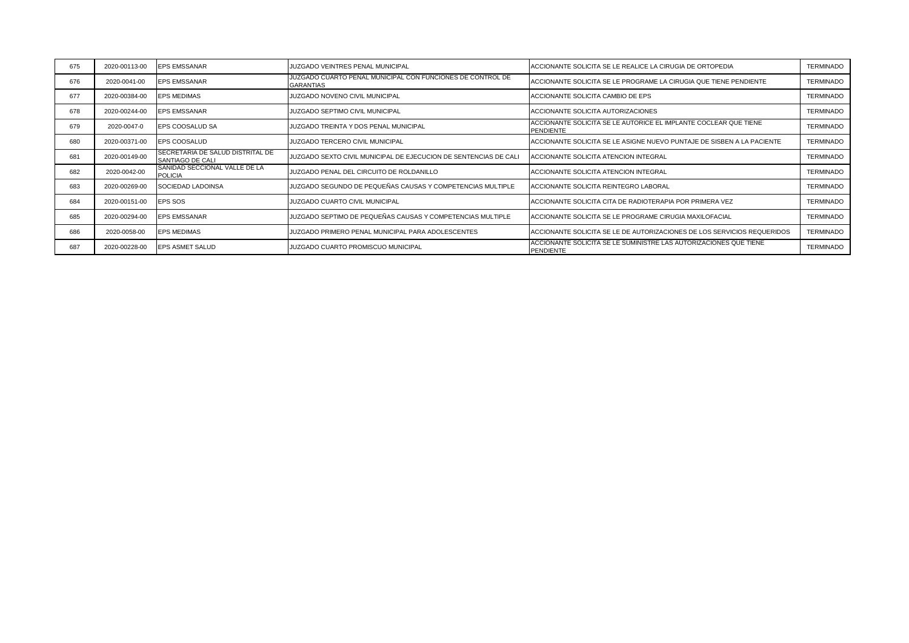| | | | | | |
|---|---|---|---|---|---|
| 675 | 2020-00113-00 | EPS EMSSANAR | JUZGADO VEINTRES PENAL MUNICIPAL | ACCIONANTE SOLICITA SE LE REALICE LA CIRUGIA DE ORTOPEDIA | TERMINADO |
| 676 | 2020-0041-00 | EPS EMSSANAR | JUZGADO CUARTO PENAL MUNICIPAL CON FUNCIONES DE CONTROL DE GARANTIAS | ACCIONANTE SOLICITA SE LE PROGRAME LA CIRUGIA QUE TIENE PENDIENTE | TERMINADO |
| 677 | 2020-00384-00 | EPS MEDIMAS | JUZGADO NOVENO CIVIL MUNICIPAL | ACCIONANTE SOLICITA CAMBIO DE EPS | TERMINADO |
| 678 | 2020-00244-00 | EPS EMSSANAR | JUZGADO SEPTIMO CIVIL MUNICIPAL | ACCIONANTE SOLICITA AUTORIZACIONES | TERMINADO |
| 679 | 2020-0047-0 | EPS COOSALUD SA | JUZGADO TREINTA Y DOS PENAL MUNICIPAL | ACCIONANTE SOLICITA SE LE AUTORICE EL IMPLANTE COCLEAR QUE TIENE PENDIENTE | TERMINADO |
| 680 | 2020-00371-00 | EPS COOSALUD | JUZGADO TERCERO CIVIL MUNICIPAL | ACCIONANTE SOLICITA SE LE ASIGNE NUEVO PUNTAJE DE SISBEN A LA PACIENTE | TERMINADO |
| 681 | 2020-00149-00 | SECRETARIA DE SALUD DISTRITAL DE SANTIAGO DE CALI | JUZGADO SEXTO CIVIL MUNICIPAL DE EJECUCION DE SENTENCIAS DE CALI | ACCIONANTE SOLICITA ATENCION INTEGRAL | TERMINADO |
| 682 | 2020-0042-00 | SANIDAD SECCIONAL VALLE DE LA POLICIA | JUZGADO PENAL DEL CIRCUITO DE ROLDANILLO | ACCIONANTE SOLICITA ATENCION INTEGRAL | TERMINADO |
| 683 | 2020-00269-00 | SOCIEDAD LADOINSA | JUZGADO SEGUNDO DE PEQUEÑAS CAUSAS Y COMPETENCIAS MULTIPLE | ACCIONANTE SOLICITA REINTEGRO LABORAL | TERMINADO |
| 684 | 2020-00151-00 | EPS SOS | JUZGADO CUARTO CIVIL MUNICIPAL | ACCIONANTE SOLICITA CITA DE RADIOTERAPIA POR PRIMERA VEZ | TERMINADO |
| 685 | 2020-00294-00 | EPS EMSSANAR | JUZGADO SEPTIMO DE PEQUEÑAS CAUSAS Y COMPETENCIAS MULTIPLE | ACCIONANTE SOLICITA SE LE PROGRAME CIRUGIA MAXILOFACIAL | TERMINADO |
| 686 | 2020-0058-00 | EPS MEDIMAS | JUZGADO PRIMERO PENAL MUNICIPAL PARA ADOLESCENTES | ACCIONANTE SOLICITA SE LE DE AUTORIZACIONES DE LOS SERVICIOS REQUERIDOS | TERMINADO |
| 687 | 2020-00228-00 | EPS ASMET SALUD | JUZGADO CUARTO PROMISCUO MUNICIPAL | ACCIONANTE SOLICITA SE LE SUMINISTRE LAS AUTORIZACIONES QUE TIENE PENDIENTE | TERMINADO |